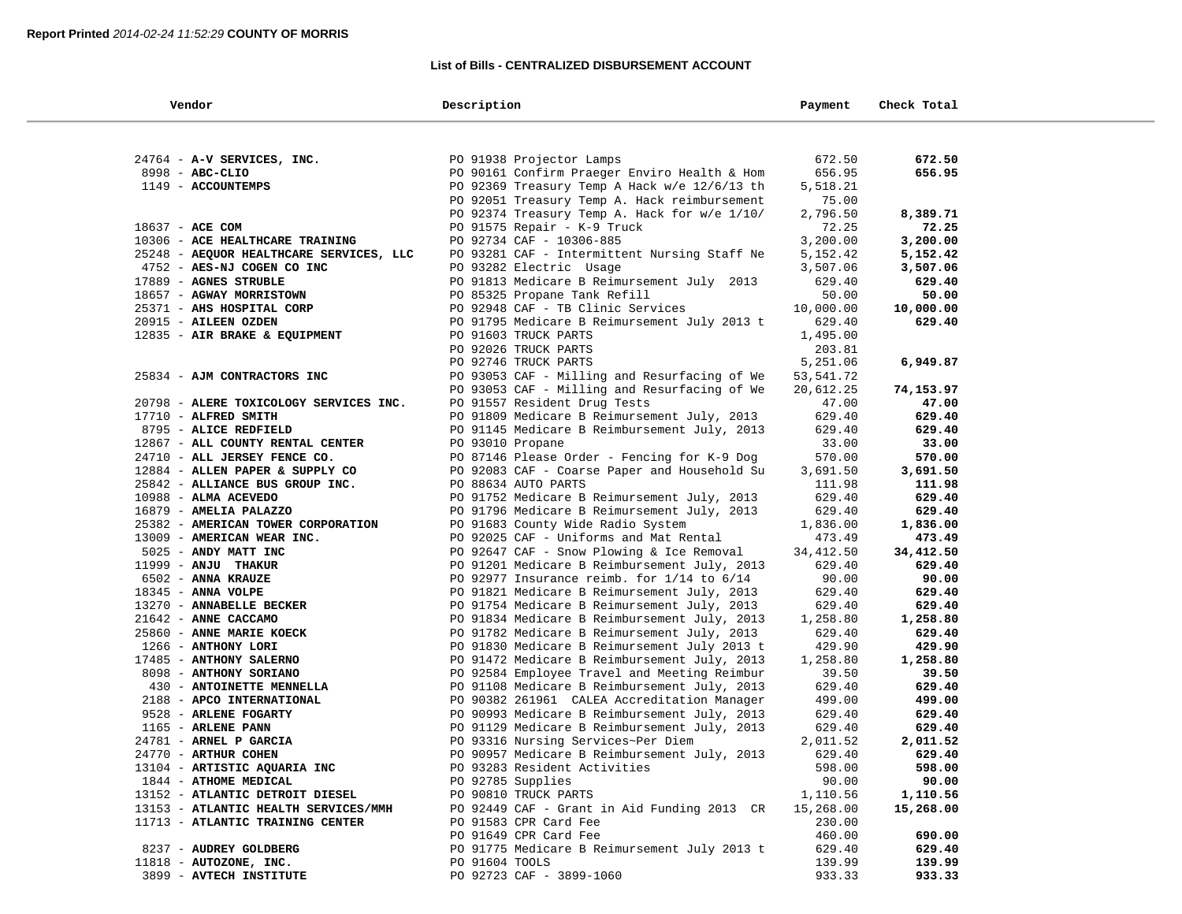Report Printed *2014-02-24 11:52:29* **COUNTY OF MORRIS**

## List of Bills - CENTRALIZED DISBURSEMENT ACCOUNT

| Vendor | Description | Payment | Check Total |
|---|---|---|---|
| 24764 - **A-V SERVICES, INC.** | PO 91938 Projector Lamps | 672.50 | **672.50** |
| 8998 - **ABC-CLIO** | PO 90161 Confirm Praeger Enviro Health & Hom | 656.95 | **656.95** |
| 1149 - **ACCOUNTEMPS** | PO 92369 Treasury Temp A Hack w/e 12/6/13 th | 5,518.21 | |
| | PO 92051 Treasury Temp A. Hack reimbursement | 75.00 | |
| | PO 92374 Treasury Temp A. Hack for w/e 1/10/ | 2,796.50 | **8,389.71** |
| 18637 - **ACE COM** | PO 91575 Repair - K-9 Truck | 72.25 | **72.25** |
| 10306 - **ACE HEALTHCARE TRAINING** | PO 92734 CAF - 10306-885 | 3,200.00 | **3,200.00** |
| 25248 - **AEQUOR HEALTHCARE SERVICES, LLC** | PO 93281 CAF - Intermittent Nursing Staff Ne | 5,152.42 | **5,152.42** |
| 4752 - **AES-NJ COGEN CO INC** | PO 93282 Electric Usage | 3,507.06 | **3,507.06** |
| 17889 - **AGNES STRUBLE** | PO 91813 Medicare B Reimbursement July 2013 | 629.40 | **629.40** |
| 18657 - **AGWAY MORRISTOWN** | PO 85325 Propane Tank Refill | 50.00 | **50.00** |
| 25371 - **AHS HOSPITAL CORP** | PO 92948 CAF - TB Clinic Services | 10,000.00 | **10,000.00** |
| 20915 - **AILEEN OZDEN** | PO 91795 Medicare B Reimbursement July 2013 t | 629.40 | **629.40** |
| 12835 - **AIR BRAKE & EQUIPMENT** | PO 91603 TRUCK PARTS | 1,495.00 | |
| | PO 92026 TRUCK PARTS | 203.81 | |
| | PO 92746 TRUCK PARTS | 5,251.06 | **6,949.87** |
| 25834 - **AJM CONTRACTORS INC** | PO 93053 CAF - Milling and Resurfacing of We | 53,541.72 | |
| | PO 93053 CAF - Milling and Resurfacing of We | 20,612.25 | **74,153.97** |
| 20798 - **ALERE TOXICOLOGY SERVICES INC.** | PO 91557 Resident Drug Tests | 47.00 | **47.00** |
| 17710 - **ALFRED SMITH** | PO 91809 Medicare B Reimbursement July, 2013 | 629.40 | **629.40** |
| 8795 - **ALICE REDFIELD** | PO 91145 Medicare B Reimbursement July, 2013 | 629.40 | **629.40** |
| 12867 - **ALL COUNTY RENTAL CENTER** | PO 93010 Propane | 33.00 | **33.00** |
| 24710 - **ALL JERSEY FENCE CO.** | PO 87146 Please Order - Fencing for K-9 Dog | 570.00 | **570.00** |
| 12884 - **ALLEN PAPER & SUPPLY CO** | PO 92083 CAF - Coarse Paper and Household Su | 3,691.50 | **3,691.50** |
| 25842 - **ALLIANCE BUS GROUP INC.** | PO 88634 AUTO PARTS | 111.98 | **111.98** |
| 10988 - **ALMA ACEVEDO** | PO 91752 Medicare B Reimursement July, 2013 | 629.40 | **629.40** |
| 16879 - **AMELIA PALAZZO** | PO 91796 Medicare B Reimursement July, 2013 | 629.40 | **629.40** |
| 25382 - **AMERICAN TOWER CORPORATION** | PO 91683 County Wide Radio System | 1,836.00 | **1,836.00** |
| 13009 - **AMERICAN WEAR INC.** | PO 92025 CAF - Uniforms and Mat Rental | 473.49 | **473.49** |
| 5025 - **ANDY MATT INC** | PO 92647 CAF - Snow Plowing & Ice Removal | 34,412.50 | **34,412.50** |
| 11999 - **ANJU THAKUR** | PO 91201 Medicare B Reimbursement July, 2013 | 629.40 | **629.40** |
| 6502 - **ANNA KRAUZE** | PO 92977 Insurance reimb. for 1/14 to 6/14 | 90.00 | **90.00** |
| 18345 - **ANNA VOLPE** | PO 91821 Medicare B Reimursement July, 2013 | 629.40 | **629.40** |
| 13270 - **ANNABELLE BECKER** | PO 91754 Medicare B Reimursement July, 2013 | 629.40 | **629.40** |
| 21642 - **ANNE CACCAMO** | PO 91834 Medicare B Reimbursement July, 2013 | 1,258.80 | **1,258.80** |
| 25860 - **ANNE MARIE KOECK** | PO 91782 Medicare B Reimursement July, 2013 | 629.40 | **629.40** |
| 1266 - **ANTHONY LORI** | PO 91830 Medicare B Reimbursement July 2013 t | 429.90 | **429.90** |
| 17485 - **ANTHONY SALERNO** | PO 91472 Medicare B Reimbursement July, 2013 | 1,258.80 | **1,258.80** |
| 8098 - **ANTHONY SORIANO** | PO 92584 Employee Travel and Meeting Reimbur | 39.50 | **39.50** |
| 430 - **ANTOINETTE MENNELLA** | PO 91108 Medicare B Reimbursement July, 2013 | 629.40 | **629.40** |
| 2188 - **APCO INTERNATIONAL** | PO 90382 261961 CALEA Accreditation Manager | 499.00 | **499.00** |
| 9528 - **ARLENE FOGARTY** | PO 90993 Medicare B Reimbursement July, 2013 | 629.40 | **629.40** |
| 1165 - **ARLENE PANN** | PO 91129 Medicare B Reimbursement July, 2013 | 629.40 | **629.40** |
| 24781 - **ARNEL P GARCIA** | PO 93316 Nursing Services~Per Diem | 2,011.52 | **2,011.52** |
| 24770 - **ARTHUR COHEN** | PO 90957 Medicare B Reimbursement July, 2013 | 629.40 | **629.40** |
| 13104 - **ARTISTIC AQUARIA INC** | PO 93283 Resident Activities | 598.00 | **598.00** |
| 1844 - **ATHOME MEDICAL** | PO 92785 Supplies | 90.00 | **90.00** |
| 13152 - **ATLANTIC DETROIT DIESEL** | PO 90810 TRUCK PARTS | 1,110.56 | **1,110.56** |
| 13153 - **ATLANTIC HEALTH SERVICES/MMH** | PO 92449 CAF - Grant in Aid Funding 2013 CR | 15,268.00 | **15,268.00** |
| 11713 - **ATLANTIC TRAINING CENTER** | PO 91583 CPR Card Fee | 230.00 | |
| | PO 91649 CPR Card Fee | 460.00 | **690.00** |
| 8237 - **AUDREY GOLDBERG** | PO 91775 Medicare B Reimursement July 2013 t | 629.40 | **629.40** |
| 11818 - **AUTOZONE, INC.** | PO 91604 TOOLS | 139.99 | **139.99** |
| 3899 - **AVTECH INSTITUTE** | PO 92723 CAF - 3899-1060 | 933.33 | **933.33** |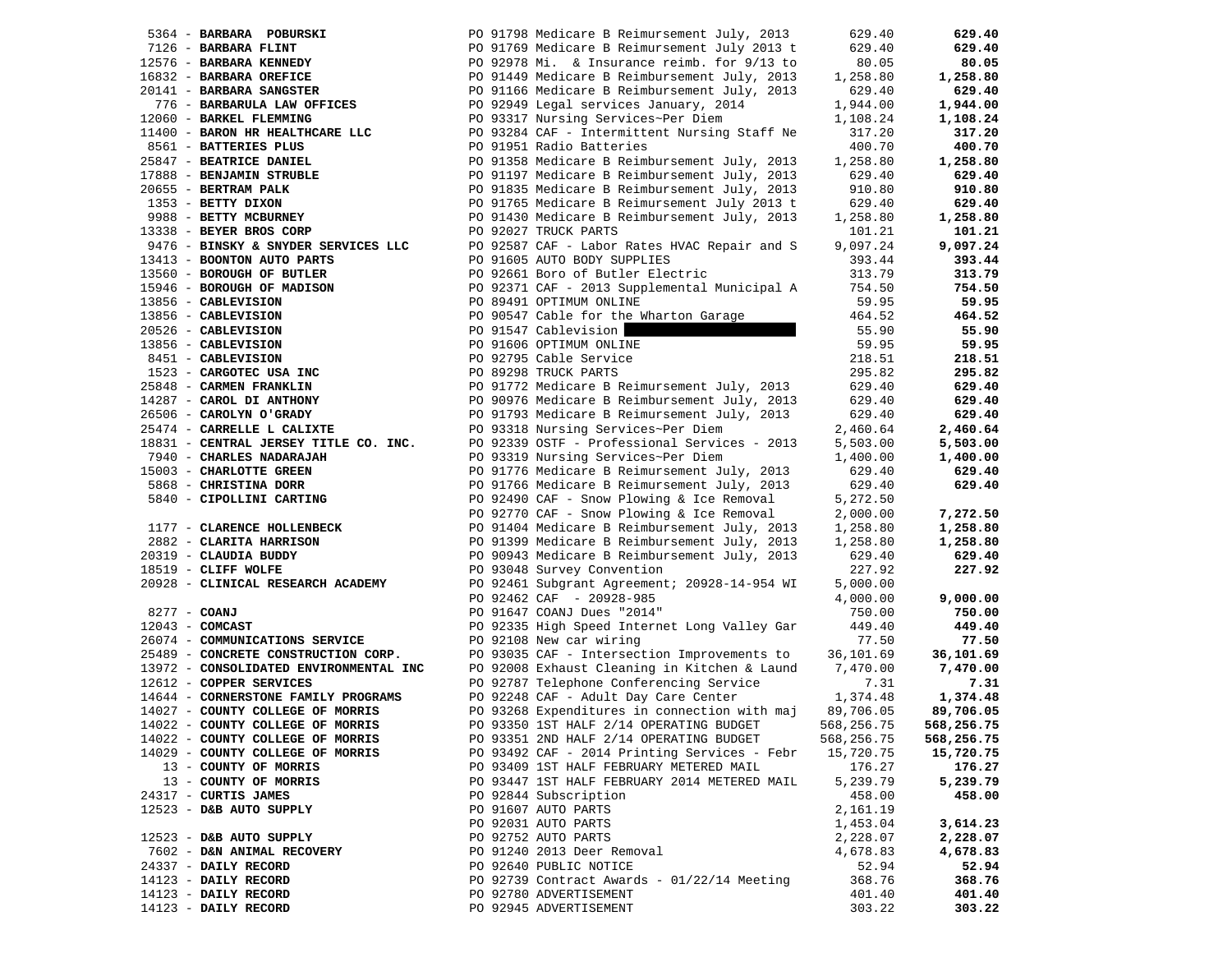| Vendor | PO / Description | Amount | Total |
|---|---|---|---|
| 5364 - **BARBARA POBURSKI** | PO 91798 Medicare B Reimursement July, 2013 | 629.40 | **629.40** |
| 7126 - **BARBARA FLINT** | PO 91769 Medicare B Reimursement July 2013 t | 629.40 | **629.40** |
| 12576 - **BARBARA KENNEDY** | PO 92978 Mi. & Insurance reimb. for 9/13 to | 80.05 | **80.05** |
| 16832 - **BARBARA OREFICE** | PO 91449 Medicare B Reimbursement July, 2013 | 1,258.80 | **1,258.80** |
| 20141 - **BARBARA SANGSTER** | PO 91166 Medicare B Reimbursement July, 2013 | 629.40 | **629.40** |
| 776 - **BARBARULA LAW OFFICES** | PO 92949 Legal services January, 2014 | 1,944.00 | **1,944.00** |
| 12060 - **BARKEL FLEMMING** | PO 93317 Nursing Services~Per Diem | 1,108.24 | **1,108.24** |
| 11400 - **BARON HR HEALTHCARE LLC** | PO 93284 CAF - Intermittent Nursing Staff Ne | 317.20 | **317.20** |
| 8561 - **BATTERIES PLUS** | PO 91951 Radio Batteries | 400.70 | **400.70** |
| 25847 - **BEATRICE DANIEL** | PO 91358 Medicare B Reimbursement July, 2013 | 1,258.80 | **1,258.80** |
| 17888 - **BENJAMIN STRUBLE** | PO 91197 Medicare B Reimbursement July, 2013 | 629.40 | **629.40** |
| 20655 - **BERTRAM PALK** | PO 91835 Medicare B Reimbursement July, 2013 | 910.80 | **910.80** |
| 1353 - **BETTY DIXON** | PO 91765 Medicare B Reimursement July 2013 t | 629.40 | **629.40** |
| 9988 - **BETTY MCBURNEY** | PO 91430 Medicare B Reimbursement July, 2013 | 1,258.80 | **1,258.80** |
| 13338 - **BEYER BROS CORP** | PO 92027 TRUCK PARTS | 101.21 | **101.21** |
| 9476 - **BINSKY & SNYDER SERVICES LLC** | PO 92587 CAF - Labor Rates HVAC Repair and S | 9,097.24 | **9,097.24** |
| 13413 - **BOONTON AUTO PARTS** | PO 91605 AUTO BODY SUPPLIES | 393.44 | **393.44** |
| 13560 - **BOROUGH OF BUTLER** | PO 92661 Boro of Butler Electric | 313.79 | **313.79** |
| 15946 - **BOROUGH OF MADISON** | PO 92371 CAF - 2013 Supplemental Municipal A | 754.50 | **754.50** |
| 13856 - **CABLEVISION** | PO 89491 OPTIMUM ONLINE | 59.95 | **59.95** |
| 13856 - **CABLEVISION** | PO 90547 Cable for the Wharton Garage | 464.52 | **464.52** |
| 20526 - **CABLEVISION** | PO 91547 Cablevision | 55.90 | **55.90** |
| 13856 - **CABLEVISION** | PO 91606 OPTIMUM ONLINE | 59.95 | **59.95** |
| 8451 - **CABLEVISION** | PO 92795 Cable Service | 218.51 | **218.51** |
| 1523 - **CARGOTEC USA INC** | PO 89298 TRUCK PARTS | 295.82 | **295.82** |
| 25848 - **CARMEN FRANKLIN** | PO 91772 Medicare B Reimursement July, 2013 | 629.40 | **629.40** |
| 14287 - **CAROL DI ANTHONY** | PO 90976 Medicare B Reimbursement July, 2013 | 629.40 | **629.40** |
| 26506 - **CAROLYN O'GRADY** | PO 91793 Medicare B Reimursement July, 2013 | 629.40 | **629.40** |
| 25474 - **CARRELLE L CALIXTE** | PO 93318 Nursing Services~Per Diem | 2,460.64 | **2,460.64** |
| 18831 - **CENTRAL JERSEY TITLE CO. INC.** | PO 92339 OSTF - Professional Services - 2013 | 5,503.00 | **5,503.00** |
| 7940 - **CHARLES NADARAJAH** | PO 93319 Nursing Services~Per Diem | 1,400.00 | **1,400.00** |
| 15003 - **CHARLOTTE GREEN** | PO 91776 Medicare B Reimursement July, 2013 | 629.40 | **629.40** |
| 5868 - **CHRISTINA DORR** | PO 91766 Medicare B Reimursement July, 2013 | 629.40 | **629.40** |
| 5840 - **CIPOLLINI CARTING** | PO 92490 CAF - Snow Plowing & Ice Removal | 5,272.50 | |
| | PO 92770 CAF - Snow Plowing & Ice Removal | 2,000.00 | **7,272.50** |
| 1177 - **CLARENCE HOLLENBECK** | PO 91404 Medicare B Reimbursement July, 2013 | 1,258.80 | **1,258.80** |
| 2882 - **CLARITA HARRISON** | PO 91399 Medicare B Reimbursement July, 2013 | 1,258.80 | **1,258.80** |
| 20319 - **CLAUDIA BUDDY** | PO 90943 Medicare B Reimbursement July, 2013 | 629.40 | **629.40** |
| 18519 - **CLIFF WOLFE** | PO 93048 Survey Convention | 227.92 | **227.92** |
| 20928 - **CLINICAL RESEARCH ACADEMY** | PO 92461 Subgrant Agreement; 20928-14-954 WI | 5,000.00 | |
| | PO 92462 CAF - 20928-985 | 4,000.00 | **9,000.00** |
| 8277 - **COANJ** | PO 91647 COANJ Dues "2014" | 750.00 | **750.00** |
| 12043 - **COMCAST** | PO 92335 High Speed Internet Long Valley Gar | 449.40 | **449.40** |
| 26074 - **COMMUNICATIONS SERVICE** | PO 92108 New car wiring | 77.50 | **77.50** |
| 25489 - **CONCRETE CONSTRUCTION CORP.** | PO 93035 CAF - Intersection Improvements to | 36,101.69 | **36,101.69** |
| 13972 - **CONSOLIDATED ENVIRONMENTAL INC** | PO 92008 Exhaust Cleaning in Kitchen & Laund | 7,470.00 | **7,470.00** |
| 12612 - **COPPER SERVICES** | PO 92787 Telephone Conferencing Service | 7.31 | **7.31** |
| 14644 - **CORNERSTONE FAMILY PROGRAMS** | PO 92248 CAF - Adult Day Care Center | 1,374.48 | **1,374.48** |
| 14027 - **COUNTY COLLEGE OF MORRIS** | PO 93268 Expenditures in connection with maj | 89,706.05 | **89,706.05** |
| 14022 - **COUNTY COLLEGE OF MORRIS** | PO 93350 1ST HALF 2/14 OPERATING BUDGET | 568,256.75 | **568,256.75** |
| 14022 - **COUNTY COLLEGE OF MORRIS** | PO 93351 2ND HALF 2/14 OPERATING BUDGET | 568,256.75 | **568,256.75** |
| 14029 - **COUNTY COLLEGE OF MORRIS** | PO 93492 CAF - 2014 Printing Services - Febr | 15,720.75 | **15,720.75** |
| 13 - **COUNTY OF MORRIS** | PO 93409 1ST HALF FEBRUARY METERED MAIL | 176.27 | **176.27** |
| 13 - **COUNTY OF MORRIS** | PO 93447 1ST HALF FEBRUARY 2014 METERED MAIL | 5,239.79 | **5,239.79** |
| 24317 - **CURTIS JAMES** | PO 92844 Subscription | 458.00 | **458.00** |
| 12523 - **D&B AUTO SUPPLY** | PO 91607 AUTO PARTS | 2,161.19 | |
| | PO 92031 AUTO PARTS | 1,453.04 | **3,614.23** |
| 12523 - **D&B AUTO SUPPLY** | PO 92752 AUTO PARTS | 2,228.07 | **2,228.07** |
| 7602 - **D&N ANIMAL RECOVERY** | PO 91240 2013 Deer Removal | 4,678.83 | **4,678.83** |
| 24337 - **DAILY RECORD** | PO 92640 PUBLIC NOTICE | 52.94 | **52.94** |
| 14123 - **DAILY RECORD** | PO 92739 Contract Awards - 01/22/14 Meeting | 368.76 | **368.76** |
| 14123 - **DAILY RECORD** | PO 92780 ADVERTISEMENT | 401.40 | **401.40** |
| 14123 - **DAILY RECORD** | PO 92945 ADVERTISEMENT | 303.22 | **303.22** |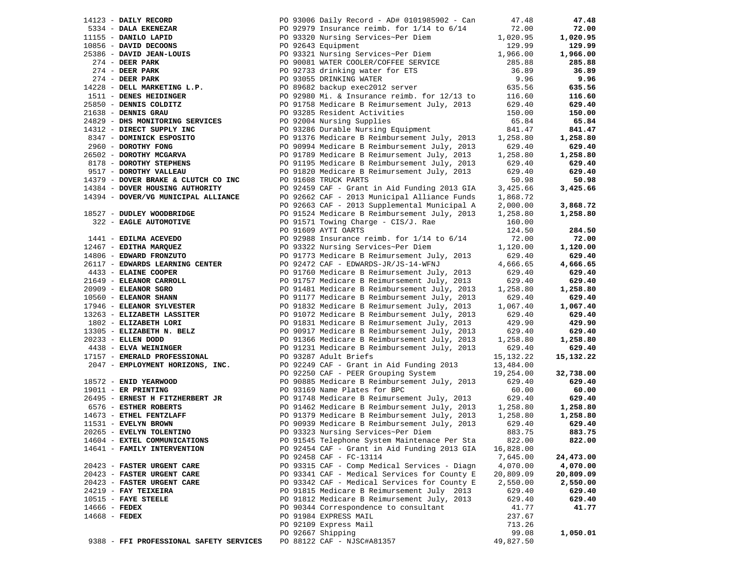| Vendor | Description | Amount | Total |
|---|---|---|---|
| 14123 - **DAILY RECORD** | PO 93006 Daily Record - AD# 0101985902 - Can | 47.48 | **47.48** |
| 5334 - **DALA EKENEZAR** | PO 92979 Insurance reimb. for 1/14 to 6/14 | 72.00 | **72.00** |
| 11155 - **DANILO LAPID** | PO 93320 Nursing Services~Per Diem | 1,020.95 | **1,020.95** |
| 10856 - **DAVID DECOONS** | PO 92643 Equipment | 129.99 | **129.99** |
| 25386 - **DAVID JEAN-LOUIS** | PO 93321 Nursing Services~Per Diem | 1,966.00 | **1,966.00** |
| 274 - **DEER PARK** | PO 90081 WATER COOLER/COFFEE SERVICE | 285.88 | **285.88** |
| 274 - **DEER PARK** | PO 92733 drinking water for ETS | 36.89 | **36.89** |
| 274 - **DEER PARK** | PO 93055 DRINKING WATER | 9.96 | **9.96** |
| 14228 - **DELL MARKETING L.P.** | PO 89682 backup exec2012 server | 635.56 | **635.56** |
| 1511 - **DENES HEIDINGER** | PO 92980 Mi. & Insurance reimb. for 12/13 to | 116.60 | **116.60** |
| 25850 - **DENNIS COLDITZ** | PO 91758 Medicare B Reimursement July, 2013 | 629.40 | **629.40** |
| 21638 - **DENNIS GRAU** | PO 93285 Resident Activities | 150.00 | **150.00** |
| 24829 - **DHS MONITORING SERVICES** | PO 92004 Nursing Supplies | 65.84 | **65.84** |
| 14312 - **DIRECT SUPPLY INC** | PO 93286 Durable Nursing Equipment | 841.47 | **841.47** |
| 8347 - **DOMINICK ESPOSITO** | PO 91376 Medicare B Reimbursement July, 2013 | 1,258.80 | **1,258.80** |
| 2960 - **DOROTHY FONG** | PO 90994 Medicare B Reimbursement July, 2013 | 629.40 | **629.40** |
| 26502 - **DOROTHY MCGARVA** | PO 91789 Medicare B Reimursement July, 2013 | 1,258.80 | **1,258.80** |
| 8178 - **DOROTHY STEPHENS** | PO 91195 Medicare B Reimbursement July, 2013 | 629.40 | **629.40** |
| 9517 - **DOROTHY VALLEAU** | PO 91820 Medicare B Reimursement July, 2013 | 629.40 | **629.40** |
| 14379 - **DOVER BRAKE & CLUTCH CO INC** | PO 91608 TRUCK PARTS | 50.98 | **50.98** |
| 14384 - **DOVER HOUSING AUTHORITY** | PO 92459 CAF - Grant in Aid Funding 2013 GIA | 3,425.66 | **3,425.66** |
| 14394 - **DOVER/VG MUNICIPAL ALLIANCE** | PO 92662 CAF - 2013 Municipal Alliance Funds | 1,868.72 | |
| | PO 92663 CAF - 2013 Supplemental Municipal A | 2,000.00 | **3,868.72** |
| 18527 - **DUDLEY WOODBRIDGE** | PO 91524 Medicare B Reimbursement July, 2013 | 1,258.80 | **1,258.80** |
| 322 - **EAGLE AUTOMOTIVE** | PO 91571 Towing Charge - CIS/J. Rae | 160.00 | |
| | PO 91609 AYTI OARTS | 124.50 | **284.50** |
| 1441 - **EDILMA ACEVEDO** | PO 92988 Insurance reimb. for 1/14 to 6/14 | 72.00 | **72.00** |
| 12467 - **EDITHA MARQUEZ** | PO 93322 Nursing Services~Per Diem | 1,120.00 | **1,120.00** |
| 14806 - **EDWARD FRONZUTO** | PO 91773 Medicare B Reimursement July, 2013 | 629.40 | **629.40** |
| 26117 - **EDWARDS LEARNING CENTER** | PO 92472 CAF - EDWARDS-JR/JS-14-WFNJ | 4,666.65 | **4,666.65** |
| 4433 - **ELAINE COOPER** | PO 91760 Medicare B Reimursement July, 2013 | 629.40 | **629.40** |
| 21649 - **ELEANOR CARROLL** | PO 91757 Medicare B Reimursement July, 2013 | 629.40 | **629.40** |
| 20909 - **ELEANOR SGRO** | PO 91481 Medicare B Reimbursement July, 2013 | 1,258.80 | **1,258.80** |
| 10560 - **ELEANOR SHANN** | PO 91177 Medicare B Reimbursement July, 2013 | 629.40 | **629.40** |
| 17946 - **ELEANOR SYLVESTER** | PO 91832 Medicare B Reimursement July, 2013 | 1,067.40 | **1,067.40** |
| 13263 - **ELIZABETH LASSITER** | PO 91072 Medicare B Reimbursement July, 2013 | 629.40 | **629.40** |
| 1802 - **ELIZABETH LORI** | PO 91831 Medicare B Reimursement July, 2013 | 429.90 | **429.90** |
| 13305 - **ELIZABETH N. BELZ** | PO 90917 Medicare B Reimbursement July, 2013 | 629.40 | **629.40** |
| 20233 - **ELLEN DODD** | PO 91366 Medicare B Reimbursement July, 2013 | 1,258.80 | **1,258.80** |
| 4438 - **ELVA WEININGER** | PO 91231 Medicare B Reimbursement July, 2013 | 629.40 | **629.40** |
| 17157 - **EMERALD PROFESSIONAL** | PO 93287 Adult Briefs | 15,132.22 | **15,132.22** |
| 2047 - **EMPLOYMENT HORIZONS, INC.** | PO 92249 CAF - Grant in Aid Funding 2013 | 13,484.00 | |
| | PO 92250 CAF - PEER Grouping System | 19,254.00 | **32,738.00** |
| 18572 - **ENID YEARWOOD** | PO 90885 Medicare B Reimbursement July, 2013 | 629.40 | **629.40** |
| 19011 - **ER PRINTING** | PO 93169 Name Plates for BPC | 60.00 | **60.00** |
| 26495 - **ERNEST H FITZHERBERT JR** | PO 91748 Medicare B Reimursement July, 2013 | 629.40 | **629.40** |
| 6576 - **ESTHER ROBERTS** | PO 91462 Medicare B Reimbursement July, 2013 | 1,258.80 | **1,258.80** |
| 14673 - **ETHEL FENTZLAFF** | PO 91379 Medicare B Reimbursement July, 2013 | 1,258.80 | **1,258.80** |
| 11531 - **EVELYN BROWN** | PO 90939 Medicare B Reimbursement July, 2013 | 629.40 | **629.40** |
| 20265 - **EVELYN TOLENTINO** | PO 93323 Nursing Services~Per Diem | 883.75 | **883.75** |
| 14604 - **EXTEL COMMUNICATIONS** | PO 91545 Telephone System Maintenace Per Sta | 822.00 | **822.00** |
| 14641 - **FAMILY INTERVENTION** | PO 92454 CAF - Grant in Aid Funding 2013 GIA | 16,828.00 | |
| | PO 92458 CAF - FC-13114 | 7,645.00 | **24,473.00** |
| 20423 - **FASTER URGENT CARE** | PO 93315 CAF - Comp Medical Services - Diagn | 4,070.00 | **4,070.00** |
| 20423 - **FASTER URGENT CARE** | PO 93341 CAF - Medical Services for County E | 20,809.09 | **20,809.09** |
| 20423 - **FASTER URGENT CARE** | PO 93342 CAF - Medical Services for County E | 2,550.00 | **2,550.00** |
| 24219 - **FAY TEIXEIRA** | PO 91815 Medicare B Reimursement July 2013 | 629.40 | **629.40** |
| 10515 - **FAYE STEELE** | PO 91812 Medicare B Reimursement July, 2013 | 629.40 | **629.40** |
| 14666 - **FEDEX** | PO 90344 Correspondence to consultant | 41.77 | **41.77** |
| 14668 - **FEDEX** | PO 91984 EXPRESS MAIL | 237.67 | |
| | PO 92109 Express Mail | 713.26 | |
| | PO 92667 Shipping | 99.08 | **1,050.01** |
| 9388 - **FFI PROFESSIONAL SAFETY SERVICES** | PO 88122 CAF - NJSC#A81357 | 49,827.50 | |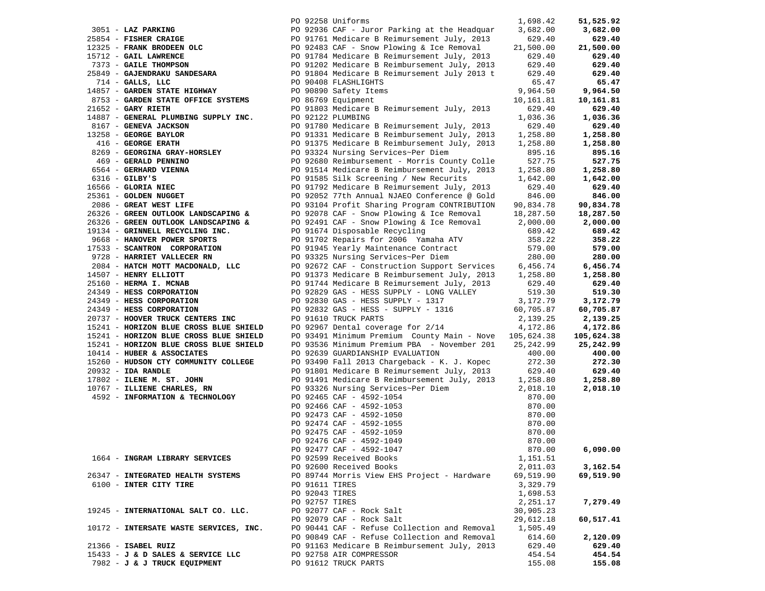| Vendor | PO / Description | Amount | Total |
|---|---|---|---|
| | PO 92258 Uniforms | 1,698.42 | **51,525.92** |
| 3051 - **LAZ PARKING** | PO 92936 CAF - Juror Parking at the Headquar | 3,682.00 | **3,682.00** |
| 25854 - **FISHER CRAIGE** | PO 91761 Medicare B Reimursement July, 2013 | 629.40 | **629.40** |
| 12325 - **FRANK BRODEEN OLC** | PO 92483 CAF - Snow Plowing & Ice Removal | 21,500.00 | **21,500.00** |
| 15712 - **GAIL LAWRENCE** | PO 91784 Medicare B Reimursement July, 2013 | 629.40 | **629.40** |
| 7373 - **GAILE THOMPSON** | PO 91202 Medicare B Reimbursement July, 2013 | 629.40 | **629.40** |
| 25849 - **GAJENDRAKU SANDESARA** | PO 91804 Medicare B Reimursement July 2013 t | 629.40 | **629.40** |
| 714 - **GALLS, LLC** | PO 90408 FLASHLIGHTS | 65.47 | **65.47** |
| 14857 - **GARDEN STATE HIGHWAY** | PO 90890 Safety Items | 9,964.50 | **9,964.50** |
| 8753 - **GARDEN STATE OFFICE SYSTEMS** | PO 86769 Equipment | 10,161.81 | **10,161.81** |
| 21652 - **GARY RIETH** | PO 91803 Medicare B Reimursement July, 2013 | 629.40 | **629.40** |
| 14887 - **GENERAL PLUMBING SUPPLY INC.** | PO 92122 PLUMBING | 1,036.36 | **1,036.36** |
| 8167 - **GENEVA JACKSON** | PO 91780 Medicare B Reimursement July, 2013 | 629.40 | **629.40** |
| 13258 - **GEORGE BAYLOR** | PO 91331 Medicare B Reimbursement July, 2013 | 1,258.80 | **1,258.80** |
| 416 - **GEORGE ERATH** | PO 91375 Medicare B Reimbursement July, 2013 | 1,258.80 | **1,258.80** |
| 8269 - **GEORGINA GRAY-HORSLEY** | PO 93324 Nursing Services~Per Diem | 895.16 | **895.16** |
| 469 - **GERALD PENNINO** | PO 92680 Reimbursement - Morris County Colle | 527.75 | **527.75** |
| 6564 - **GERHARD VIENNA** | PO 91514 Medicare B Reimbursement July, 2013 | 1,258.80 | **1,258.80** |
| 6316 - **GILBY'S** | PO 91585 Silk Screening / New Recurits | 1,642.00 | **1,642.00** |
| 16566 - **GLORIA NIEC** | PO 91792 Medicare B Reimursement July, 2013 | 629.40 | **629.40** |
| 25361 - **GOLDEN NUGGET** | PO 92052 77th Annual NJAEO Conference @ Gold | 846.00 | **846.00** |
| 2086 - **GREAT WEST LIFE** | PO 93104 Profit Sharing Program CONTRIBUTION | 90,834.78 | **90,834.78** |
| 26326 - **GREEN OUTLOOK LANDSCAPING &** | PO 92078 CAF - Snow Plowing & Ice Removal | 18,287.50 | **18,287.50** |
| 26326 - **GREEN OUTLOOK LANDSCAPING &** | PO 92491 CAF - Snow Plowing & Ice Removal | 2,000.00 | **2,000.00** |
| 19134 - **GRINNELL RECYCLING INC.** | PO 91674 Disposable Recycling | 689.42 | **689.42** |
| 9668 - **HANOVER POWER SPORTS** | PO 91702 Repairs for 2006 Yamaha ATV | 358.22 | **358.22** |
| 17533 - **SCANTRON CORPORATION** | PO 91945 Yearly Maintenance Contract | 579.00 | **579.00** |
| 9728 - **HARRIET VALLECER RN** | PO 93325 Nursing Services~Per Diem | 280.00 | **280.00** |
| 2084 - **HATCH MOTT MACDONALD, LLC** | PO 92672 CAF - Construction Support Services | 6,456.74 | **6,456.74** |
| 14507 - **HENRY ELLIOTT** | PO 91373 Medicare B Reimbursement July, 2013 | 1,258.80 | **1,258.80** |
| 25160 - **HERMA I. MCNAB** | PO 91744 Medicare B Reimursement July, 2013 | 629.40 | **629.40** |
| 24349 - **HESS CORPORATION** | PO 92829 GAS - HESS SUPPLY - LONG VALLEY | 519.30 | **519.30** |
| 24349 - **HESS CORPORATION** | PO 92830 GAS - HESS SUPPLY - 1317 | 3,172.79 | **3,172.79** |
| 24349 - **HESS CORPORATION** | PO 92832 GAS - HESS - SUPPLY - 1316 | 60,705.87 | **60,705.87** |
| 20737 - **HOOVER TRUCK CENTERS INC** | PO 91610 TRUCK PARTS | 2,139.25 | **2,139.25** |
| 15241 - **HORIZON BLUE CROSS BLUE SHIELD** | PO 92967 Dental coverage for 2/14 | 4,172.86 | **4,172.86** |
| 15241 - **HORIZON BLUE CROSS BLUE SHIELD** | PO 93491 Minimum Premium County Main - Nove | 105,624.38 | **105,624.38** |
| 15241 - **HORIZON BLUE CROSS BLUE SHIELD** | PO 93536 Minimum Premium PBA - November 201 | 25,242.99 | **25,242.99** |
| 10414 - **HUBER & ASSOCIATES** | PO 92639 GUARDIANSHIP EVALUATION | 400.00 | **400.00** |
| 15260 - **HUDSON CTY COMMUNITY COLLEGE** | PO 93490 Fall 2013 Chargeback - K. J. Kopec | 272.30 | **272.30** |
| 20932 - **IDA RANDLE** | PO 91801 Medicare B Reimursement July, 2013 | 629.40 | **629.40** |
| 17802 - **ILENE M. ST. JOHN** | PO 91491 Medicare B Reimbursement July, 2013 | 1,258.80 | **1,258.80** |
| 10767 - **ILLIENE CHARLES, RN** | PO 93326 Nursing Services~Per Diem | 2,018.10 | **2,018.10** |
| 4592 - **INFORMATION & TECHNOLOGY** | PO 92465 CAF - 4592-1054 | 870.00 | |
| | PO 92466 CAF - 4592-1053 | 870.00 | |
| | PO 92473 CAF - 4592-1050 | 870.00 | |
| | PO 92474 CAF - 4592-1055 | 870.00 | |
| | PO 92475 CAF - 4592-1059 | 870.00 | |
| | PO 92476 CAF - 4592-1049 | 870.00 | |
| | PO 92477 CAF - 4592-1047 | 870.00 | **6,090.00** |
| 1664 - **INGRAM LIBRARY SERVICES** | PO 92599 Received Books | 1,151.51 | |
| | PO 92600 Received Books | 2,011.03 | **3,162.54** |
| 26347 - **INTEGRATED HEALTH SYSTEMS** | PO 89744 Morris View EHS Project - Hardware | 69,519.90 | **69,519.90** |
| 6100 - **INTER CITY TIRE** | PO 91611 TIRES | 3,329.79 | |
| | PO 92043 TIRES | 1,698.53 | |
| | PO 92757 TIRES | 2,251.17 | **7,279.49** |
| 19245 - **INTERNATIONAL SALT CO. LLC.** | PO 92077 CAF - Rock Salt | 30,905.23 | |
| | PO 92079 CAF - Rock Salt | 29,612.18 | **60,517.41** |
| 10172 - **INTERSATE WASTE SERVICES, INC.** | PO 90441 CAF - Refuse Collection and Removal | 1,505.49 | |
| | PO 90849 CAF - Refuse Collection and Removal | 614.60 | **2,120.09** |
| 21366 - **ISABEL RUIZ** | PO 91163 Medicare B Reimbursement July, 2013 | 629.40 | **629.40** |
| 15433 - **J & D SALES & SERVICE LLC** | PO 92758 AIR COMPRESSOR | 454.54 | **454.54** |
| 7982 - **J & J TRUCK EQUIPMENT** | PO 91612 TRUCK PARTS | 155.08 | **155.08** |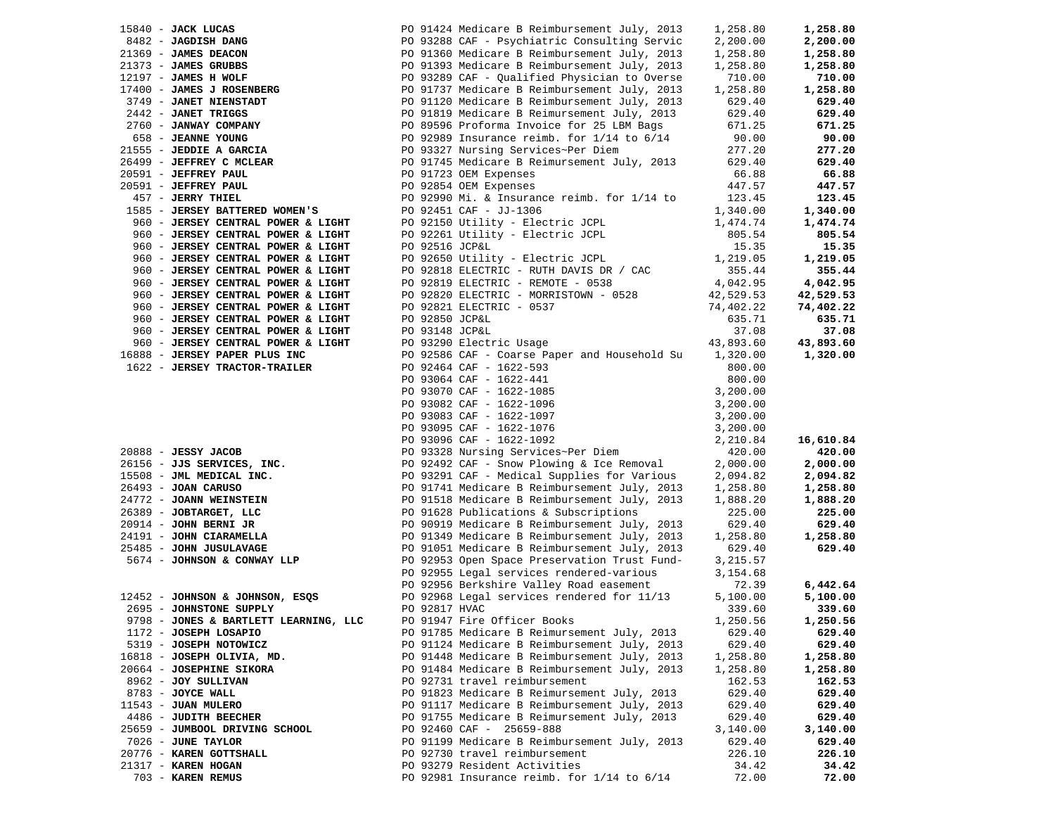| Vendor | PO / Description | Amount | Total |
|---|---|---|---|
| 15840 - **JACK LUCAS** | PO 91424 Medicare B Reimbursement July, 2013 | 1,258.80 | **1,258.80** |
| 8482 - **JAGDISH DANG** | PO 93288 CAF - Psychiatric Consulting Servic | 2,200.00 | **2,200.00** |
| 21369 - **JAMES DEACON** | PO 91360 Medicare B Reimbursement July, 2013 | 1,258.80 | **1,258.80** |
| 21373 - **JAMES GRUBBS** | PO 91393 Medicare B Reimbursement July, 2013 | 1,258.80 | **1,258.80** |
| 12197 - **JAMES H WOLF** | PO 93289 CAF - Qualified Physician to Overse | 710.00 | **710.00** |
| 17400 - **JAMES J ROSENBERG** | PO 91737 Medicare B Reimbursement July, 2013 | 1,258.80 | **1,258.80** |
| 3749 - **JANET NIENSTADT** | PO 91120 Medicare B Reimbursement July, 2013 | 629.40 | **629.40** |
| 2442 - **JANET TRIGGS** | PO 91819 Medicare B Reimursement July, 2013 | 629.40 | **629.40** |
| 2760 - **JANWAY COMPANY** | PO 89596 Proforma Invoice for 25 LBM Bags | 671.25 | **671.25** |
| 658 - **JEANNE YOUNG** | PO 92989 Insurance reimb. for 1/14 to 6/14 | 90.00 | **90.00** |
| 21555 - **JEDDIE A GARCIA** | PO 93327 Nursing Services~Per Diem | 277.20 | **277.20** |
| 26499 - **JEFFREY C MCLEAR** | PO 91745 Medicare B Reimursement July, 2013 | 629.40 | **629.40** |
| 20591 - **JEFFREY PAUL** | PO 91723 OEM Expenses | 66.88 | **66.88** |
| 20591 - **JEFFREY PAUL** | PO 92854 OEM Expenses | 447.57 | **447.57** |
| 457 - **JERRY THIEL** | PO 92990 Mi. & Insurance reimb. for 1/14 to | 123.45 | **123.45** |
| 1585 - **JERSEY BATTERED WOMEN'S** | PO 92451 CAF - JJ-1306 | 1,340.00 | **1,340.00** |
| 960 - **JERSEY CENTRAL POWER & LIGHT** | PO 92150 Utility - Electric JCPL | 1,474.74 | **1,474.74** |
| 960 - **JERSEY CENTRAL POWER & LIGHT** | PO 92261 Utility - Electric JCPL | 805.54 | **805.54** |
| 960 - **JERSEY CENTRAL POWER & LIGHT** | PO 92516 JCP&L | 15.35 | **15.35** |
| 960 - **JERSEY CENTRAL POWER & LIGHT** | PO 92650 Utility - Electric JCPL | 1,219.05 | **1,219.05** |
| 960 - **JERSEY CENTRAL POWER & LIGHT** | PO 92818 ELECTRIC - RUTH DAVIS DR / CAC | 355.44 | **355.44** |
| 960 - **JERSEY CENTRAL POWER & LIGHT** | PO 92819 ELECTRIC - REMOTE - 0538 | 4,042.95 | **4,042.95** |
| 960 - **JERSEY CENTRAL POWER & LIGHT** | PO 92820 ELECTRIC - MORRISTOWN - 0528 | 42,529.53 | **42,529.53** |
| 960 - **JERSEY CENTRAL POWER & LIGHT** | PO 92821 ELECTRIC - 0537 | 74,402.22 | **74,402.22** |
| 960 - **JERSEY CENTRAL POWER & LIGHT** | PO 92850 JCP&L | 635.71 | **635.71** |
| 960 - **JERSEY CENTRAL POWER & LIGHT** | PO 93148 JCP&L | 37.08 | **37.08** |
| 960 - **JERSEY CENTRAL POWER & LIGHT** | PO 93290 Electric Usage | 43,893.60 | **43,893.60** |
| 16888 - **JERSEY PAPER PLUS INC** | PO 92586 CAF - Coarse Paper and Household Su | 1,320.00 | **1,320.00** |
| 1622 - **JERSEY TRACTOR-TRAILER** | PO 92464 CAF - 1622-593 | 800.00 | |
| | PO 93064 CAF - 1622-441 | 800.00 | |
| | PO 93070 CAF - 1622-1085 | 3,200.00 | |
| | PO 93082 CAF - 1622-1096 | 3,200.00 | |
| | PO 93083 CAF - 1622-1097 | 3,200.00 | |
| | PO 93095 CAF - 1622-1076 | 3,200.00 | |
| | PO 93096 CAF - 1622-1092 | 2,210.84 | **16,610.84** |
| 20888 - **JESSY JACOB** | PO 93328 Nursing Services~Per Diem | 420.00 | **420.00** |
| 26156 - **JJS SERVICES, INC.** | PO 92492 CAF - Snow Plowing & Ice Removal | 2,000.00 | **2,000.00** |
| 15508 - **JML MEDICAL INC.** | PO 93291 CAF - Medical Supplies for Various | 2,094.82 | **2,094.82** |
| 26493 - **JOAN CARUSO** | PO 91741 Medicare B Reimbursement July, 2013 | 1,258.80 | **1,258.80** |
| 24772 - **JOANN WEINSTEIN** | PO 91518 Medicare B Reimbursement July, 2013 | 1,888.20 | **1,888.20** |
| 26389 - **JOBTARGET, LLC** | PO 91628 Publications & Subscriptions | 225.00 | **225.00** |
| 20914 - **JOHN BERNI JR** | PO 90919 Medicare B Reimbursement July, 2013 | 629.40 | **629.40** |
| 24191 - **JOHN CIARAMELLA** | PO 91349 Medicare B Reimbursement July, 2013 | 1,258.80 | **1,258.80** |
| 25485 - **JOHN JUSULAVAGE** | PO 91051 Medicare B Reimbursement July, 2013 | 629.40 | **629.40** |
| 5674 - **JOHNSON & CONWAY LLP** | PO 92953 Open Space Preservation Trust Fund- | 3,215.57 | |
| | PO 92955 Legal services rendered-various | 3,154.68 | |
| | PO 92956 Berkshire Valley Road easement | 72.39 | **6,442.64** |
| 12452 - **JOHNSON & JOHNSON, ESQS** | PO 92968 Legal services rendered for 11/13 | 5,100.00 | **5,100.00** |
| 2695 - **JOHNSTONE SUPPLY** | PO 92817 HVAC | 339.60 | **339.60** |
| 9798 - **JONES & BARTLETT LEARNING, LLC** | PO 91947 Fire Officer Books | 1,250.56 | **1,250.56** |
| 1172 - **JOSEPH LOSAPIO** | PO 91785 Medicare B Reimursement July, 2013 | 629.40 | **629.40** |
| 5319 - **JOSEPH NOTOWICZ** | PO 91124 Medicare B Reimbursement July, 2013 | 629.40 | **629.40** |
| 16818 - **JOSEPH OLIVIA, MD.** | PO 91448 Medicare B Reimbursement July, 2013 | 1,258.80 | **1,258.80** |
| 20664 - **JOSEPHINE SIKORA** | PO 91484 Medicare B Reimbursement July, 2013 | 1,258.80 | **1,258.80** |
| 8962 - **JOY SULLIVAN** | PO 92731 travel reimbursement | 162.53 | **162.53** |
| 8783 - **JOYCE WALL** | PO 91823 Medicare B Reimursement July, 2013 | 629.40 | **629.40** |
| 11543 - **JUAN MULERO** | PO 91117 Medicare B Reimbursement July, 2013 | 629.40 | **629.40** |
| 4486 - **JUDITH BEECHER** | PO 91755 Medicare B Reimursement July, 2013 | 629.40 | **629.40** |
| 25659 - **JUMBOOL DRIVING SCHOOL** | PO 92460 CAF - 25659-888 | 3,140.00 | **3,140.00** |
| 7026 - **JUNE TAYLOR** | PO 91199 Medicare B Reimbursement July, 2013 | 629.40 | **629.40** |
| 20776 - **KAREN GOTTSHALL** | PO 92730 travel reimbursement | 226.10 | **226.10** |
| 21317 - **KAREN HOGAN** | PO 93279 Resident Activities | 34.42 | **34.42** |
| 703 - **KAREN REMUS** | PO 92981 Insurance reimb. for 1/14 to 6/14 | 72.00 | **72.00** |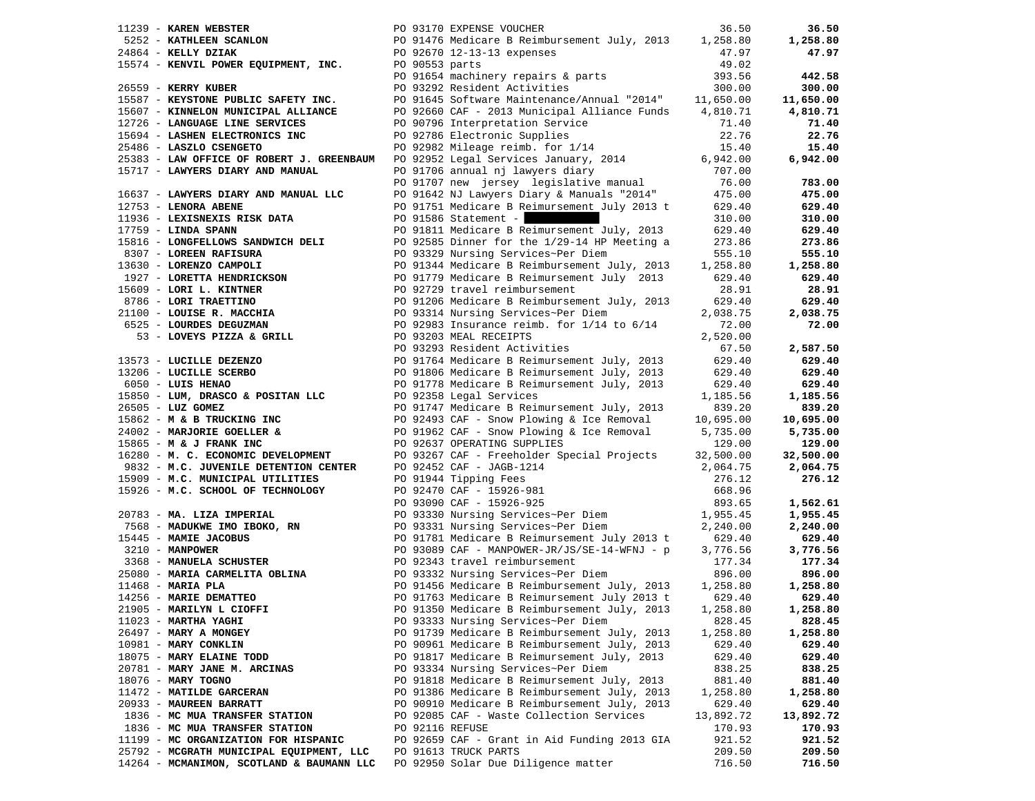| Vendor | PO | Description | Amount | Total |
|---|---|---|---|---|
| 11239 - **KAREN WEBSTER** | PO 93170 | EXPENSE VOUCHER | 36.50 | **36.50** |
| 5252 - **KATHLEEN SCANLON** | PO 91476 | Medicare B Reimbursement July, 2013 | 1,258.80 | **1,258.80** |
| 24864 - **KELLY DZIAK** | PO 92670 | 12-13-13 expenses | 47.97 | **47.97** |
| 15574 - **KENVIL POWER EQUIPMENT, INC.** | PO 90553 | parts | 49.02 | |
| | PO 91654 | machinery repairs & parts | 393.56 | **442.58** |
| 26559 - **KERRY KUBER** | PO 93292 | Resident Activities | 300.00 | **300.00** |
| 15587 - **KEYSTONE PUBLIC SAFETY INC.** | PO 91645 | Software Maintenance/Annual "2014" | 11,650.00 | **11,650.00** |
| 15607 - **KINNELON MUNICIPAL ALLIANCE** | PO 92660 | CAF - 2013 Municipal Alliance Funds | 4,810.71 | **4,810.71** |
| 12726 - **LANGUAGE LINE SERVICES** | PO 90796 | Interpretation Service | 71.40 | **71.40** |
| 15694 - **LASHEN ELECTRONICS INC** | PO 92786 | Electronic Supplies | 22.76 | **22.76** |
| 25486 - **LASZLO CSENGETO** | PO 92982 | Mileage reimb. for 1/14 | 15.40 | **15.40** |
| 25383 - **LAW OFFICE OF ROBERT J. GREENBAUM** | PO 92952 | Legal Services January, 2014 | 6,942.00 | **6,942.00** |
| 15717 - **LAWYERS DIARY AND MANUAL** | PO 91706 | annual nj lawyers diary | 707.00 | |
| | PO 91707 | new jersey legislative manual | 76.00 | **783.00** |
| 16637 - **LAWYERS DIARY AND MANUAL LLC** | PO 91642 | NJ Lawyers Diary & Manuals "2014" | 475.00 | **475.00** |
| 12753 - **LENORA ABENE** | PO 91751 | Medicare B Reimursement July 2013 t | 629.40 | **629.40** |
| 11936 - **LEXISNEXIS RISK DATA** | PO 91586 | Statement - | 310.00 | **310.00** |
| 17759 - **LINDA SPANN** | PO 91811 | Medicare B Reimursement July, 2013 | 629.40 | **629.40** |
| 15816 - **LONGFELLOWS SANDWICH DELI** | PO 92585 | Dinner for the 1/29-14 HP Meeting a | 273.86 | **273.86** |
| 8307 - **LOREEN RAFISURA** | PO 93329 | Nursing Services~Per Diem | 555.10 | **555.10** |
| 13630 - **LORENZO CAMPOLI** | PO 91344 | Medicare B Reimbursement July, 2013 | 1,258.80 | **1,258.80** |
| 1927 - **LORETTA HENDRICKSON** | PO 91779 | Medicare B Reimursement July 2013 | 629.40 | **629.40** |
| 15609 - **LORI L. KINTNER** | PO 92729 | travel reimbursement | 28.91 | **28.91** |
| 8786 - **LORI TRAETTINO** | PO 91206 | Medicare B Reimbursement July, 2013 | 629.40 | **629.40** |
| 21100 - **LOUISE R. MACCHIA** | PO 93314 | Nursing Services~Per Diem | 2,038.75 | **2,038.75** |
| 6525 - **LOURDES DEGUZMAN** | PO 92983 | Insurance reimb. for 1/14 to 6/14 | 72.00 | **72.00** |
| 53 - **LOVEYS PIZZA & GRILL** | PO 93203 | MEAL RECEIPTS | 2,520.00 | |
| | PO 93293 | Resident Activities | 67.50 | **2,587.50** |
| 13573 - **LUCILLE DEZENZO** | PO 91764 | Medicare B Reimbursement July, 2013 | 629.40 | **629.40** |
| 13206 - **LUCILLE SCERBO** | PO 91806 | Medicare B Reimursement July, 2013 | 629.40 | **629.40** |
| 6050 - **LUIS HENAO** | PO 91778 | Medicare B Reimbursement July, 2013 | 629.40 | **629.40** |
| 15850 - **LUM, DRASCO & POSITAN LLC** | PO 92358 | Legal Services | 1,185.56 | **1,185.56** |
| 26505 - **LUZ GOMEZ** | PO 91747 | Medicare B Reimbursement July, 2013 | 839.20 | **839.20** |
| 15862 - **M & B TRUCKING INC** | PO 92493 | CAF - Snow Plowing & Ice Removal | 10,695.00 | **10,695.00** |
| 24002 - **MARJORIE GOELLER &** | PO 91962 | CAF - Snow Plowing & Ice Removal | 5,735.00 | **5,735.00** |
| 15865 - **M & J FRANK INC** | PO 92637 | OPERATING SUPPLIES | 129.00 | **129.00** |
| 16280 - **M. C. ECONOMIC DEVELOPMENT** | PO 93267 | CAF - Freeholder Special Projects | 32,500.00 | **32,500.00** |
| 9832 - **M.C. JUVENILE DETENTION CENTER** | PO 92452 | CAF - JAGB-1214 | 2,064.75 | **2,064.75** |
| 15909 - **M.C. MUNICIPAL UTILITIES** | PO 91944 | Tipping Fees | 276.12 | **276.12** |
| 15926 - **M.C. SCHOOL OF TECHNOLOGY** | PO 92470 | CAF - 15926-981 | 668.96 | |
| | PO 93090 | CAF - 15926-925 | 893.65 | **1,562.61** |
| 20783 - **MA. LIZA IMPERIAL** | PO 93330 | Nursing Services~Per Diem | 1,955.45 | **1,955.45** |
| 7568 - **MADUKWE IMO IBOKO, RN** | PO 93331 | Nursing Services~Per Diem | 2,240.00 | **2,240.00** |
| 15445 - **MAMIE JACOBUS** | PO 91781 | Medicare B Reimbursement July 2013 t | 629.40 | **629.40** |
| 3210 - **MANPOWER** | PO 93089 | CAF - MANPOWER-JR/JS/SE-14-WFNJ - p | 3,776.56 | **3,776.56** |
| 3368 - **MANUELA SCHUSTER** | PO 92343 | travel reimbursement | 177.34 | **177.34** |
| 25080 - **MARIA CARMELITA OBLINA** | PO 93332 | Nursing Services~Per Diem | 896.00 | **896.00** |
| 11468 - **MARIA PLA** | PO 91456 | Medicare B Reimbursement July, 2013 | 1,258.80 | **1,258.80** |
| 14256 - **MARIE DEMATTEO** | PO 91763 | Medicare B Reimursement July 2013 t | 629.40 | **629.40** |
| 21905 - **MARILYN L CIOFFI** | PO 91350 | Medicare B Reimbursement July, 2013 | 1,258.80 | **1,258.80** |
| 11023 - **MARTHA YAGHI** | PO 93333 | Nursing Services~Per Diem | 828.45 | **828.45** |
| 26497 - **MARY A MONGEY** | PO 91739 | Medicare B Reimbursement July, 2013 | 1,258.80 | **1,258.80** |
| 10981 - **MARY CONKLIN** | PO 90961 | Medicare B Reimbursement July, 2013 | 629.40 | **629.40** |
| 18075 - **MARY ELAINE TODD** | PO 91817 | Medicare B Reimursement July, 2013 | 629.40 | **629.40** |
| 20781 - **MARY JANE M. ARCINAS** | PO 93334 | Nursing Services~Per Diem | 838.25 | **838.25** |
| 18076 - **MARY TOGNO** | PO 91818 | Medicare B Reimursement July, 2013 | 881.40 | **881.40** |
| 11472 - **MATILDE GARCERAN** | PO 91386 | Medicare B Reimbursement July, 2013 | 1,258.80 | **1,258.80** |
| 20933 - **MAUREEN BARRATT** | PO 90910 | Medicare B Reimbursement July, 2013 | 629.40 | **629.40** |
| 1836 - **MC MUA TRANSFER STATION** | PO 92085 | CAF - Waste Collection Services | 13,892.72 | **13,892.72** |
| 1836 - **MC MUA TRANSFER STATION** | PO 92116 | REFUSE | 170.93 | **170.93** |
| 11199 - **MC ORGANIZATION FOR HISPANIC** | PO 92659 | CAF - Grant in Aid Funding 2013 GIA | 921.52 | **921.52** |
| 25792 - **MCGRATH MUNICIPAL EQUIPMENT, LLC** | PO 91613 | TRUCK PARTS | 209.50 | **209.50** |
| 14264 - **MCMANIMON, SCOTLAND & BAUMANN LLC** | PO 92950 | Solar Due Diligence matter | 716.50 | **716.50** |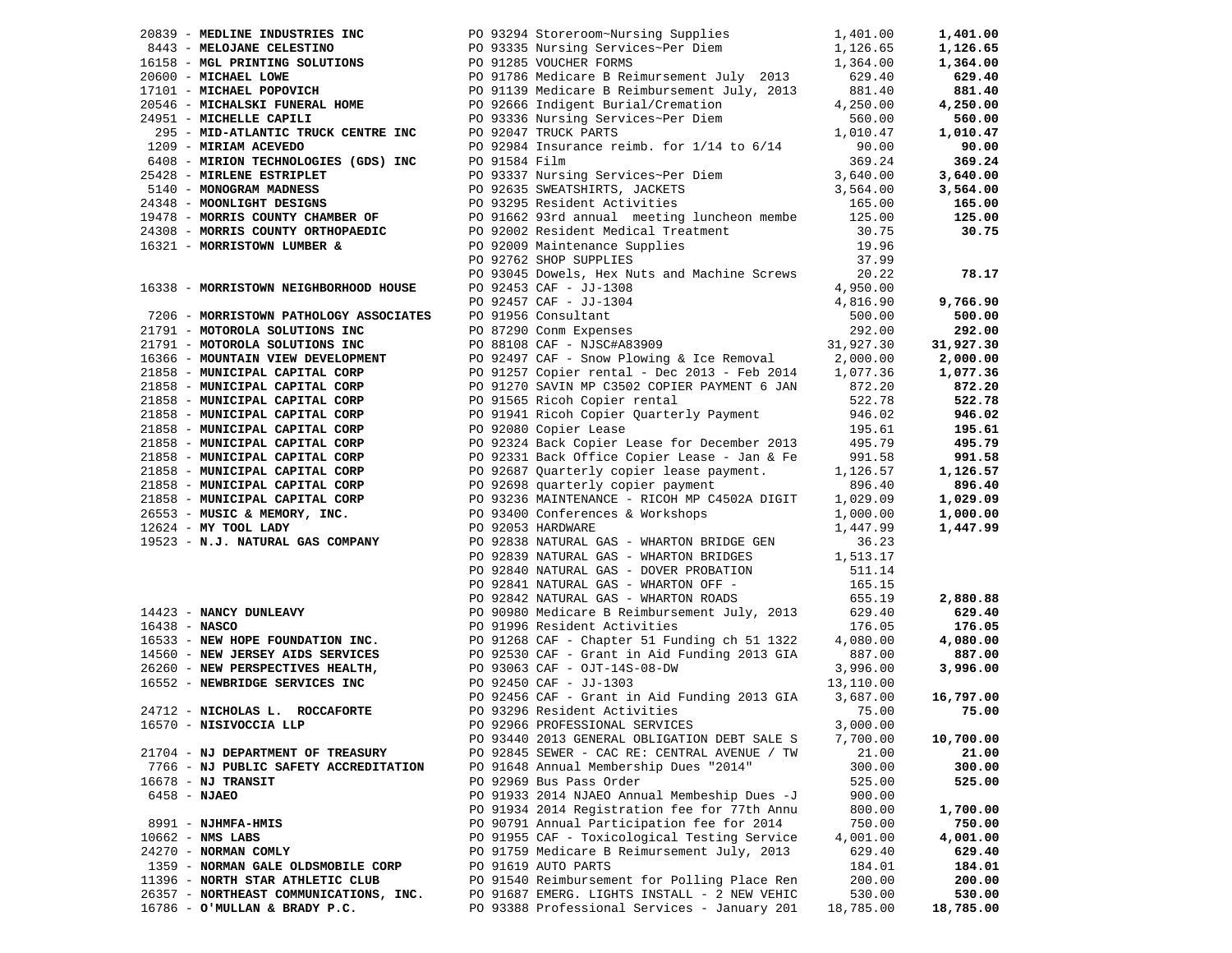| Vendor | PO / Description | Amount | Total |
|---|---|---|---|
| 20839 - **MEDLINE INDUSTRIES INC** | PO 93294 Storeroom~Nursing Supplies | 1,401.00 | **1,401.00** |
| 8443 - **MELOJANE CELESTINO** | PO 93335 Nursing Services~Per Diem | 1,126.65 | **1,126.65** |
| 16158 - **MGL PRINTING SOLUTIONS** | PO 91285 VOUCHER FORMS | 1,364.00 | **1,364.00** |
| 20600 - **MICHAEL LOWE** | PO 91786 Medicare B Reimursement July 2013 | 629.40 | **629.40** |
| 17101 - **MICHAEL POPOVICH** | PO 91139 Medicare B Reimbursement July, 2013 | 881.40 | **881.40** |
| 20546 - **MICHALSKI FUNERAL HOME** | PO 92666 Indigent Burial/Cremation | 4,250.00 | **4,250.00** |
| 24951 - **MICHELLE CAPILI** | PO 93336 Nursing Services~Per Diem | 560.00 | **560.00** |
| 295 - **MID-ATLANTIC TRUCK CENTRE INC** | PO 92047 TRUCK PARTS | 1,010.47 | **1,010.47** |
| 1209 - **MIRIAM ACEVEDO** | PO 92984 Insurance reimb. for 1/14 to 6/14 | 90.00 | **90.00** |
| 6408 - **MIRION TECHNOLOGIES (GDS) INC** | PO 91584 Film | 369.24 | **369.24** |
| 25428 - **MIRLENE ESTRIPLET** | PO 93337 Nursing Services~Per Diem | 3,640.00 | **3,640.00** |
| 5140 - **MONOGRAM MADNESS** | PO 92635 SWEATSHIRTS, JACKETS | 3,564.00 | **3,564.00** |
| 24348 - **MOONLIGHT DESIGNS** | PO 93295 Resident Activities | 165.00 | **165.00** |
| 19478 - **MORRIS COUNTY CHAMBER OF** | PO 91662 93rd annual meeting luncheon membe | 125.00 | **125.00** |
| 24308 - **MORRIS COUNTY ORTHOPAEDIC** | PO 92002 Resident Medical Treatment | 30.75 | **30.75** |
| 16321 - **MORRISTOWN LUMBER &** | PO 92009 Maintenance Supplies | 19.96 | |
| | PO 92762 SHOP SUPPLIES | 37.99 | |
| | PO 93045 Dowels, Hex Nuts and Machine Screws | 20.22 | **78.17** |
| 16338 - **MORRISTOWN NEIGHBORHOOD HOUSE** | PO 92453 CAF - JJ-1308 | 4,950.00 | |
| | PO 92457 CAF - JJ-1304 | 4,816.90 | **9,766.90** |
| 7206 - **MORRISTOWN PATHOLOGY ASSOCIATES** | PO 91956 Consultant | 500.00 | **500.00** |
| 21791 - **MOTOROLA SOLUTIONS INC** | PO 87290 Conm Expenses | 292.00 | **292.00** |
| 21791 - **MOTOROLA SOLUTIONS INC** | PO 88108 CAF - NJSC#A83909 | 31,927.30 | **31,927.30** |
| 16366 - **MOUNTAIN VIEW DEVELOPMENT** | PO 92497 CAF - Snow Plowing & Ice Removal | 2,000.00 | **2,000.00** |
| 21858 - **MUNICIPAL CAPITAL CORP** | PO 91257 Copier rental - Dec 2013 - Feb 2014 | 1,077.36 | **1,077.36** |
| 21858 - **MUNICIPAL CAPITAL CORP** | PO 91270 SAVIN MP C3502 COPIER PAYMENT 6 JAN | 872.20 | **872.20** |
| 21858 - **MUNICIPAL CAPITAL CORP** | PO 91565 Ricoh Copier rental | 522.78 | **522.78** |
| 21858 - **MUNICIPAL CAPITAL CORP** | PO 91941 Ricoh Copier Quarterly Payment | 946.02 | **946.02** |
| 21858 - **MUNICIPAL CAPITAL CORP** | PO 92080 Copier Lease | 195.61 | **195.61** |
| 21858 - **MUNICIPAL CAPITAL CORP** | PO 92324 Back Copier Lease for December 2013 | 495.79 | **495.79** |
| 21858 - **MUNICIPAL CAPITAL CORP** | PO 92331 Back Office Copier Lease - Jan & Fe | 991.58 | **991.58** |
| 21858 - **MUNICIPAL CAPITAL CORP** | PO 92687 Quarterly copier lease payment. | 1,126.57 | **1,126.57** |
| 21858 - **MUNICIPAL CAPITAL CORP** | PO 92698 quarterly copier payment | 896.40 | **896.40** |
| 21858 - **MUNICIPAL CAPITAL CORP** | PO 93236 MAINTENANCE - RICOH MP C4502A DIGIT | 1,029.09 | **1,029.09** |
| 26553 - **MUSIC & MEMORY, INC.** | PO 93400 Conferences & Workshops | 1,000.00 | **1,000.00** |
| 12624 - **MY TOOL LADY** | PO 92053 HARDWARE | 1,447.99 | **1,447.99** |
| 19523 - **N.J. NATURAL GAS COMPANY** | PO 92838 NATURAL GAS - WHARTON BRIDGE GEN | 36.23 | |
| | PO 92839 NATURAL GAS - WHARTON BRIDGES | 1,513.17 | |
| | PO 92840 NATURAL GAS - DOVER PROBATION | 511.14 | |
| | PO 92841 NATURAL GAS - WHARTON OFF - | 165.15 | |
| | PO 92842 NATURAL GAS - WHARTON ROADS | 655.19 | **2,880.88** |
| 14423 - **NANCY DUNLEAVY** | PO 90980 Medicare B Reimbursement July, 2013 | 629.40 | **629.40** |
| 16438 - **NASCO** | PO 91996 Resident Activities | 176.05 | **176.05** |
| 16533 - **NEW HOPE FOUNDATION INC.** | PO 91268 CAF - Chapter 51 Funding ch 51 1322 | 4,080.00 | **4,080.00** |
| 14560 - **NEW JERSEY AIDS SERVICES** | PO 92530 CAF - Grant in Aid Funding 2013 GIA | 887.00 | **887.00** |
| 26260 - **NEW PERSPECTIVES HEALTH,** | PO 93063 CAF - OJT-14S-08-DW | 3,996.00 | **3,996.00** |
| 16552 - **NEWBRIDGE SERVICES INC** | PO 92450 CAF - JJ-1303 | 13,110.00 | |
| | PO 92456 CAF - Grant in Aid Funding 2013 GIA | 3,687.00 | **16,797.00** |
| 24712 - **NICHOLAS L. ROCCAFORTE** | PO 93296 Resident Activities | 75.00 | **75.00** |
| 16570 - **NISIVOCCIA LLP** | PO 92966 PROFESSIONAL SERVICES | 3,000.00 | |
| | PO 93440 2013 GENERAL OBLIGATION DEBT SALE S | 7,700.00 | **10,700.00** |
| 21704 - **NJ DEPARTMENT OF TREASURY** | PO 92845 SEWER - CAC RE: CENTRAL AVENUE / TW | 21.00 | **21.00** |
| 7766 - **NJ PUBLIC SAFETY ACCREDITATION** | PO 91648 Annual Membership Dues "2014" | 300.00 | **300.00** |
| 16678 - **NJ TRANSIT** | PO 92969 Bus Pass Order | 525.00 | **525.00** |
| 6458 - **NJAEO** | PO 91933 2014 NJAEO Annual Membeship Dues -J | 900.00 | |
| | PO 91934 2014 Registration fee for 77th Annu | 800.00 | **1,700.00** |
| 8991 - **NJHMFA-HMIS** | PO 90791 Annual Participation fee for 2014 | 750.00 | **750.00** |
| 10662 - **NMS LABS** | PO 91955 CAF - Toxicological Testing Service | 4,001.00 | **4,001.00** |
| 24270 - **NORMAN COMLY** | PO 91759 Medicare B Reimbursement July, 2013 | 629.40 | **629.40** |
| 1359 - **NORMAN GALE OLDSMOBILE CORP** | PO 91619 AUTO PARTS | 184.01 | **184.01** |
| 11396 - **NORTH STAR ATHLETIC CLUB** | PO 91540 Reimbursement for Polling Place Ren | 200.00 | **200.00** |
| 26357 - **NORTHEAST COMMUNICATIONS, INC.** | PO 91687 EMERG. LIGHTS INSTALL - 2 NEW VEHIC | 530.00 | **530.00** |
| 16786 - **O'MULLAN & BRADY P.C.** | PO 93388 Professional Services - January 201 | 18,785.00 | **18,785.00** |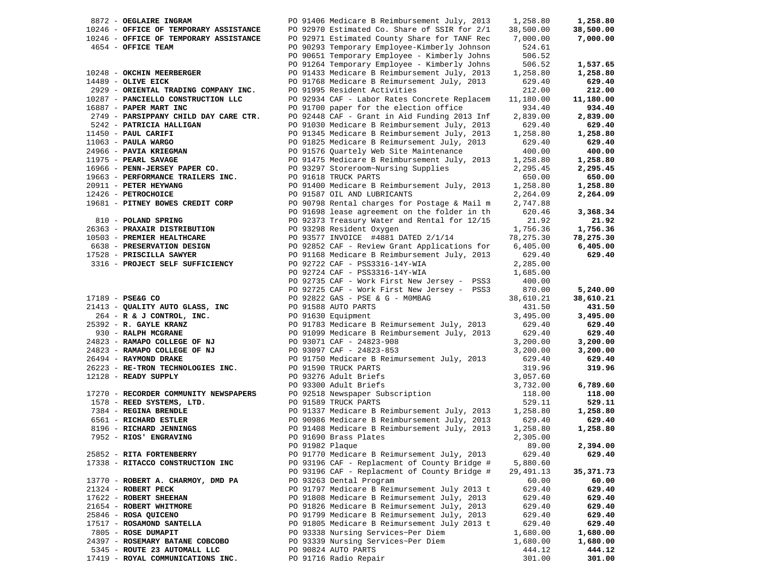| Vendor | PO / Description | Amount | Total |
|---|---|---|---|
| 8872 - **OEGLAIRE INGRAM** | PO 91406 Medicare B Reimbursement July, 2013 | 1,258.80 | **1,258.80** |
| 10246 - **OFFICE OF TEMPORARY ASSISTANCE** | PO 92970 Estimated Co. Share of SSIR for 2/1 | 38,500.00 | **38,500.00** |
| 10246 - **OFFICE OF TEMPORARY ASSISTANCE** | PO 92971 Estimated County Share for TANF Rec | 7,000.00 | **7,000.00** |
| 4654 - **OFFICE TEAM** | PO 90293 Temporary Employee-Kimberly Johnson | 524.61 | |
| | PO 90651 Temporary Employee - Kimberly Johns | 506.52 | |
| | PO 91264 Temporary Employee - Kimberly Johns | 506.52 | **1,537.65** |
| 10248 - **OKCHIN MEERBERGER** | PO 91433 Medicare B Reimbursement July, 2013 | 1,258.80 | **1,258.80** |
| 14489 - **OLIVE EICK** | PO 91768 Medicare B Reimursement July, 2013 | 629.40 | **629.40** |
| 2929 - **ORIENTAL TRADING COMPANY INC.** | PO 91995 Resident Activities | 212.00 | **212.00** |
| 10287 - **PANCIELLO CONSTRUCTION LLC** | PO 92934 CAF - Labor Rates Concrete Replacem | 11,180.00 | **11,180.00** |
| 16887 - **PAPER MART INC** | PO 91700 paper for the election office | 934.40 | **934.40** |
| 2749 - **PARSIPPANY CHILD DAY CARE CTR.** | PO 92448 CAF - Grant in Aid Funding 2013 Inf | 2,839.00 | **2,839.00** |
| 5242 - **PATRICIA HALLIGAN** | PO 91030 Medicare B Reimbursement July, 2013 | 629.40 | **629.40** |
| 11450 - **PAUL CARIFI** | PO 91345 Medicare B Reimbursement July, 2013 | 1,258.80 | **1,258.80** |
| 11063 - **PAULA WARGO** | PO 91825 Medicare B Reimursement July, 2013 | 629.40 | **629.40** |
| 24966 - **PAVIA KRIEGMAN** | PO 91576 Quartely Web Site Maintenance | 400.00 | **400.00** |
| 11975 - **PEARL SAVAGE** | PO 91475 Medicare B Reimbursement July, 2013 | 1,258.80 | **1,258.80** |
| 16966 - **PENN-JERSEY PAPER CO.** | PO 93297 Storeroom~Nursing Supplies | 2,295.45 | **2,295.45** |
| 19663 - **PERFORMANCE TRAILERS INC.** | PO 91618 TRUCK PARTS | 650.00 | **650.00** |
| 20911 - **PETER HEYWANG** | PO 91400 Medicare B Reimbursement July, 2013 | 1,258.80 | **1,258.80** |
| 12426 - **PETROCHOICE** | PO 91587 OIL AND LUBRICANTS | 2,264.09 | **2,264.09** |
| 19681 - **PITNEY BOWES CREDIT CORP** | PO 90798 Rental charges for Postage & Mail m | 2,747.88 | |
| | PO 91698 lease agreement on the folder in th | 620.46 | **3,368.34** |
| 810 - **POLAND SPRING** | PO 92373 Treasury Water and Rental for 12/15 | 21.92 | **21.92** |
| 26363 - **PRAXAIR DISTRIBUTION** | PO 93298 Resident Oxygen | 1,756.36 | **1,756.36** |
| 10503 - **PREMIER HEALTHCARE** | PO 93577 INVOICE #4881 DATED 2/1/14 | 78,275.30 | **78,275.30** |
| 6638 - **PRESERVATION DESIGN** | PO 92852 CAF - Review Grant Applications for | 6,405.00 | **6,405.00** |
| 17528 - **PRISCILLA SAWYER** | PO 91168 Medicare B Reimbursement July, 2013 | 629.40 | **629.40** |
| 3316 - **PROJECT SELF SUFFICIENCY** | PO 92722 CAF - PSS3316-14Y-WIA | 2,285.00 | |
| | PO 92724 CAF - PSS3316-14Y-WIA | 1,685.00 | |
| | PO 92735 CAF - Work First New Jersey - PSS3 | 400.00 | |
| | PO 92725 CAF - Work First New Jersey - PSS3 | 870.00 | **5,240.00** |
| 17189 - **PSE&G CO** | PO 92822 GAS - PSE & G - M0MBAG | 38,610.21 | **38,610.21** |
| 21413 - **QUALITY AUTO GLASS, INC** | PO 91588 AUTO PARTS | 431.50 | **431.50** |
| 264 - **R & J CONTROL, INC.** | PO 91630 Equipment | 3,495.00 | **3,495.00** |
| 25392 - **R. GAYLE KRANZ** | PO 91783 Medicare B Reimursement July, 2013 | 629.40 | **629.40** |
| 930 - **RALPH MCGRANE** | PO 91099 Medicare B Reimbursement July, 2013 | 629.40 | **629.40** |
| 24823 - **RAMAPO COLLEGE OF NJ** | PO 93071 CAF - 24823-908 | 3,200.00 | **3,200.00** |
| 24823 - **RAMAPO COLLEGE OF NJ** | PO 93097 CAF - 24823-853 | 3,200.00 | **3,200.00** |
| 26494 - **RAYMOND DRAKE** | PO 91750 Medicare B Reimursement July, 2013 | 629.40 | **629.40** |
| 26223 - **RE-TRON TECHNOLOGIES INC.** | PO 91590 TRUCK PARTS | 319.96 | **319.96** |
| 12128 - **READY SUPPLY** | PO 93276 Adult Briefs | 3,057.60 | |
| | PO 93300 Adult Briefs | 3,732.00 | **6,789.60** |
| 17270 - **RECORDER COMMUNITY NEWSPAPERS** | PO 92518 Newspaper Subscription | 118.00 | **118.00** |
| 1578 - **REED SYSTEMS, LTD.** | PO 91589 TRUCK PARTS | 529.11 | **529.11** |
| 7384 - **REGINA BRENDLE** | PO 91337 Medicare B Reimbursement July, 2013 | 1,258.80 | **1,258.80** |
| 6561 - **RICHARD ESTLER** | PO 90986 Medicare B Reimbursement July, 2013 | 629.40 | **629.40** |
| 8196 - **RICHARD JENNINGS** | PO 91408 Medicare B Reimbursement July, 2013 | 1,258.80 | **1,258.80** |
| 7952 - **RIOS' ENGRAVING** | PO 91690 Brass Plates | 2,305.00 | |
| | PO 91982 Plaque | 89.00 | **2,394.00** |
| 25852 - **RITA FORTENBERRY** | PO 91770 Medicare B Reimursement July, 2013 | 629.40 | **629.40** |
| 17338 - **RITACCO CONSTRUCTION INC** | PO 93196 CAF - Replacment of County Bridge # | 5,880.60 | |
| | PO 93196 CAF - Replacment of County Bridge # | 29,491.13 | **35,371.73** |
| 13770 - **ROBERT A. CHARMOY, DMD PA** | PO 93263 Dental Program | 60.00 | **60.00** |
| 21324 - **ROBERT PECK** | PO 91797 Medicare B Reimursement July 2013 t | 629.40 | **629.40** |
| 17622 - **ROBERT SHEEHAN** | PO 91808 Medicare B Reimursement July, 2013 | 629.40 | **629.40** |
| 21654 - **ROBERT WHITMORE** | PO 91826 Medicare B Reimursement July, 2013 | 629.40 | **629.40** |
| 25846 - **ROSA QUICENO** | PO 91799 Medicare B Reimursement July, 2013 | 629.40 | **629.40** |
| 17517 - **ROSAMOND SANTELLA** | PO 91805 Medicare B Reimursement July 2013 t | 629.40 | **629.40** |
| 7805 - **ROSE DUMAPIT** | PO 93338 Nursing Services~Per Diem | 1,680.00 | **1,680.00** |
| 24397 - **ROSEMARY BATANE COBCOBO** | PO 93339 Nursing Services~Per Diem | 1,680.00 | **1,680.00** |
| 5345 - **ROUTE 23 AUTOMALL LLC** | PO 90824 AUTO PARTS | 444.12 | **444.12** |
| 17419 - **ROYAL COMMUNICATIONS INC.** | PO 91716 Radio Repair | 301.00 | **301.00** |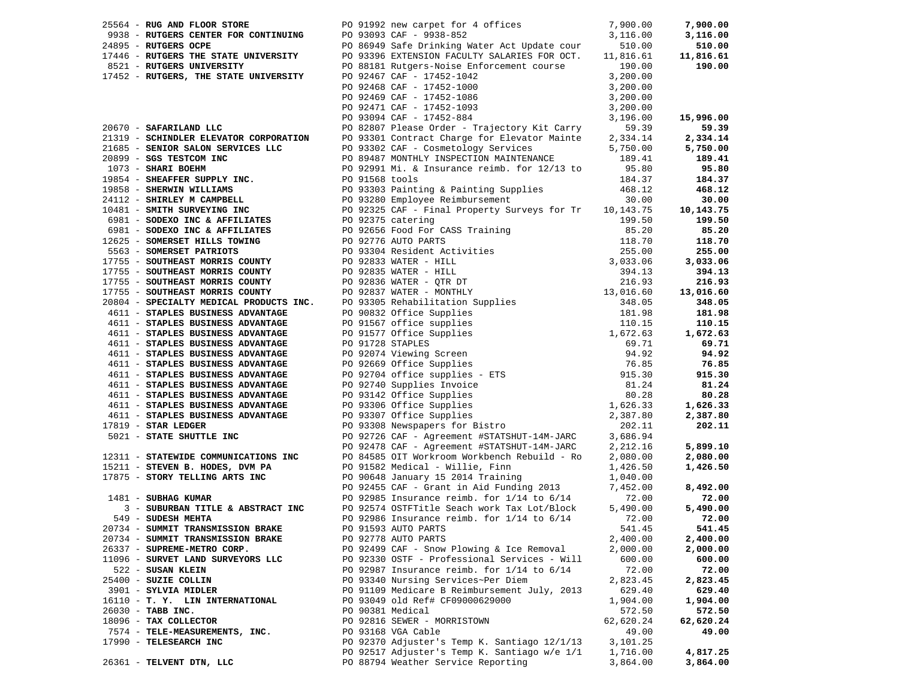| Vendor | PO / Description | Amount | Total |
|---|---|---|---|
| 25564 - **RUG AND FLOOR STORE** | PO 91992 new carpet for 4 offices | 7,900.00 | **7,900.00** |
| 9938 - **RUTGERS CENTER FOR CONTINUING** | PO 93093 CAF - 9938-852 | 3,116.00 | **3,116.00** |
| 24895 - **RUTGERS OCPE** | PO 86949 Safe Drinking Water Act Update cour | 510.00 | **510.00** |
| 17446 - **RUTGERS THE STATE UNIVERSITY** | PO 93396 EXTENSION FACULTY SALARIES FOR OCT. | 11,816.61 | **11,816.61** |
| 8521 - **RUTGERS UNIVERSITY** | PO 88181 Rutgers-Noise Enforcement course | 190.00 | **190.00** |
| 17452 - **RUTGERS, THE STATE UNIVERSITY** | PO 92467 CAF - 17452-1042 | 3,200.00 | |
| | PO 92468 CAF - 17452-1000 | 3,200.00 | |
| | PO 92469 CAF - 17452-1086 | 3,200.00 | |
| | PO 92471 CAF - 17452-1093 | 3,200.00 | |
| | PO 93094 CAF - 17452-884 | 3,196.00 | **15,996.00** |
| 20670 - **SAFARILAND LLC** | PO 82807 Please Order - Trajectory Kit Carry | 59.39 | **59.39** |
| 21319 - **SCHINDLER ELEVATOR CORPORATION** | PO 93301 Contract Charge for Elevator Mainte | 2,334.14 | **2,334.14** |
| 21685 - **SENIOR SALON SERVICES LLC** | PO 93302 CAF - Cosmetology Services | 5,750.00 | **5,750.00** |
| 20899 - **SGS TESTCOM INC** | PO 89487 MONTHLY INSPECTION MAINTENANCE | 189.41 | **189.41** |
| 1073 - **SHARI BOEHM** | PO 92991 Mi. & Insurance reimb. for 12/13 to | 95.80 | **95.80** |
| 19854 - **SHEAFFER SUPPLY INC.** | PO 91568 tools | 184.37 | **184.37** |
| 19858 - **SHERWIN WILLIAMS** | PO 93303 Painting & Painting Supplies | 468.12 | **468.12** |
| 24112 - **SHIRLEY M CAMPBELL** | PO 93280 Employee Reimbursement | 30.00 | **30.00** |
| 10481 - **SMITH SURVEYING INC** | PO 92325 CAF - Final Property Surveys for Tr | 10,143.75 | **10,143.75** |
| 6981 - **SODEXO INC & AFFILIATES** | PO 92375 catering | 199.50 | **199.50** |
| 6981 - **SODEXO INC & AFFILIATES** | PO 92656 Food For CASS Training | 85.20 | **85.20** |
| 12625 - **SOMERSET HILLS TOWING** | PO 92776 AUTO PARTS | 118.70 | **118.70** |
| 5563 - **SOMERSET PATRIOTS** | PO 93304 Resident Activities | 255.00 | **255.00** |
| 17755 - **SOUTHEAST MORRIS COUNTY** | PO 92833 WATER - HILL | 3,033.06 | **3,033.06** |
| 17755 - **SOUTHEAST MORRIS COUNTY** | PO 92835 WATER - HILL | 394.13 | **394.13** |
| 17755 - **SOUTHEAST MORRIS COUNTY** | PO 92836 WATER - QTR DT | 216.93 | **216.93** |
| 17755 - **SOUTHEAST MORRIS COUNTY** | PO 92837 WATER - MONTHLY | 13,016.60 | **13,016.60** |
| 20804 - **SPECIALTY MEDICAL PRODUCTS INC.** | PO 93305 Rehabilitation Supplies | 348.05 | **348.05** |
| 4611 - **STAPLES BUSINESS ADVANTAGE** | PO 90832 Office Supplies | 181.98 | **181.98** |
| 4611 - **STAPLES BUSINESS ADVANTAGE** | PO 91567 office supplies | 110.15 | **110.15** |
| 4611 - **STAPLES BUSINESS ADVANTAGE** | PO 91577 Office Supplies | 1,672.63 | **1,672.63** |
| 4611 - **STAPLES BUSINESS ADVANTAGE** | PO 91728 STAPLES | 69.71 | **69.71** |
| 4611 - **STAPLES BUSINESS ADVANTAGE** | PO 92074 Viewing Screen | 94.92 | **94.92** |
| 4611 - **STAPLES BUSINESS ADVANTAGE** | PO 92669 Office Supplies | 76.85 | **76.85** |
| 4611 - **STAPLES BUSINESS ADVANTAGE** | PO 92704 office supplies - ETS | 915.30 | **915.30** |
| 4611 - **STAPLES BUSINESS ADVANTAGE** | PO 92740 Supplies Invoice | 81.24 | **81.24** |
| 4611 - **STAPLES BUSINESS ADVANTAGE** | PO 93142 Office Supplies | 80.28 | **80.28** |
| 4611 - **STAPLES BUSINESS ADVANTAGE** | PO 93306 Office Supplies | 1,626.33 | **1,626.33** |
| 4611 - **STAPLES BUSINESS ADVANTAGE** | PO 93307 Office Supplies | 2,387.80 | **2,387.80** |
| 17819 - **STAR LEDGER** | PO 93308 Newspapers for Bistro | 202.11 | **202.11** |
| 5021 - **STATE SHUTTLE INC** | PO 92726 CAF - Agreement #STATSHUT-14M-JARC | 3,686.94 | |
| | PO 92478 CAF - Agreement #STATSHUT-14M-JARC | 2,212.16 | **5,899.10** |
| 12311 - **STATEWIDE COMMUNICATIONS INC** | PO 84585 OIT Workroom Workbench Rebuild - Ro | 2,080.00 | **2,080.00** |
| 15211 - **STEVEN B. HODES, DVM PA** | PO 91582 Medical - Willie, Finn | 1,426.50 | **1,426.50** |
| 17875 - **STORY TELLING ARTS INC** | PO 90648 January 15 2014 Training | 1,040.00 | |
| | PO 92455 CAF - Grant in Aid Funding 2013 | 7,452.00 | **8,492.00** |
| 1481 - **SUBHAG KUMAR** | PO 92985 Insurance reimb. for 1/14 to 6/14 | 72.00 | **72.00** |
| 3 - **SUBURBAN TITLE & ABSTRACT INC** | PO 92574 OSTFTitle Seach work Tax Lot/Block | 5,490.00 | **5,490.00** |
| 549 - **SUDESH MEHTA** | PO 92986 Insurance reimb. for 1/14 to 6/14 | 72.00 | **72.00** |
| 20734 - **SUMMIT TRANSMISSION BRAKE** | PO 91593 AUTO PARTS | 541.45 | **541.45** |
| 20734 - **SUMMIT TRANSMISSION BRAKE** | PO 92778 AUTO PARTS | 2,400.00 | **2,400.00** |
| 26337 - **SUPREME-METRO CORP.** | PO 92499 CAF - Snow Plowing & Ice Removal | 2,000.00 | **2,000.00** |
| 11096 - **SURVET LAND SURVEYORS LLC** | PO 92330 OSTF - Professional Services - Will | 600.00 | **600.00** |
| 522 - **SUSAN KLEIN** | PO 92987 Insurance reimb. for 1/14 to 6/14 | 72.00 | **72.00** |
| 25400 - **SUZIE COLLIN** | PO 93340 Nursing Services~Per Diem | 2,823.45 | **2,823.45** |
| 3901 - **SYLVIA MIDLER** | PO 91109 Medicare B Reimbursement July, 2013 | 629.40 | **629.40** |
| 16110 - **T. Y. LIN INTERNATIONAL** | PO 93049 old Ref# CF09000629000 | 1,904.00 | **1,904.00** |
| 26030 - **TABB INC.** | PO 90381 Medical | 572.50 | **572.50** |
| 18096 - **TAX COLLECTOR** | PO 92816 SEWER - MORRISTOWN | 62,620.24 | **62,620.24** |
| 7574 - **TELE-MEASUREMENTS, INC.** | PO 93168 VGA Cable | 49.00 | **49.00** |
| 17990 - **TELESEARCH INC** | PO 92370 Adjuster's Temp K. Santiago 12/1/13 | 3,101.25 | |
| | PO 92517 Adjuster's Temp K. Santiago w/e 1/1 | 1,716.00 | **4,817.25** |
| 26361 - **TELVENT DTN, LLC** | PO 88794 Weather Service Reporting | 3,864.00 | **3,864.00** |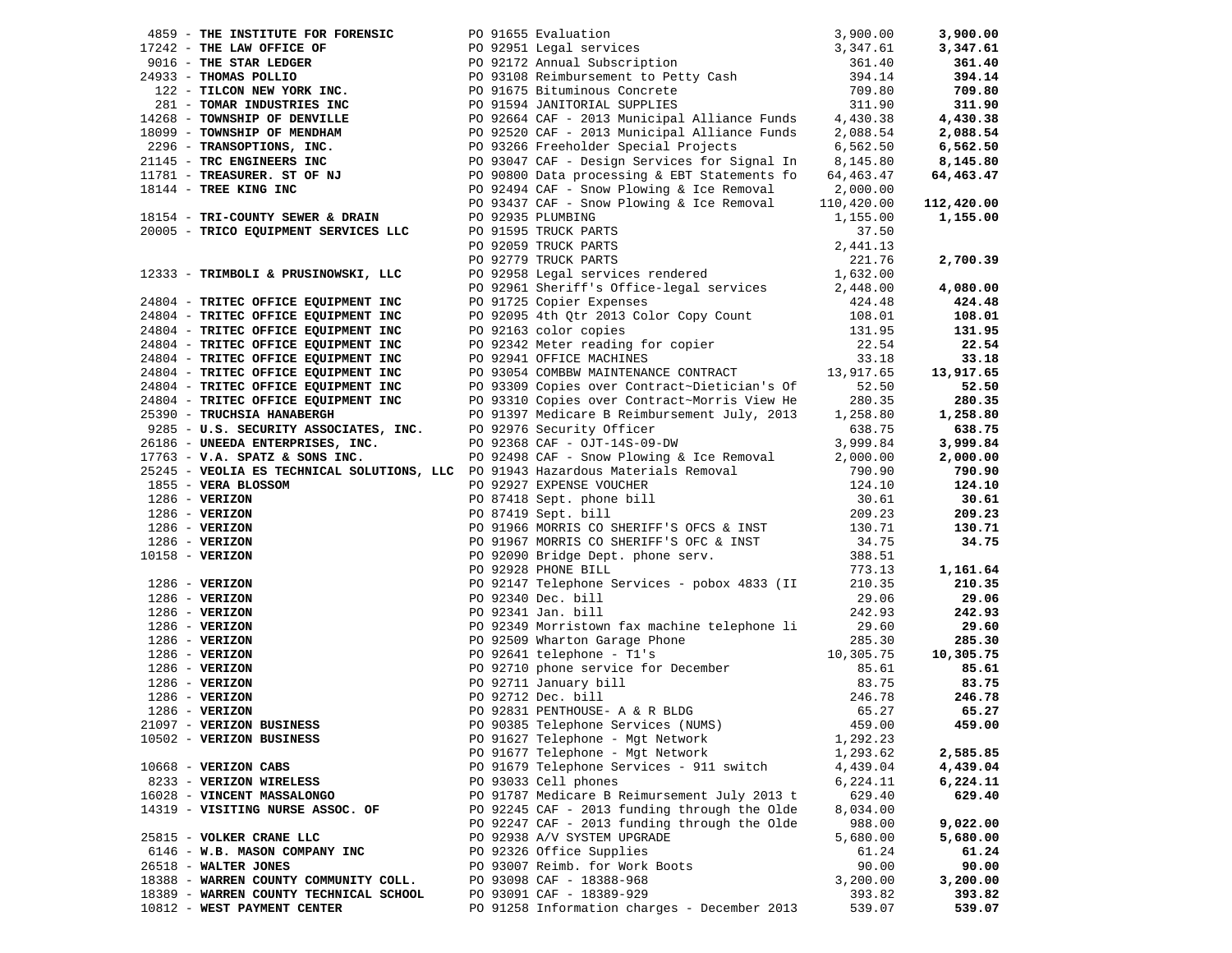| Vendor | PO / Description | Amount | Total |
|---|---|---|---|
| 4859 - **THE INSTITUTE FOR FORENSIC** | PO 91655 Evaluation | 3,900.00 | **3,900.00** |
| 17242 - **THE LAW OFFICE OF** | PO 92951 Legal services | 3,347.61 | **3,347.61** |
| 9016 - **THE STAR LEDGER** | PO 92172 Annual Subscription | 361.40 | **361.40** |
| 24933 - **THOMAS POLLIO** | PO 93108 Reimbursement to Petty Cash | 394.14 | **394.14** |
| 122 - **TILCON NEW YORK INC.** | PO 91675 Bituminous Concrete | 709.80 | **709.80** |
| 281 - **TOMAR INDUSTRIES INC** | PO 91594 JANITORIAL SUPPLIES | 311.90 | **311.90** |
| 14268 - **TOWNSHIP OF DENVILLE** | PO 92664 CAF - 2013 Municipal Alliance Funds | 4,430.38 | **4,430.38** |
| 18099 - **TOWNSHIP OF MENDHAM** | PO 92520 CAF - 2013 Municipal Alliance Funds | 2,088.54 | **2,088.54** |
| 2296 - **TRANSOPTIONS, INC.** | PO 93266 Freeholder Special Projects | 6,562.50 | **6,562.50** |
| 21145 - **TRC ENGINEERS INC** | PO 93047 CAF - Design Services for Signal In | 8,145.80 | **8,145.80** |
| 11781 - **TREASURER. ST OF NJ** | PO 90800 Data processing & EBT Statements fo | 64,463.47 | **64,463.47** |
| 18144 - **TREE KING INC** | PO 92494 CAF - Snow Plowing & Ice Removal | 2,000.00 | |
| | PO 93437 CAF - Snow Plowing & Ice Removal | 110,420.00 | **112,420.00** |
| 18154 - **TRI-COUNTY SEWER & DRAIN** | PO 92935 PLUMBING | 1,155.00 | **1,155.00** |
| 20005 - **TRICO EQUIPMENT SERVICES LLC** | PO 91595 TRUCK PARTS | 37.50 | |
| | PO 92059 TRUCK PARTS | 2,441.13 | |
| | PO 92779 TRUCK PARTS | 221.76 | **2,700.39** |
| 12333 - **TRIMBOLI & PRUSINOWSKI, LLC** | PO 92958 Legal services rendered | 1,632.00 | |
| | PO 92961 Sheriff's Office-legal services | 2,448.00 | **4,080.00** |
| 24804 - **TRITEC OFFICE EQUIPMENT INC** | PO 91725 Copier Expenses | 424.48 | **424.48** |
| 24804 - **TRITEC OFFICE EQUIPMENT INC** | PO 92095 4th Qtr 2013 Color Copy Count | 108.01 | **108.01** |
| 24804 - **TRITEC OFFICE EQUIPMENT INC** | PO 92163 color copies | 131.95 | **131.95** |
| 24804 - **TRITEC OFFICE EQUIPMENT INC** | PO 92342 Meter reading for copier | 22.54 | **22.54** |
| 24804 - **TRITEC OFFICE EQUIPMENT INC** | PO 92941 OFFICE MACHINES | 33.18 | **33.18** |
| 24804 - **TRITEC OFFICE EQUIPMENT INC** | PO 93054 COMBBW MAINTENANCE CONTRACT | 13,917.65 | **13,917.65** |
| 24804 - **TRITEC OFFICE EQUIPMENT INC** | PO 93309 Copies over Contract~Dietician's Of | 52.50 | **52.50** |
| 24804 - **TRITEC OFFICE EQUIPMENT INC** | PO 93310 Copies over Contract~Morris View He | 280.35 | **280.35** |
| 25390 - **TRUCHSIA HANABERGH** | PO 91397 Medicare B Reimbursement July, 2013 | 1,258.80 | **1,258.80** |
| 9285 - **U.S. SECURITY ASSOCIATES, INC.** | PO 92976 Security Officer | 638.75 | **638.75** |
| 26186 - **UNEEDA ENTERPRISES, INC.** | PO 92368 CAF - OJT-14S-09-DW | 3,999.84 | **3,999.84** |
| 17763 - **V.A. SPATZ & SONS INC.** | PO 92498 CAF - Snow Plowing & Ice Removal | 2,000.00 | **2,000.00** |
| 25245 - **VEOLIA ES TECHNICAL SOLUTIONS, LLC** | PO 91943 Hazardous Materials Removal | 790.90 | **790.90** |
| 1855 - **VERA BLOSSOM** | PO 92927 EXPENSE VOUCHER | 124.10 | **124.10** |
| 1286 - **VERIZON** | PO 87418 Sept. phone bill | 30.61 | **30.61** |
| 1286 - **VERIZON** | PO 87419 Sept. bill | 209.23 | **209.23** |
| 1286 - **VERIZON** | PO 91966 MORRIS CO SHERIFF'S OFCS & INST | 130.71 | **130.71** |
| 1286 - **VERIZON** | PO 91967 MORRIS CO SHERIFF'S OFC & INST | 34.75 | **34.75** |
| 10158 - **VERIZON** | PO 92090 Bridge Dept. phone serv. | 388.51 | |
| | PO 92928 PHONE BILL | 773.13 | **1,161.64** |
| 1286 - **VERIZON** | PO 92147 Telephone Services - pobox 4833 (II | 210.35 | **210.35** |
| 1286 - **VERIZON** | PO 92340 Dec. bill | 29.06 | **29.06** |
| 1286 - **VERIZON** | PO 92341 Jan. bill | 242.93 | **242.93** |
| 1286 - **VERIZON** | PO 92349 Morristown fax machine telephone li | 29.60 | **29.60** |
| 1286 - **VERIZON** | PO 92509 Wharton Garage Phone | 285.30 | **285.30** |
| 1286 - **VERIZON** | PO 92641 telephone - T1's | 10,305.75 | **10,305.75** |
| 1286 - **VERIZON** | PO 92710 phone service for December | 85.61 | **85.61** |
| 1286 - **VERIZON** | PO 92711 January bill | 83.75 | **83.75** |
| 1286 - **VERIZON** | PO 92712 Dec. bill | 246.78 | **246.78** |
| 1286 - **VERIZON** | PO 92831 PENTHOUSE- A & R BLDG | 65.27 | **65.27** |
| 21097 - **VERIZON BUSINESS** | PO 90385 Telephone Services (NUMS) | 459.00 | **459.00** |
| 10502 - **VERIZON BUSINESS** | PO 91627 Telephone - Mgt Network | 1,292.23 | |
| | PO 91677 Telephone - Mgt Network | 1,293.62 | **2,585.85** |
| 10668 - **VERIZON CABS** | PO 91679 Telephone Services - 911 switch | 4,439.04 | **4,439.04** |
| 8233 - **VERIZON WIRELESS** | PO 93033 Cell phones | 6,224.11 | **6,224.11** |
| 16028 - **VINCENT MASSALONGO** | PO 91787 Medicare B Reimursement July 2013 t | 629.40 | **629.40** |
| 14319 - **VISITING NURSE ASSOC. OF** | PO 92245 CAF - 2013 funding through the Olde | 8,034.00 | |
| | PO 92247 CAF - 2013 funding through the Olde | 988.00 | **9,022.00** |
| 25815 - **VOLKER CRANE LLC** | PO 92938 A/V SYSTEM UPGRADE | 5,680.00 | **5,680.00** |
| 6146 - **W.B. MASON COMPANY INC** | PO 92326 Office Supplies | 61.24 | **61.24** |
| 26518 - **WALTER JONES** | PO 93007 Reimb. for Work Boots | 90.00 | **90.00** |
| 18388 - **WARREN COUNTY COMMUNITY COLL.** | PO 93098 CAF - 18388-968 | 3,200.00 | **3,200.00** |
| 18389 - **WARREN COUNTY TECHNICAL SCHOOL** | PO 93091 CAF - 18389-929 | 393.82 | **393.82** |
| 10812 - **WEST PAYMENT CENTER** | PO 91258 Information charges - December 2013 | 539.07 | **539.07** |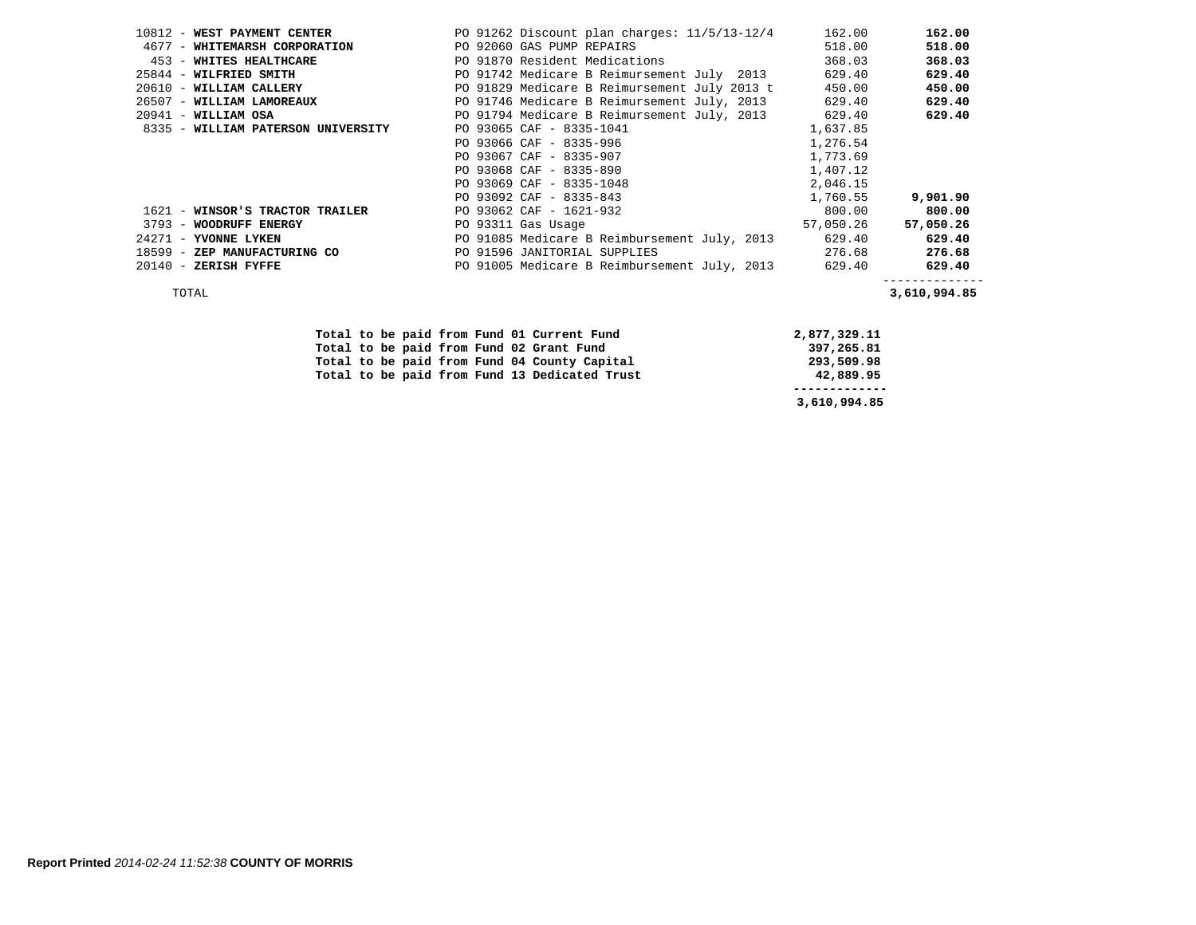| Vendor | Description | Amount | Total |
|---|---|---|---|
| 10812 - **WEST PAYMENT CENTER** | PO 91262 Discount plan charges: 11/5/13-12/4 | 162.00 | **162.00** |
| 4677 - **WHITEMARSH CORPORATION** | PO 92060 GAS PUMP REPAIRS | 518.00 | **518.00** |
| 453 - **WHITES HEALTHCARE** | PO 91870 Resident Medications | 368.03 | **368.03** |
| 25844 - **WILFRIED SMITH** | PO 91742 Medicare B Reimursement July 2013 | 629.40 | **629.40** |
| 20610 - **WILLIAM CALLERY** | PO 91829 Medicare B Reimbursement July 2013 t | 450.00 | **450.00** |
| 26507 - **WILLIAM LAMOREAUX** | PO 91746 Medicare B Reimursement July, 2013 | 629.40 | **629.40** |
| 20941 - **WILLIAM OSA** | PO 91794 Medicare B Reimursement July, 2013 | 629.40 | **629.40** |
| 8335 - **WILLIAM PATERSON UNIVERSITY** | PO 93065 CAF - 8335-1041 | 1,637.85 | |
| | PO 93066 CAF - 8335-996 | 1,276.54 | |
| | PO 93067 CAF - 8335-907 | 1,773.69 | |
| | PO 93068 CAF - 8335-890 | 1,407.12 | |
| | PO 93069 CAF - 8335-1048 | 2,046.15 | |
| | PO 93092 CAF - 8335-843 | 1,760.55 | **9,901.90** |
| 1621 - **WINSOR'S TRACTOR TRAILER** | PO 93062 CAF - 1621-932 | 800.00 | **800.00** |
| 3793 - **WOODRUFF ENERGY** | PO 93311 Gas Usage | 57,050.26 | **57,050.26** |
| 24271 - **YVONNE LYKEN** | PO 91085 Medicare B Reimbursement July, 2013 | 629.40 | **629.40** |
| 18599 - **ZEP MANUFACTURING CO** | PO 91596 JANITORIAL SUPPLIES | 276.68 | **276.68** |
| 20140 - **ZERISH FYFFE** | PO 91005 Medicare B Reimbursement July, 2013 | 629.40 | **629.40** |
| TOTAL | | | **3,610,994.85** |

| | |
|---|---|
| **Total to be paid from Fund 01 Current Fund** | **2,877,329.11** |
| **Total to be paid from Fund 02 Grant Fund** | **397,265.81** |
| **Total to be paid from Fund 04 County Capital** | **293,509.98** |
| **Total to be paid from Fund 13 Dedicated Trust** | **42,889.95** |
| | **3,610,994.85** |

**Report Printed** *2014-02-24 11:52:38* **COUNTY OF MORRIS**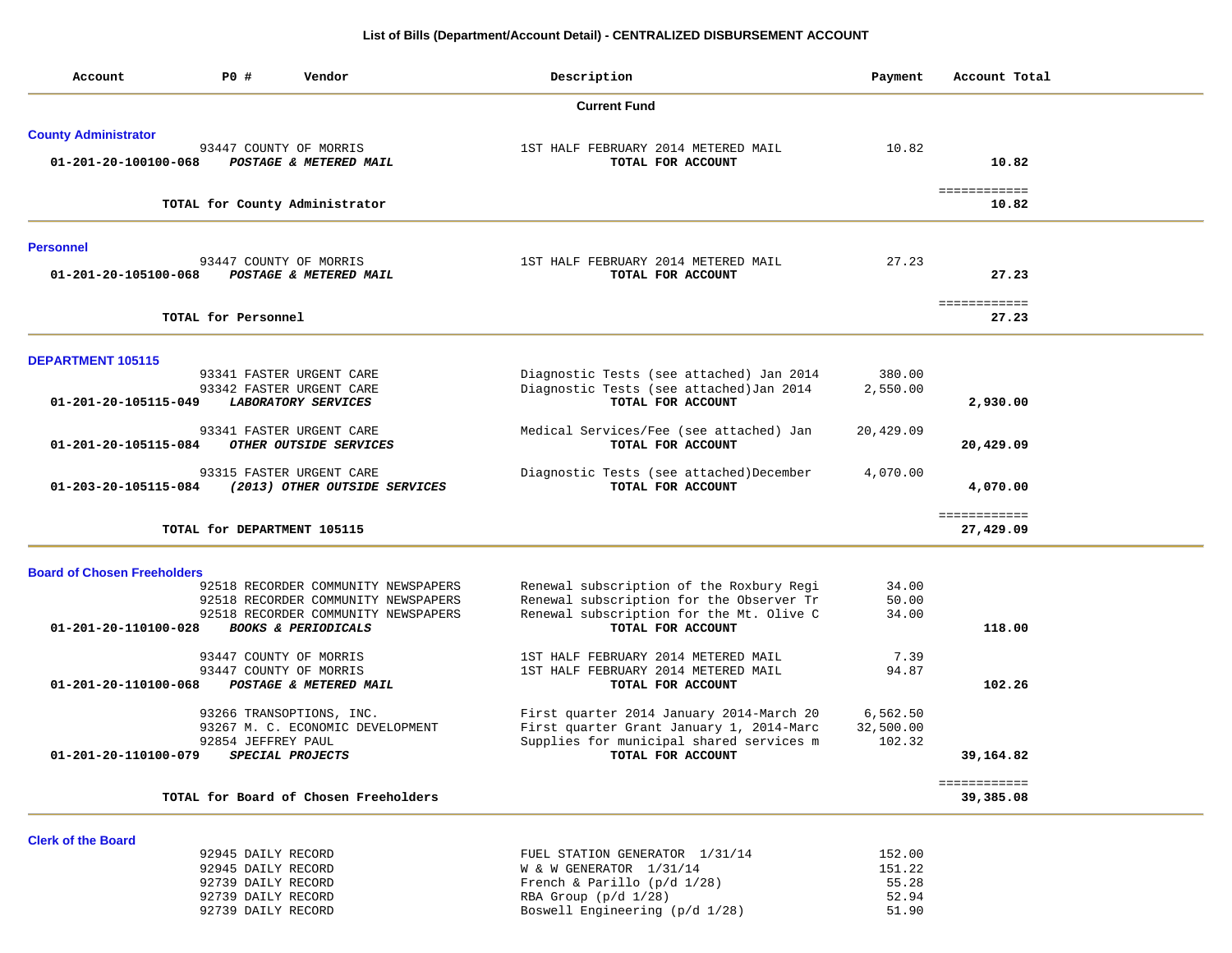# List of Bills (Department/Account Detail) - CENTRALIZED DISBURSEMENT ACCOUNT

| Account | PO # | Vendor | Description | Payment | Account Total |
|---|---|---|---|---|---|
| | | | **Current Fund** | | |
| **County Administrator** | | | | | |
| | 93447 | COUNTY OF MORRIS | 1ST HALF FEBRUARY 2014 METERED MAIL | 10.82 | |
| **01-201-20-100100-068** | | ***POSTAGE & METERED MAIL*** | **TOTAL FOR ACCOUNT** | | **10.82** |
| | | **TOTAL for County Administrator** | | | **10.82** |
| **Personnel** | | | | | |
| | 93447 | COUNTY OF MORRIS | 1ST HALF FEBRUARY 2014 METERED MAIL | 27.23 | |
| **01-201-20-105100-068** | | ***POSTAGE & METERED MAIL*** | **TOTAL FOR ACCOUNT** | | **27.23** |
| | | **TOTAL for Personnel** | | | **27.23** |
| **DEPARTMENT 105115** | | | | | |
| | 93341 | FASTER URGENT CARE | Diagnostic Tests (see attached) Jan 2014 | 380.00 | |
| | 93342 | FASTER URGENT CARE | Diagnostic Tests (see attached)Jan 2014 | 2,550.00 | |
| **01-201-20-105115-049** | | ***LABORATORY SERVICES*** | **TOTAL FOR ACCOUNT** | | **2,930.00** |
| | 93341 | FASTER URGENT CARE | Medical Services/Fee (see attached) Jan | 20,429.09 | |
| **01-201-20-105115-084** | | ***OTHER OUTSIDE SERVICES*** | **TOTAL FOR ACCOUNT** | | **20,429.09** |
| | 93315 | FASTER URGENT CARE | Diagnostic Tests (see attached)December | 4,070.00 | |
| **01-203-20-105115-084** | | ***(2013) OTHER OUTSIDE SERVICES*** | **TOTAL FOR ACCOUNT** | | **4,070.00** |
| | | **TOTAL for DEPARTMENT 105115** | | | **27,429.09** |
| **Board of Chosen Freeholders** | | | | | |
| | 92518 | RECORDER COMMUNITY NEWSPAPERS | Renewal subscription of the Roxbury Regi | 34.00 | |
| | 92518 | RECORDER COMMUNITY NEWSPAPERS | Renewal subscription for the Observer Tr | 50.00 | |
| | 92518 | RECORDER COMMUNITY NEWSPAPERS | Renewal subscription for the Mt. Olive C | 34.00 | |
| **01-201-20-110100-028** | | ***BOOKS & PERIODICALS*** | **TOTAL FOR ACCOUNT** | | **118.00** |
| | 93447 | COUNTY OF MORRIS | 1ST HALF FEBRUARY 2014 METERED MAIL | 7.39 | |
| | 93447 | COUNTY OF MORRIS | 1ST HALF FEBRUARY 2014 METERED MAIL | 94.87 | |
| **01-201-20-110100-068** | | ***POSTAGE & METERED MAIL*** | **TOTAL FOR ACCOUNT** | | **102.26** |
| | 93266 | TRANSOPTIONS, INC. | First quarter 2014 January 2014-March 20 | 6,562.50 | |
| | 93267 | M. C. ECONOMIC DEVELOPMENT | First quarter Grant January 1, 2014-Marc | 32,500.00 | |
| | 92854 | JEFFREY PAUL | Supplies for municipal shared services m | 102.32 | |
| **01-201-20-110100-079** | | ***SPECIAL PROJECTS*** | **TOTAL FOR ACCOUNT** | | **39,164.82** |
| | | **TOTAL for Board of Chosen Freeholders** | | | **39,385.08** |
| **Clerk of the Board** | | | | | |
| | 92945 | DAILY RECORD | FUEL STATION GENERATOR 1/31/14 | 152.00 | |
| | 92945 | DAILY RECORD | W & W GENERATOR 1/31/14 | 151.22 | |
| | 92739 | DAILY RECORD | French & Parillo (p/d 1/28) | 55.28 | |
| | 92739 | DAILY RECORD | RBA Group (p/d 1/28) | 52.94 | |
| | 92739 | DAILY RECORD | Boswell Engineering (p/d 1/28) | 51.90 | |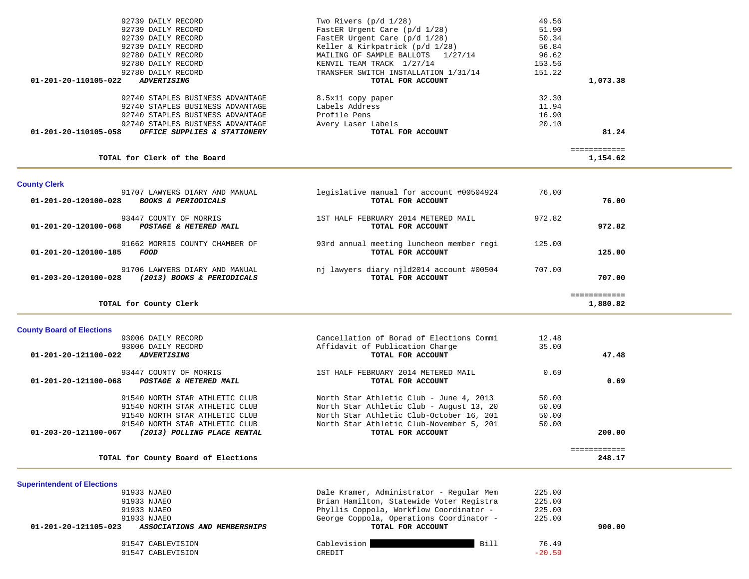| Account | Vendor / Account Name | Description | Amount | Total |
|---|---|---|---|---|
| | 92739 DAILY RECORD | Two Rivers (p/d 1/28) | 49.56 | |
| | 92739 DAILY RECORD | FastER Urgent Care (p/d 1/28) | 51.90 | |
| | 92739 DAILY RECORD | FastER Urgent Care (p/d 1/28) | 50.34 | |
| | 92739 DAILY RECORD | Keller & Kirkpatrick (p/d 1/28) | 56.84 | |
| | 92780 DAILY RECORD | MAILING OF SAMPLE BALLOTS 1/27/14 | 96.62 | |
| | 92780 DAILY RECORD | KENVIL TEAM TRACK 1/27/14 | 153.56 | |
| | 92780 DAILY RECORD | TRANSFER SWITCH INSTALLATION 1/31/14 | 151.22 | |
| **01-201-20-110105-022** | ***ADVERTISING*** | **TOTAL FOR ACCOUNT** | | **1,073.38** |
| | 92740 STAPLES BUSINESS ADVANTAGE | 8.5x11 copy paper | 32.30 | |
| | 92740 STAPLES BUSINESS ADVANTAGE | Labels Address | 11.94 | |
| | 92740 STAPLES BUSINESS ADVANTAGE | Profile Pens | 16.90 | |
| | 92740 STAPLES BUSINESS ADVANTAGE | Avery Laser Labels | 20.10 | |
| **01-201-20-110105-058** | ***OFFICE SUPPLIES & STATIONERY*** | **TOTAL FOR ACCOUNT** | | **81.24** |
| | **TOTAL for Clerk of the Board** | | | **1,154.62** |

## County Clerk

| Account | Vendor / Account Name | Description | Amount | Total |
|---|---|---|---|---|
| | 91707 LAWYERS DIARY AND MANUAL | legislative manual for account #00504924 | 76.00 | |
| **01-201-20-120100-028** | ***BOOKS & PERIODICALS*** | **TOTAL FOR ACCOUNT** | | **76.00** |
| | 93447 COUNTY OF MORRIS | 1ST HALF FEBRUARY 2014 METERED MAIL | 972.82 | |
| **01-201-20-120100-068** | ***POSTAGE & METERED MAIL*** | **TOTAL FOR ACCOUNT** | | **972.82** |
| | 91662 MORRIS COUNTY CHAMBER OF | 93rd annual meeting luncheon member regi | 125.00 | |
| **01-201-20-120100-185** | ***FOOD*** | **TOTAL FOR ACCOUNT** | | **125.00** |
| | 91706 LAWYERS DIARY AND MANUAL | nj lawyers diary njld2014 account #00504 | 707.00 | |
| **01-203-20-120100-028** | ***(2013) BOOKS & PERIODICALS*** | **TOTAL FOR ACCOUNT** | | **707.00** |
| | **TOTAL for County Clerk** | | | **1,880.82** |

## County Board of Elections

| Account | Vendor / Account Name | Description | Amount | Total |
|---|---|---|---|---|
| | 93006 DAILY RECORD | Cancellation of Borad of Elections Commi | 12.48 | |
| | 93006 DAILY RECORD | Affidavit of Publication Charge | 35.00 | |
| **01-201-20-121100-022** | ***ADVERTISING*** | **TOTAL FOR ACCOUNT** | | **47.48** |
| | 93447 COUNTY OF MORRIS | 1ST HALF FEBRUARY 2014 METERED MAIL | 0.69 | |
| **01-201-20-121100-068** | ***POSTAGE & METERED MAIL*** | **TOTAL FOR ACCOUNT** | | **0.69** |
| | 91540 NORTH STAR ATHLETIC CLUB | North Star Athletic Club - June 4, 2013 | 50.00 | |
| | 91540 NORTH STAR ATHLETIC CLUB | North Star Athletic Club - August 13, 20 | 50.00 | |
| | 91540 NORTH STAR ATHLETIC CLUB | North Star Athletic Club-October 16, 201 | 50.00 | |
| | 91540 NORTH STAR ATHLETIC CLUB | North Star Athletic Club-November 5, 201 | 50.00 | |
| **01-203-20-121100-067** | ***(2013) POLLING PLACE RENTAL*** | **TOTAL FOR ACCOUNT** | | **200.00** |
| | **TOTAL for County Board of Elections** | | | **248.17** |

## Superintendent of Elections

| Account | Vendor / Account Name | Description | Amount | Total |
|---|---|---|---|---|
| | 91933 NJAEO | Dale Kramer, Administrator - Regular Mem | 225.00 | |
| | 91933 NJAEO | Brian Hamilton, Statewide Voter Registra | 225.00 | |
| | 91933 NJAEO | Phyllis Coppola, Workflow Coordinator - | 225.00 | |
| | 91933 NJAEO | George Coppola, Operations Coordinator - | 225.00 | |
| **01-201-20-121105-023** | ***ASSOCIATIONS AND MEMBERSHIPS*** | **TOTAL FOR ACCOUNT** | | **900.00** |
| | 91547 CABLEVISION | Cablevision [REDACTED] Bill | 76.49 | |
| | 91547 CABLEVISION | CREDIT | -20.59 | |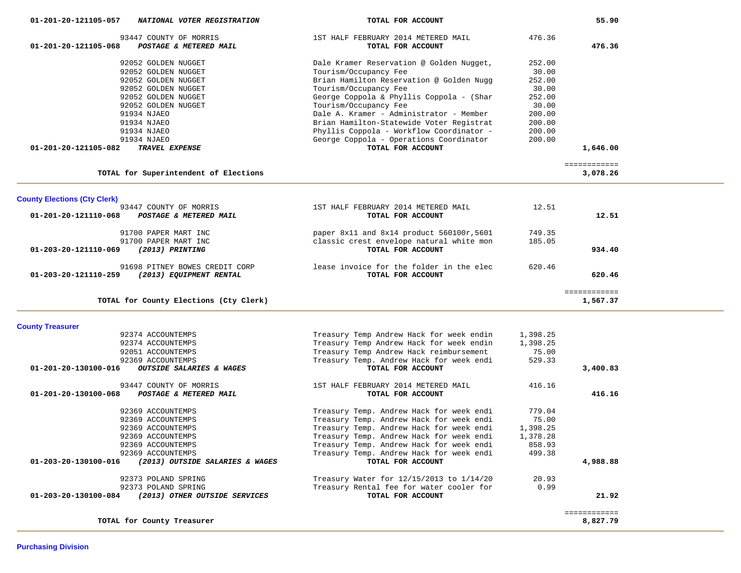| Account / Vendor | Description | Amount | Total |
|---|---|---|---|
| 01-201-20-121105-057 ***NATIONAL VOTER REGISTRATION*** | **TOTAL FOR ACCOUNT** | | **55.90** |
| 93447 COUNTY OF MORRIS | 1ST HALF FEBRUARY 2014 METERED MAIL | 476.36 | |
| 01-201-20-121105-068 ***POSTAGE & METERED MAIL*** | **TOTAL FOR ACCOUNT** | | **476.36** |
| 92052 GOLDEN NUGGET | Dale Kramer Reservation @ Golden Nugget, | 252.00 | |
| 92052 GOLDEN NUGGET | Tourism/Occupancy Fee | 30.00 | |
| 92052 GOLDEN NUGGET | Brian Hamilton Reservation @ Golden Nugg | 252.00 | |
| 92052 GOLDEN NUGGET | Tourism/Occupancy Fee | 30.00 | |
| 92052 GOLDEN NUGGET | George Coppola & Phyllis Coppola - (Shar | 252.00 | |
| 92052 GOLDEN NUGGET | Tourism/Occupancy Fee | 30.00 | |
| 91934 NJAEO | Dale A. Kramer - Administrator - Member | 200.00 | |
| 91934 NJAEO | Brian Hamilton-Statewide Voter Registrat | 200.00 | |
| 91934 NJAEO | Phyllis Coppola - Workflow Coordinator - | 200.00 | |
| 91934 NJAEO | George Coppola - Operations Coordinator | 200.00 | |
| 01-201-20-121105-082 ***TRAVEL EXPENSE*** | **TOTAL FOR ACCOUNT** | | **1,646.00** |
| | | | ============ |
| **TOTAL for Superintendent of Elections** | | | **3,078.26** |

## County Elections (Cty Clerk)

| Account / Vendor | Description | Amount | Total |
|---|---|---|---|
| 93447 COUNTY OF MORRIS | 1ST HALF FEBRUARY 2014 METERED MAIL | 12.51 | |
| 01-201-20-121110-068 ***POSTAGE & METERED MAIL*** | **TOTAL FOR ACCOUNT** | | **12.51** |
| 91700 PAPER MART INC | paper 8x11 and 8x14 product 560100r,5601 | 749.35 | |
| 91700 PAPER MART INC | classic crest envelope natural white mon | 185.05 | |
| 01-203-20-121110-069 ***(2013) PRINTING*** | **TOTAL FOR ACCOUNT** | | **934.40** |
| 91698 PITNEY BOWES CREDIT CORP | lease invoice for the folder in the elec | 620.46 | |
| 01-203-20-121110-259 ***(2013) EQUIPMENT RENTAL*** | **TOTAL FOR ACCOUNT** | | **620.46** |
| | | | ============ |
| **TOTAL for County Elections (Cty Clerk)** | | | **1,567.37** |

## County Treasurer

| Account / Vendor | Description | Amount | Total |
|---|---|---|---|
| 92374 ACCOUNTEMPS | Treasury Temp Andrew Hack for week endin | 1,398.25 | |
| 92374 ACCOUNTEMPS | Treasury Temp Andrew Hack for week endin | 1,398.25 | |
| 92051 ACCOUNTEMPS | Treasury Temp Andrew Hack reimbursement | 75.00 | |
| 92369 ACCOUNTEMPS | Treasury Temp. Andrew Hack for week endi | 529.33 | |
| 01-201-20-130100-016 ***OUTSIDE SALARIES & WAGES*** | **TOTAL FOR ACCOUNT** | | **3,400.83** |
| 93447 COUNTY OF MORRIS | 1ST HALF FEBRUARY 2014 METERED MAIL | 416.16 | |
| 01-201-20-130100-068 ***POSTAGE & METERED MAIL*** | **TOTAL FOR ACCOUNT** | | **416.16** |
| 92369 ACCOUNTEMPS | Treasury Temp. Andrew Hack for week endi | 779.04 | |
| 92369 ACCOUNTEMPS | Treasury Temp. Andrew Hack for week endi | 75.00 | |
| 92369 ACCOUNTEMPS | Treasury Temp. Andrew Hack for week endi | 1,398.25 | |
| 92369 ACCOUNTEMPS | Treasury Temp. Andrew Hack for week endi | 1,378.28 | |
| 92369 ACCOUNTEMPS | Treasury Temp. Andrew Hack for week endi | 858.93 | |
| 92369 ACCOUNTEMPS | Treasury Temp. Andrew Hack for week endi | 499.38 | |
| 01-203-20-130100-016 ***(2013) OUTSIDE SALARIES & WAGES*** | **TOTAL FOR ACCOUNT** | | **4,988.88** |
| 92373 POLAND SPRING | Treasury Water for 12/15/2013 to 1/14/20 | 20.93 | |
| 92373 POLAND SPRING | Treasury Rental fee for water cooler for | 0.99 | |
| 01-203-20-130100-084 ***(2013) OTHER OUTSIDE SERVICES*** | **TOTAL FOR ACCOUNT** | | **21.92** |
| | | | ============ |
| **TOTAL for County Treasurer** | | | **8,827.79** |

## Purchasing Division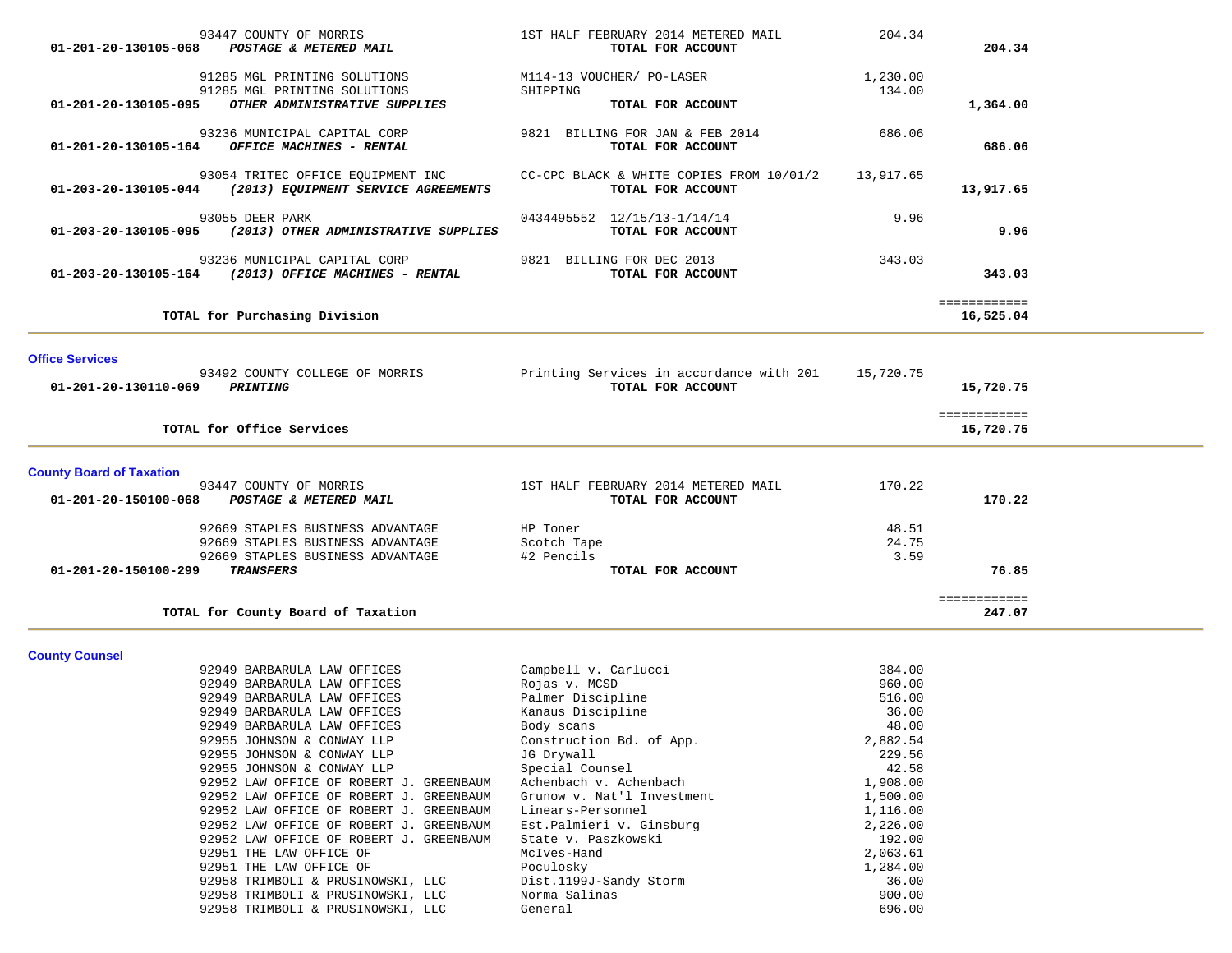| Account | Vendor / Account Description | Description | Amount | Total |
|---|---|---|---|---|
| | 93447 COUNTY OF MORRIS | 1ST HALF FEBRUARY 2014 METERED MAIL | 204.34 | |
| **01-201-20-130105-068** | ***POSTAGE & METERED MAIL*** | **TOTAL FOR ACCOUNT** | | **204.34** |
| | 91285 MGL PRINTING SOLUTIONS | M114-13 VOUCHER/ PO-LASER | 1,230.00 | |
| | 91285 MGL PRINTING SOLUTIONS | SHIPPING | 134.00 | |
| **01-201-20-130105-095** | ***OTHER ADMINISTRATIVE SUPPLIES*** | **TOTAL FOR ACCOUNT** | | **1,364.00** |
| | 93236 MUNICIPAL CAPITAL CORP | 9821 BILLING FOR JAN & FEB 2014 | 686.06 | |
| **01-201-20-130105-164** | ***OFFICE MACHINES - RENTAL*** | **TOTAL FOR ACCOUNT** | | **686.06** |
| | 93054 TRITEC OFFICE EQUIPMENT INC | CC-CPC BLACK & WHITE COPIES FROM 10/01/2 | 13,917.65 | |
| **01-203-20-130105-044** | ***(2013) EQUIPMENT SERVICE AGREEMENTS*** | **TOTAL FOR ACCOUNT** | | **13,917.65** |
| | 93055 DEER PARK | 0434495552 12/15/13-1/14/14 | 9.96 | |
| **01-203-20-130105-095** | ***(2013) OTHER ADMINISTRATIVE SUPPLIES*** | **TOTAL FOR ACCOUNT** | | **9.96** |
| | 93236 MUNICIPAL CAPITAL CORP | 9821 BILLING FOR DEC 2013 | 343.03 | |
| **01-203-20-130105-164** | ***(2013) OFFICE MACHINES - RENTAL*** | **TOTAL FOR ACCOUNT** | | **343.03** |
| | | | | ============ |
| | **TOTAL for Purchasing Division** | | | **16,525.04** |

## Office Services

| Account | Vendor / Account Description | Description | Amount | Total |
|---|---|---|---|---|
| | 93492 COUNTY COLLEGE OF MORRIS | Printing Services in accordance with 201 | 15,720.75 | |
| **01-201-20-130110-069** | ***PRINTING*** | **TOTAL FOR ACCOUNT** | | **15,720.75** |
| | | | | ============ |
| | **TOTAL for Office Services** | | | **15,720.75** |

## County Board of Taxation

| Account | Vendor / Account Description | Description | Amount | Total |
|---|---|---|---|---|
| | 93447 COUNTY OF MORRIS | 1ST HALF FEBRUARY 2014 METERED MAIL | 170.22 | |
| **01-201-20-150100-068** | ***POSTAGE & METERED MAIL*** | **TOTAL FOR ACCOUNT** | | **170.22** |
| | 92669 STAPLES BUSINESS ADVANTAGE | HP Toner | 48.51 | |
| | 92669 STAPLES BUSINESS ADVANTAGE | Scotch Tape | 24.75 | |
| | 92669 STAPLES BUSINESS ADVANTAGE | #2 Pencils | 3.59 | |
| **01-201-20-150100-299** | ***TRANSFERS*** | **TOTAL FOR ACCOUNT** | | **76.85** |
| | | | | ============ |
| | **TOTAL for County Board of Taxation** | | | **247.07** |

## County Counsel

| Account | Vendor / Account Description | Description | Amount | Total |
|---|---|---|---|---|
| | 92949 BARBARULA LAW OFFICES | Campbell v. Carlucci | 384.00 | |
| | 92949 BARBARULA LAW OFFICES | Rojas v. MCSD | 960.00 | |
| | 92949 BARBARULA LAW OFFICES | Palmer Discipline | 516.00 | |
| | 92949 BARBARULA LAW OFFICES | Kanaus Discipline | 36.00 | |
| | 92949 BARBARULA LAW OFFICES | Body scans | 48.00 | |
| | 92955 JOHNSON & CONWAY LLP | Construction Bd. of App. | 2,882.54 | |
| | 92955 JOHNSON & CONWAY LLP | JG Drywall | 229.56 | |
| | 92955 JOHNSON & CONWAY LLP | Special Counsel | 42.58 | |
| | 92952 LAW OFFICE OF ROBERT J. GREENBAUM | Achenbach v. Achenbach | 1,908.00 | |
| | 92952 LAW OFFICE OF ROBERT J. GREENBAUM | Grunow v. Nat'l Investment | 1,500.00 | |
| | 92952 LAW OFFICE OF ROBERT J. GREENBAUM | Linears-Personnel | 1,116.00 | |
| | 92952 LAW OFFICE OF ROBERT J. GREENBAUM | Est.Palmieri v. Ginsburg | 2,226.00 | |
| | 92952 LAW OFFICE OF ROBERT J. GREENBAUM | State v. Paszkowski | 192.00 | |
| | 92951 THE LAW OFFICE OF | McIves-Hand | 2,063.61 | |
| | 92951 THE LAW OFFICE OF | Poculosky | 1,284.00 | |
| | 92958 TRIMBOLI & PRUSINOWSKI, LLC | Dist.1199J-Sandy Storm | 36.00 | |
| | 92958 TRIMBOLI & PRUSINOWSKI, LLC | Norma Salinas | 900.00 | |
| | 92958 TRIMBOLI & PRUSINOWSKI, LLC | General | 696.00 | |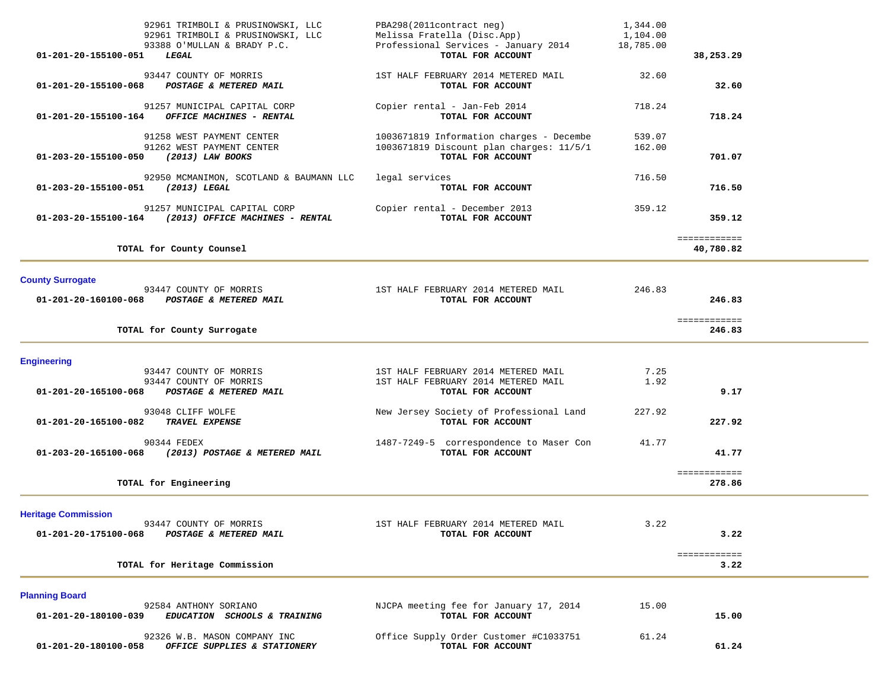| Account | Vendor / Account Name | Description | Amount | Total |
|---|---|---|---|---|
| | 92961 TRIMBOLI & PRUSINOWSKI, LLC | PBA298(2011contract neg) | 1,344.00 | |
| | 92961 TRIMBOLI & PRUSINOWSKI, LLC | Melissa Fratella (Disc.App) | 1,104.00 | |
| | 93388 O'MULLAN & BRADY P.C. | Professional Services - January 2014 | 18,785.00 | |
| **01-201-20-155100-051** | ***LEGAL*** | **TOTAL FOR ACCOUNT** | | **38,253.29** |
| | 93447 COUNTY OF MORRIS | 1ST HALF FEBRUARY 2014 METERED MAIL | 32.60 | |
| **01-201-20-155100-068** | ***POSTAGE & METERED MAIL*** | **TOTAL FOR ACCOUNT** | | **32.60** |
| | 91257 MUNICIPAL CAPITAL CORP | Copier rental - Jan-Feb 2014 | 718.24 | |
| **01-201-20-155100-164** | ***OFFICE MACHINES - RENTAL*** | **TOTAL FOR ACCOUNT** | | **718.24** |
| | 91258 WEST PAYMENT CENTER | 1003671819 Information charges - Decembe | 539.07 | |
| | 91262 WEST PAYMENT CENTER | 1003671819 Discount plan charges: 11/5/1 | 162.00 | |
| **01-203-20-155100-050** | ***(2013) LAW BOOKS*** | **TOTAL FOR ACCOUNT** | | **701.07** |
| | 92950 MCMANIMON, SCOTLAND & BAUMANN LLC | legal services | 716.50 | |
| **01-203-20-155100-051** | ***(2013) LEGAL*** | **TOTAL FOR ACCOUNT** | | **716.50** |
| | 91257 MUNICIPAL CAPITAL CORP | Copier rental - December 2013 | 359.12 | |
| **01-203-20-155100-164** | ***(2013) OFFICE MACHINES - RENTAL*** | **TOTAL FOR ACCOUNT** | | **359.12** |
| | | | | ============ |
| | **TOTAL for County Counsel** | | | **40,780.82** |

## County Surrogate

| Account | Vendor / Account Name | Description | Amount | Total |
|---|---|---|---|---|
| | 93447 COUNTY OF MORRIS | 1ST HALF FEBRUARY 2014 METERED MAIL | 246.83 | |
| **01-201-20-160100-068** | ***POSTAGE & METERED MAIL*** | **TOTAL FOR ACCOUNT** | | **246.83** |
| | | | | ============ |
| | **TOTAL for County Surrogate** | | | **246.83** |

## Engineering

| Account | Vendor / Account Name | Description | Amount | Total |
|---|---|---|---|---|
| | 93447 COUNTY OF MORRIS | 1ST HALF FEBRUARY 2014 METERED MAIL | 7.25 | |
| | 93447 COUNTY OF MORRIS | 1ST HALF FEBRUARY 2014 METERED MAIL | 1.92 | |
| **01-201-20-165100-068** | ***POSTAGE & METERED MAIL*** | **TOTAL FOR ACCOUNT** | | **9.17** |
| | 93048 CLIFF WOLFE | New Jersey Society of Professional Land | 227.92 | |
| **01-201-20-165100-082** | ***TRAVEL EXPENSE*** | **TOTAL FOR ACCOUNT** | | **227.92** |
| | 90344 FEDEX | 1487-7249-5 correspondence to Maser Con | 41.77 | |
| **01-203-20-165100-068** | ***(2013) POSTAGE & METERED MAIL*** | **TOTAL FOR ACCOUNT** | | **41.77** |
| | | | | ============ |
| | **TOTAL for Engineering** | | | **278.86** |

## Heritage Commission

| Account | Vendor / Account Name | Description | Amount | Total |
|---|---|---|---|---|
| | 93447 COUNTY OF MORRIS | 1ST HALF FEBRUARY 2014 METERED MAIL | 3.22 | |
| **01-201-20-175100-068** | ***POSTAGE & METERED MAIL*** | **TOTAL FOR ACCOUNT** | | **3.22** |
| | | | | ============ |
| | **TOTAL for Heritage Commission** | | | **3.22** |

## Planning Board

| Account | Vendor / Account Name | Description | Amount | Total |
|---|---|---|---|---|
| | 92584 ANTHONY SORIANO | NJCPA meeting fee for January 17, 2014 | 15.00 | |
| **01-201-20-180100-039** | ***EDUCATION SCHOOLS & TRAINING*** | **TOTAL FOR ACCOUNT** | | **15.00** |
| | 92326 W.B. MASON COMPANY INC | Office Supply Order Customer #C1033751 | 61.24 | |
| **01-201-20-180100-058** | ***OFFICE SUPPLIES & STATIONERY*** | **TOTAL FOR ACCOUNT** | | **61.24** |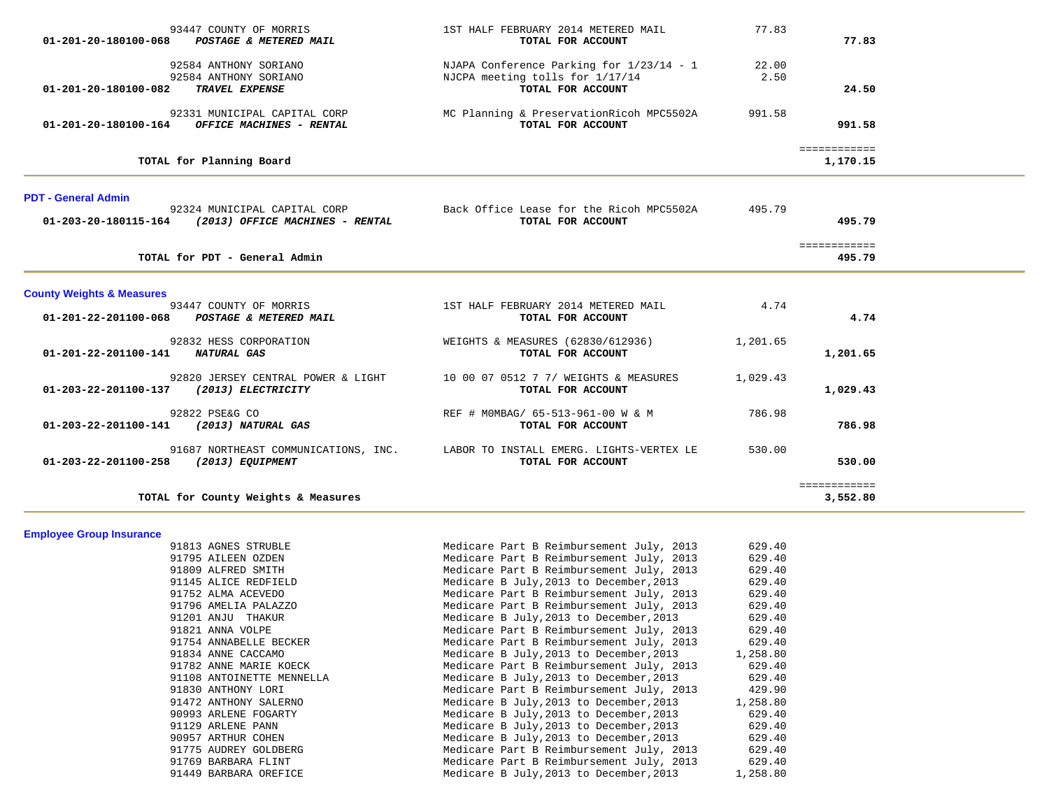| Account | Vendor / Account Name | Description | Amount | Total |
|---|---|---|---|---|
| | 93447 COUNTY OF MORRIS | 1ST HALF FEBRUARY 2014 METERED MAIL | 77.83 | |
| **01-201-20-180100-068** | ***POSTAGE & METERED MAIL*** | **TOTAL FOR ACCOUNT** | | **77.83** |
| | 92584 ANTHONY SORIANO | NJAPA Conference Parking for 1/23/14 - 1 | 22.00 | |
| | 92584 ANTHONY SORIANO | NJCPA meeting tolls for 1/17/14 | 2.50 | |
| **01-201-20-180100-082** | ***TRAVEL EXPENSE*** | **TOTAL FOR ACCOUNT** | | **24.50** |
| | 92331 MUNICIPAL CAPITAL CORP | MC Planning & PreservationRicoh MPC5502A | 991.58 | |
| **01-201-20-180100-164** | ***OFFICE MACHINES - RENTAL*** | **TOTAL FOR ACCOUNT** | | **991.58** |
| | | | | ============ |
| | **TOTAL for Planning Board** | | | **1,170.15** |

## PDT - General Admin

| Account | Vendor / Account Name | Description | Amount | Total |
|---|---|---|---|---|
| | 92324 MUNICIPAL CAPITAL CORP | Back Office Lease for the Ricoh MPC5502A | 495.79 | |
| **01-203-20-180115-164** | ***(2013) OFFICE MACHINES - RENTAL*** | **TOTAL FOR ACCOUNT** | | **495.79** |
| | | | | ============ |
| | **TOTAL for PDT - General Admin** | | | **495.79** |

## County Weights & Measures

| Account | Vendor / Account Name | Description | Amount | Total |
|---|---|---|---|---|
| | 93447 COUNTY OF MORRIS | 1ST HALF FEBRUARY 2014 METERED MAIL | 4.74 | |
| **01-201-22-201100-068** | ***POSTAGE & METERED MAIL*** | **TOTAL FOR ACCOUNT** | | **4.74** |
| | 92832 HESS CORPORATION | WEIGHTS & MEASURES (62830/612936) | 1,201.65 | |
| **01-201-22-201100-141** | ***NATURAL GAS*** | **TOTAL FOR ACCOUNT** | | **1,201.65** |
| | 92820 JERSEY CENTRAL POWER & LIGHT | 10 00 07 0512 7 7/ WEIGHTS & MEASURES | 1,029.43 | |
| **01-203-22-201100-137** | ***(2013) ELECTRICITY*** | **TOTAL FOR ACCOUNT** | | **1,029.43** |
| | 92822 PSE&G CO | REF # M0MBAG/ 65-513-961-00 W & M | 786.98 | |
| **01-203-22-201100-141** | ***(2013) NATURAL GAS*** | **TOTAL FOR ACCOUNT** | | **786.98** |
| | 91687 NORTHEAST COMMUNICATIONS, INC. | LABOR TO INSTALL EMERG. LIGHTS-VERTEX LE | 530.00 | |
| **01-203-22-201100-258** | ***(2013) EQUIPMENT*** | **TOTAL FOR ACCOUNT** | | **530.00** |
| | | | | ============ |
| | **TOTAL for County Weights & Measures** | | | **3,552.80** |

## Employee Group Insurance

| Account | Vendor / Account Name | Description | Amount | Total |
|---|---|---|---|---|
| | 91813 AGNES STRUBLE | Medicare Part B Reimbursement July, 2013 | 629.40 | |
| | 91795 AILEEN OZDEN | Medicare Part B Reimbursement July, 2013 | 629.40 | |
| | 91809 ALFRED SMITH | Medicare Part B Reimbursement July, 2013 | 629.40 | |
| | 91145 ALICE REDFIELD | Medicare B July,2013 to December,2013 | 629.40 | |
| | 91752 ALMA ACEVEDO | Medicare Part B Reimbursement July, 2013 | 629.40 | |
| | 91796 AMELIA PALAZZO | Medicare Part B Reimbursement July, 2013 | 629.40 | |
| | 91201 ANJU THAKUR | Medicare B July,2013 to December,2013 | 629.40 | |
| | 91821 ANNA VOLPE | Medicare Part B Reimbursement July, 2013 | 629.40 | |
| | 91754 ANNABELLE BECKER | Medicare Part B Reimbursement July, 2013 | 629.40 | |
| | 91834 ANNE CACCAMO | Medicare B July,2013 to December,2013 | 1,258.80 | |
| | 91782 ANNE MARIE KOECK | Medicare Part B Reimbursement July, 2013 | 629.40 | |
| | 91108 ANTOINETTE MENNELLA | Medicare B July,2013 to December,2013 | 629.40 | |
| | 91830 ANTHONY LORI | Medicare Part B Reimbursement July, 2013 | 429.90 | |
| | 91472 ANTHONY SALERNO | Medicare B July,2013 to December,2013 | 1,258.80 | |
| | 90993 ARLENE FOGARTY | Medicare B July,2013 to December,2013 | 629.40 | |
| | 91129 ARLENE PANN | Medicare B July,2013 to December,2013 | 629.40 | |
| | 90957 ARTHUR COHEN | Medicare B July,2013 to December,2013 | 629.40 | |
| | 91775 AUDREY GOLDBERG | Medicare Part B Reimbursement July, 2013 | 629.40 | |
| | 91769 BARBARA FLINT | Medicare Part B Reimbursement July, 2013 | 629.40 | |
| | 91449 BARBARA OREFICE | Medicare B July,2013 to December,2013 | 1,258.80 | |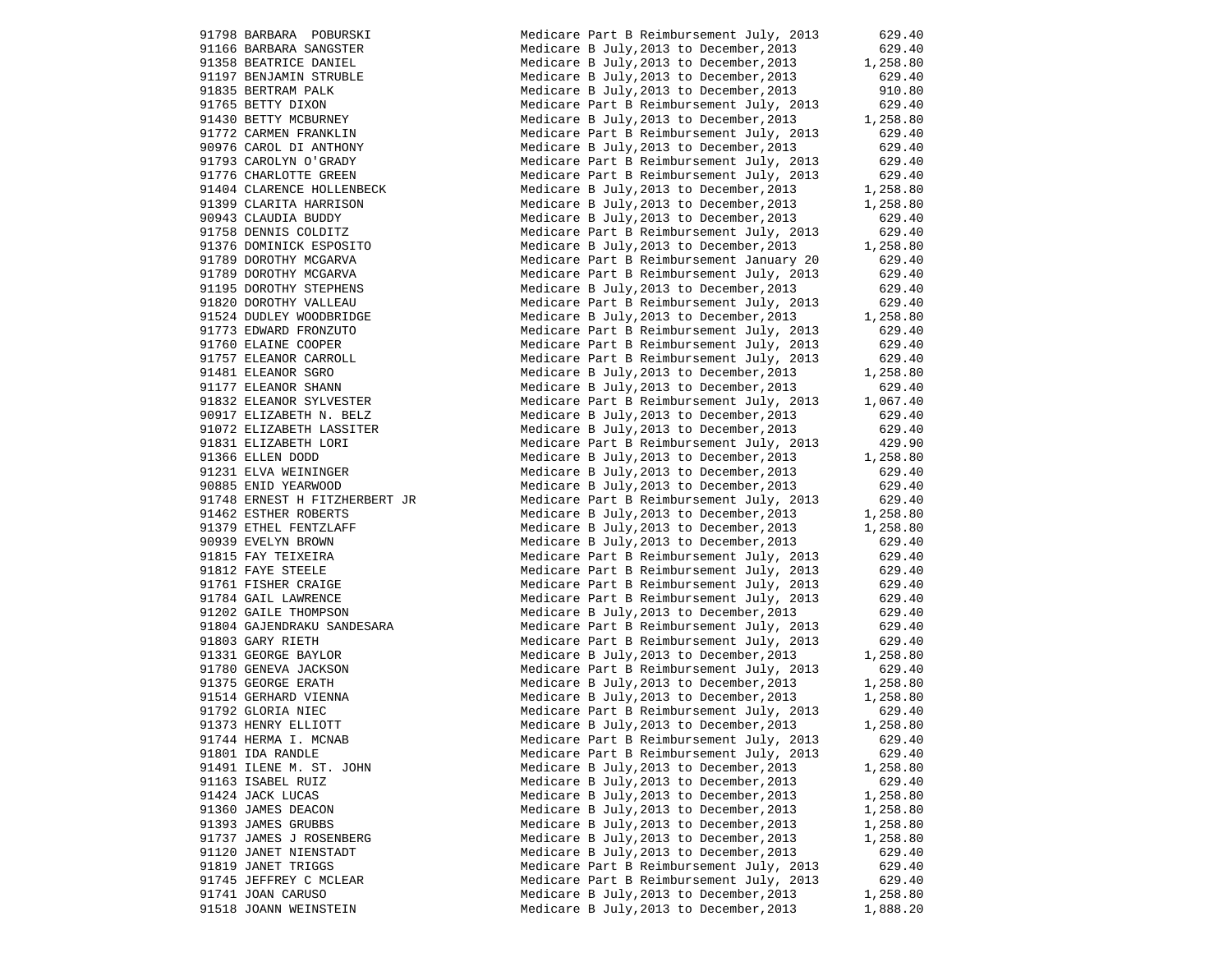| | | | |
|---|---|---|---|
| 91798 | BARBARA POBURSKI | Medicare Part B Reimbursement July, 2013 | 629.40 |
| 91166 | BARBARA SANGSTER | Medicare B July,2013 to December,2013 | 629.40 |
| 91358 | BEATRICE DANIEL | Medicare B July,2013 to December,2013 | 1,258.80 |
| 91197 | BENJAMIN STRUBLE | Medicare B July,2013 to December,2013 | 629.40 |
| 91835 | BERTRAM PALK | Medicare B July,2013 to December,2013 | 910.80 |
| 91765 | BETTY DIXON | Medicare Part B Reimbursement July, 2013 | 629.40 |
| 91430 | BETTY MCBURNEY | Medicare B July,2013 to December,2013 | 1,258.80 |
| 91772 | CARMEN FRANKLIN | Medicare Part B Reimbursement July, 2013 | 629.40 |
| 90976 | CAROL DI ANTHONY | Medicare B July,2013 to December,2013 | 629.40 |
| 91793 | CAROLYN O'GRADY | Medicare Part B Reimbursement July, 2013 | 629.40 |
| 91776 | CHARLOTTE GREEN | Medicare Part B Reimbursement July, 2013 | 629.40 |
| 91404 | CLARENCE HOLLENBECK | Medicare B July,2013 to December,2013 | 1,258.80 |
| 91399 | CLARITA HARRISON | Medicare B July,2013 to December,2013 | 1,258.80 |
| 90943 | CLAUDIA BUDDY | Medicare B July,2013 to December,2013 | 629.40 |
| 91758 | DENNIS COLDITZ | Medicare Part B Reimbursement July, 2013 | 629.40 |
| 91376 | DOMINICK ESPOSITO | Medicare B July,2013 to December,2013 | 1,258.80 |
| 91789 | DOROTHY MCGARVA | Medicare Part B Reimbursement January 20 | 629.40 |
| 91789 | DOROTHY MCGARVA | Medicare Part B Reimbursement July, 2013 | 629.40 |
| 91195 | DOROTHY STEPHENS | Medicare B July,2013 to December,2013 | 629.40 |
| 91820 | DOROTHY VALLEAU | Medicare Part B Reimbursement July, 2013 | 629.40 |
| 91524 | DUDLEY WOODBRIDGE | Medicare B July,2013 to December,2013 | 1,258.80 |
| 91773 | EDWARD FRONZUTO | Medicare Part B Reimbursement July, 2013 | 629.40 |
| 91760 | ELAINE COOPER | Medicare Part B Reimbursement July, 2013 | 629.40 |
| 91757 | ELEANOR CARROLL | Medicare Part B Reimbursement July, 2013 | 629.40 |
| 91481 | ELEANOR SGRO | Medicare B July,2013 to December,2013 | 1,258.80 |
| 91177 | ELEANOR SHANN | Medicare B July,2013 to December,2013 | 629.40 |
| 91832 | ELEANOR SYLVESTER | Medicare Part B Reimbursement July, 2013 | 1,067.40 |
| 90917 | ELIZABETH N. BELZ | Medicare B July,2013 to December,2013 | 629.40 |
| 91072 | ELIZABETH LASSITER | Medicare B July,2013 to December,2013 | 629.40 |
| 91831 | ELIZABETH LORI | Medicare Part B Reimbursement July, 2013 | 429.90 |
| 91366 | ELLEN DODD | Medicare B July,2013 to December,2013 | 1,258.80 |
| 91231 | ELVA WEININGER | Medicare B July,2013 to December,2013 | 629.40 |
| 90885 | ENID YEARWOOD | Medicare B July,2013 to December,2013 | 629.40 |
| 91748 | ERNEST H FITZHERBERT JR | Medicare Part B Reimbursement July, 2013 | 629.40 |
| 91462 | ESTHER ROBERTS | Medicare B July,2013 to December,2013 | 1,258.80 |
| 91379 | ETHEL FENTZLAFF | Medicare B July,2013 to December,2013 | 1,258.80 |
| 90939 | EVELYN BROWN | Medicare B July,2013 to December,2013 | 629.40 |
| 91815 | FAY TEIXEIRA | Medicare Part B Reimbursement July, 2013 | 629.40 |
| 91812 | FAYE STEELE | Medicare Part B Reimbursement July, 2013 | 629.40 |
| 91761 | FISHER CRAIGE | Medicare Part B Reimbursement July, 2013 | 629.40 |
| 91784 | GAIL LAWRENCE | Medicare Part B Reimbursement July, 2013 | 629.40 |
| 91202 | GAILE THOMPSON | Medicare B July,2013 to December,2013 | 629.40 |
| 91804 | GAJENDRAKU SANDESARA | Medicare Part B Reimbursement July, 2013 | 629.40 |
| 91803 | GARY RIETH | Medicare Part B Reimbursement July, 2013 | 629.40 |
| 91331 | GEORGE BAYLOR | Medicare B July,2013 to December,2013 | 1,258.80 |
| 91780 | GENEVA JACKSON | Medicare Part B Reimbursement July, 2013 | 629.40 |
| 91375 | GEORGE ERATH | Medicare B July,2013 to December,2013 | 1,258.80 |
| 91514 | GERHARD VIENNA | Medicare B July,2013 to December,2013 | 1,258.80 |
| 91792 | GLORIA NIEC | Medicare Part B Reimbursement July, 2013 | 629.40 |
| 91373 | HENRY ELLIOTT | Medicare B July,2013 to December,2013 | 1,258.80 |
| 91744 | HERMA I. MCNAB | Medicare Part B Reimbursement July, 2013 | 629.40 |
| 91801 | IDA RANDLE | Medicare Part B Reimbursement July, 2013 | 629.40 |
| 91491 | ILENE M. ST. JOHN | Medicare B July,2013 to December,2013 | 1,258.80 |
| 91163 | ISABEL RUIZ | Medicare B July,2013 to December,2013 | 629.40 |
| 91424 | JACK LUCAS | Medicare B July,2013 to December,2013 | 1,258.80 |
| 91360 | JAMES DEACON | Medicare B July,2013 to December,2013 | 1,258.80 |
| 91393 | JAMES GRUBBS | Medicare B July,2013 to December,2013 | 1,258.80 |
| 91737 | JAMES J ROSENBERG | Medicare B July,2013 to December,2013 | 1,258.80 |
| 91120 | JANET NIENSTADT | Medicare B July,2013 to December,2013 | 629.40 |
| 91819 | JANET TRIGGS | Medicare Part B Reimbursement July, 2013 | 629.40 |
| 91745 | JEFFREY C MCLEAR | Medicare Part B Reimbursement July, 2013 | 629.40 |
| 91741 | JOAN CARUSO | Medicare B July,2013 to December,2013 | 1,258.80 |
| 91518 | JOANN WEINSTEIN | Medicare B July,2013 to December,2013 | 1,888.20 |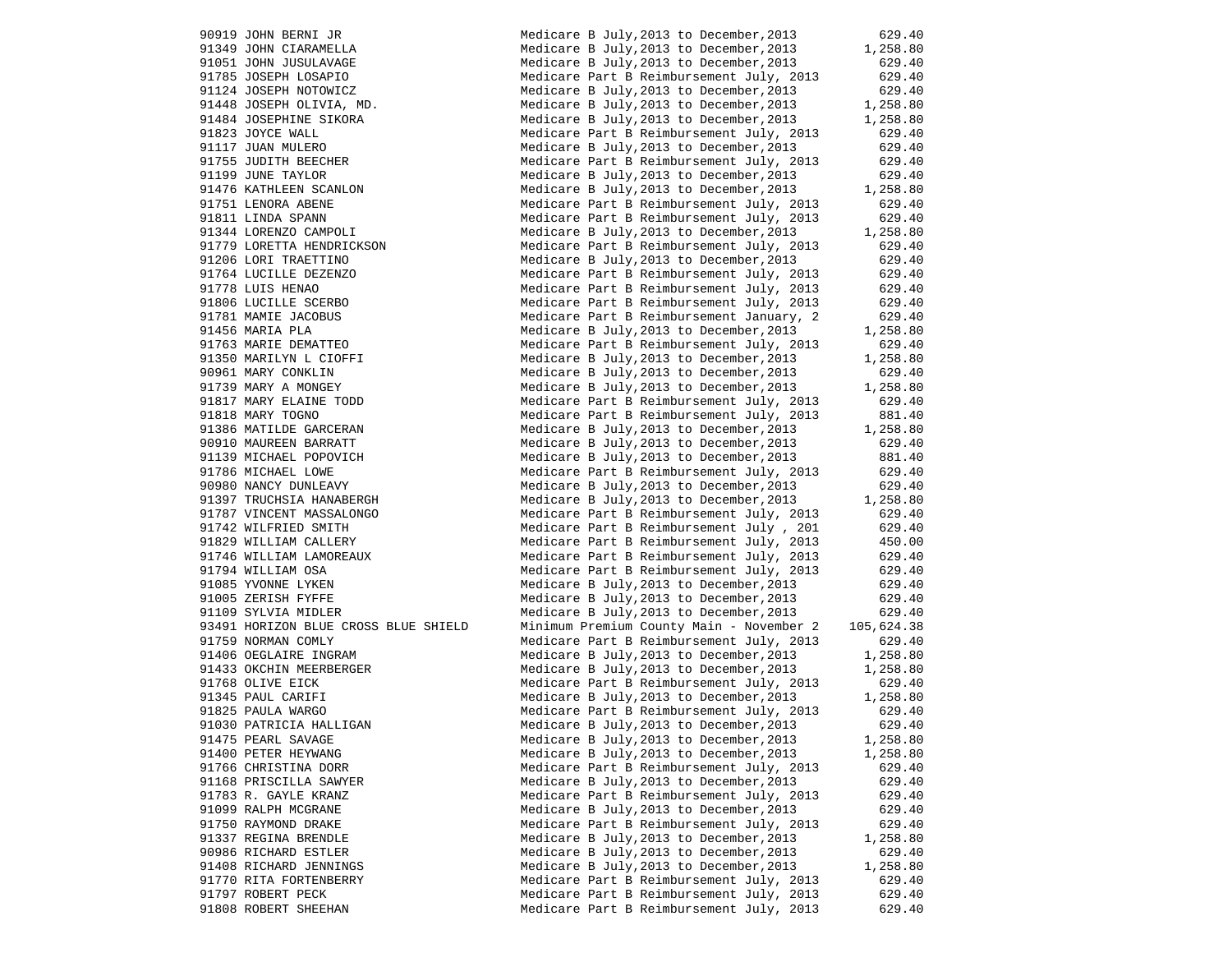| | | | |
|---|---|---|---|
| 90919 | JOHN BERNI JR | Medicare B July,2013 to December,2013 | 629.40 |
| 91349 | JOHN CIARAMELLA | Medicare B July,2013 to December,2013 | 1,258.80 |
| 91051 | JOHN JUSULAVAGE | Medicare B July,2013 to December,2013 | 629.40 |
| 91785 | JOSEPH LOSAPIO | Medicare Part B Reimbursement July, 2013 | 629.40 |
| 91124 | JOSEPH NOTOWICZ | Medicare B July,2013 to December,2013 | 629.40 |
| 91448 | JOSEPH OLIVIA, MD. | Medicare B July,2013 to December,2013 | 1,258.80 |
| 91484 | JOSEPHINE SIKORA | Medicare B July,2013 to December,2013 | 1,258.80 |
| 91823 | JOYCE WALL | Medicare Part B Reimbursement July, 2013 | 629.40 |
| 91117 | JUAN MULERO | Medicare B July,2013 to December,2013 | 629.40 |
| 91755 | JUDITH BEECHER | Medicare Part B Reimbursement July, 2013 | 629.40 |
| 91199 | JUNE TAYLOR | Medicare B July,2013 to December,2013 | 629.40 |
| 91476 | KATHLEEN SCANLON | Medicare B July,2013 to December,2013 | 1,258.80 |
| 91751 | LENORA ABENE | Medicare Part B Reimbursement July, 2013 | 629.40 |
| 91811 | LINDA SPANN | Medicare Part B Reimbursement July, 2013 | 629.40 |
| 91344 | LORENZO CAMPOLI | Medicare B July,2013 to December,2013 | 1,258.80 |
| 91779 | LORETTA HENDRICKSON | Medicare Part B Reimbursement July, 2013 | 629.40 |
| 91206 | LORI TRAETTINO | Medicare B July,2013 to December,2013 | 629.40 |
| 91764 | LUCILLE DEZENZO | Medicare Part B Reimbursement July, 2013 | 629.40 |
| 91778 | LUIS HENAO | Medicare Part B Reimbursement July, 2013 | 629.40 |
| 91806 | LUCILLE SCERBO | Medicare Part B Reimbursement July, 2013 | 629.40 |
| 91781 | MAMIE JACOBUS | Medicare Part B Reimbursement January, 2 | 629.40 |
| 91456 | MARIA PLA | Medicare B July,2013 to December,2013 | 1,258.80 |
| 91763 | MARIE DEMATTEO | Medicare Part B Reimbursement July, 2013 | 629.40 |
| 91350 | MARILYN L CIOFFI | Medicare B July,2013 to December,2013 | 1,258.80 |
| 90961 | MARY CONKLIN | Medicare B July,2013 to December,2013 | 629.40 |
| 91739 | MARY A MONGEY | Medicare B July,2013 to December,2013 | 1,258.80 |
| 91817 | MARY ELAINE TODD | Medicare Part B Reimbursement July, 2013 | 629.40 |
| 91818 | MARY TOGNO | Medicare Part B Reimbursement July, 2013 | 881.40 |
| 91386 | MATILDE GARCERAN | Medicare B July,2013 to December,2013 | 1,258.80 |
| 90910 | MAUREEN BARRATT | Medicare B July,2013 to December,2013 | 629.40 |
| 91139 | MICHAEL POPOVICH | Medicare B July,2013 to December,2013 | 881.40 |
| 91786 | MICHAEL LOWE | Medicare Part B Reimbursement July, 2013 | 629.40 |
| 90980 | NANCY DUNLEAVY | Medicare B July,2013 to December,2013 | 629.40 |
| 91397 | TRUCHSIA HANABERGH | Medicare B July,2013 to December,2013 | 1,258.80 |
| 91787 | VINCENT MASSALONGO | Medicare Part B Reimbursement July, 2013 | 629.40 |
| 91742 | WILFRIED SMITH | Medicare Part B Reimbursement July , 201 | 629.40 |
| 91829 | WILLIAM CALLERY | Medicare Part B Reimbursement July, 2013 | 450.00 |
| 91746 | WILLIAM LAMOREAUX | Medicare Part B Reimbursement July, 2013 | 629.40 |
| 91794 | WILLIAM OSA | Medicare Part B Reimbursement July, 2013 | 629.40 |
| 91085 | YVONNE LYKEN | Medicare B July,2013 to December,2013 | 629.40 |
| 91005 | ZERISH FYFFE | Medicare B July,2013 to December,2013 | 629.40 |
| 91109 | SYLVIA MIDLER | Medicare B July,2013 to December,2013 | 629.40 |
| 93491 | HORIZON BLUE CROSS BLUE SHIELD | Minimum Premium County Main - November 2 | 105,624.38 |
| 91759 | NORMAN COMLY | Medicare Part B Reimbursement July, 2013 | 629.40 |
| 91406 | OEGLAIRE INGRAM | Medicare B July,2013 to December,2013 | 1,258.80 |
| 91433 | OKCHIN MEERBERGER | Medicare B July,2013 to December,2013 | 1,258.80 |
| 91768 | OLIVE EICK | Medicare Part B Reimbursement July, 2013 | 629.40 |
| 91345 | PAUL CARIFI | Medicare B July,2013 to December,2013 | 1,258.80 |
| 91825 | PAULA WARGO | Medicare Part B Reimbursement July, 2013 | 629.40 |
| 91030 | PATRICIA HALLIGAN | Medicare B July,2013 to December,2013 | 629.40 |
| 91475 | PEARL SAVAGE | Medicare B July,2013 to December,2013 | 1,258.80 |
| 91400 | PETER HEYWANG | Medicare B July,2013 to December,2013 | 1,258.80 |
| 91766 | CHRISTINA DORR | Medicare Part B Reimbursement July, 2013 | 629.40 |
| 91168 | PRISCILLA SAWYER | Medicare B July,2013 to December,2013 | 629.40 |
| 91783 | R. GAYLE KRANZ | Medicare Part B Reimbursement July, 2013 | 629.40 |
| 91099 | RALPH MCGRANE | Medicare B July,2013 to December,2013 | 629.40 |
| 91750 | RAYMOND DRAKE | Medicare Part B Reimbursement July, 2013 | 629.40 |
| 91337 | REGINA BRENDLE | Medicare B July,2013 to December,2013 | 1,258.80 |
| 90986 | RICHARD ESTLER | Medicare B July,2013 to December,2013 | 629.40 |
| 91408 | RICHARD JENNINGS | Medicare B July,2013 to December,2013 | 1,258.80 |
| 91770 | RITA FORTENBERRY | Medicare Part B Reimbursement July, 2013 | 629.40 |
| 91797 | ROBERT PECK | Medicare Part B Reimbursement July, 2013 | 629.40 |
| 91808 | ROBERT SHEEHAN | Medicare Part B Reimbursement July, 2013 | 629.40 |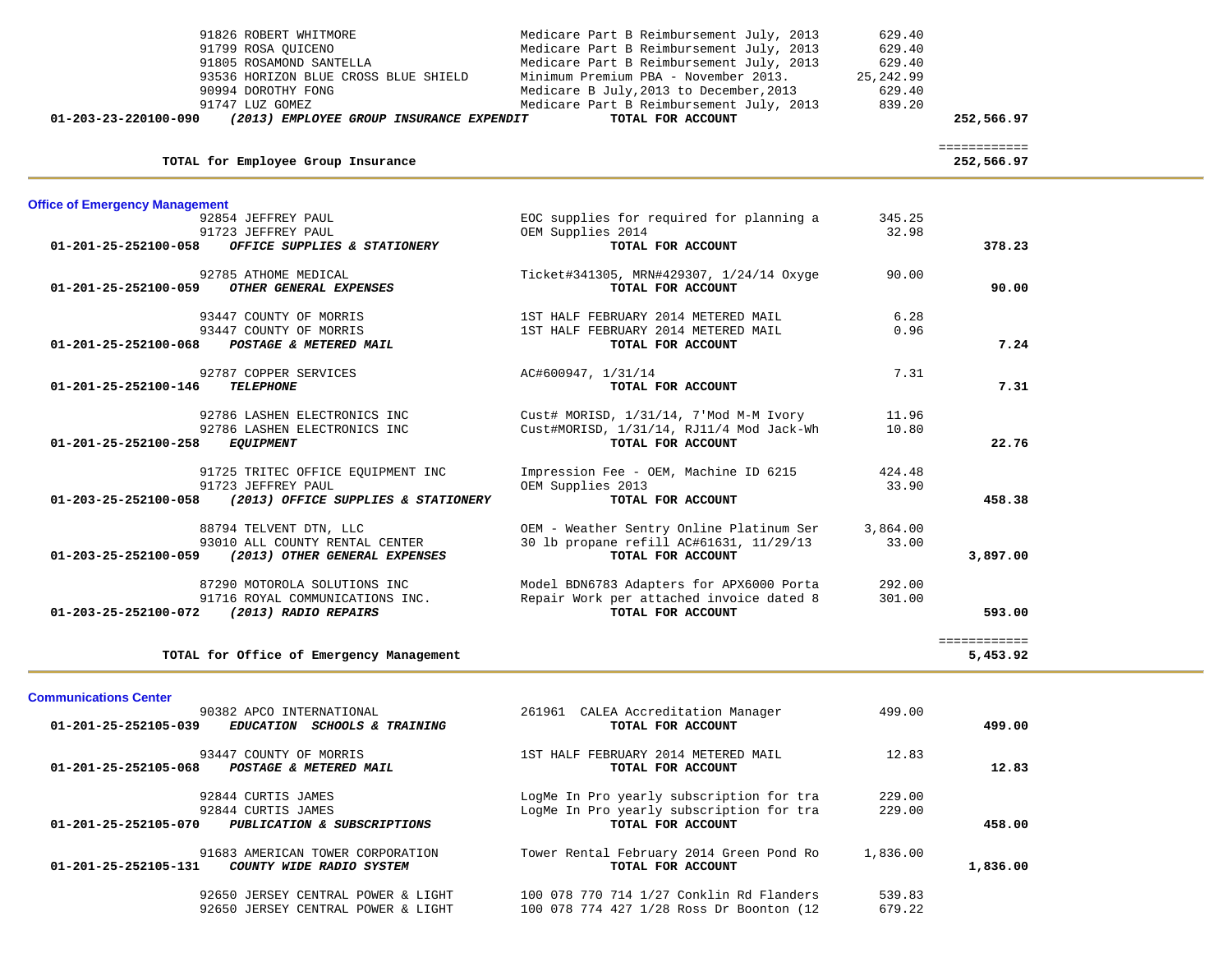| Account | Vendor | Description | Amount | Total |
|---|---|---|---|---|
| | 91826 ROBERT WHITMORE | Medicare Part B Reimbursement July, 2013 | 629.40 | |
| | 91799 ROSA QUICENO | Medicare Part B Reimbursement July, 2013 | 629.40 | |
| | 91805 ROSAMOND SANTELLA | Medicare Part B Reimbursement July, 2013 | 629.40 | |
| | 93536 HORIZON BLUE CROSS BLUE SHIELD | Minimum Premium PBA - November 2013. | 25,242.99 | |
| | 90994 DOROTHY FONG | Medicare B July,2013 to December,2013 | 629.40 | |
| | 91747 LUZ GOMEZ | Medicare Part B Reimbursement July, 2013 | 839.20 | |
| **01-203-23-220100-090** | ***(2013) EMPLOYEE GROUP INSURANCE EXPENDIT*** | **TOTAL FOR ACCOUNT** | | **252,566.97** |

**TOTAL for Employee Group Insurance** — ============ **252,566.97**

## Office of Emergency Management

| Account | Vendor | Description | Amount | Total |
|---|---|---|---|---|
| | 92854 JEFFREY PAUL | EOC supplies for required for planning a | 345.25 | |
| | 91723 JEFFREY PAUL | OEM Supplies 2014 | 32.98 | |
| **01-201-25-252100-058** | ***OFFICE SUPPLIES & STATIONERY*** | **TOTAL FOR ACCOUNT** | | **378.23** |
| | 92785 ATHOME MEDICAL | Ticket#341305, MRN#429307, 1/24/14 Oxyge | 90.00 | |
| **01-201-25-252100-059** | ***OTHER GENERAL EXPENSES*** | **TOTAL FOR ACCOUNT** | | **90.00** |
| | 93447 COUNTY OF MORRIS | 1ST HALF FEBRUARY 2014 METERED MAIL | 6.28 | |
| | 93447 COUNTY OF MORRIS | 1ST HALF FEBRUARY 2014 METERED MAIL | 0.96 | |
| **01-201-25-252100-068** | ***POSTAGE & METERED MAIL*** | **TOTAL FOR ACCOUNT** | | **7.24** |
| | 92787 COPPER SERVICES | AC#600947, 1/31/14 | 7.31 | |
| **01-201-25-252100-146** | ***TELEPHONE*** | **TOTAL FOR ACCOUNT** | | **7.31** |
| | 92786 LASHEN ELECTRONICS INC | Cust# MORISD, 1/31/14, 7'Mod M-M Ivory | 11.96 | |
| | 92786 LASHEN ELECTRONICS INC | Cust#MORISD, 1/31/14, RJ11/4 Mod Jack-Wh | 10.80 | |
| **01-201-25-252100-258** | ***EQUIPMENT*** | **TOTAL FOR ACCOUNT** | | **22.76** |
| | 91725 TRITEC OFFICE EQUIPMENT INC | Impression Fee - OEM, Machine ID 6215 | 424.48 | |
| | 91723 JEFFREY PAUL | OEM Supplies 2013 | 33.90 | |
| **01-203-25-252100-058** | ***(2013) OFFICE SUPPLIES & STATIONERY*** | **TOTAL FOR ACCOUNT** | | **458.38** |
| | 88794 TELVENT DTN, LLC | OEM - Weather Sentry Online Platinum Ser | 3,864.00 | |
| | 93010 ALL COUNTY RENTAL CENTER | 30 lb propane refill AC#61631, 11/29/13 | 33.00 | |
| **01-203-25-252100-059** | ***(2013) OTHER GENERAL EXPENSES*** | **TOTAL FOR ACCOUNT** | | **3,897.00** |
| | 87290 MOTOROLA SOLUTIONS INC | Model BDN6783 Adapters for APX6000 Porta | 292.00 | |
| | 91716 ROYAL COMMUNICATIONS INC. | Repair Work per attached invoice dated 8 | 301.00 | |
| **01-203-25-252100-072** | ***(2013) RADIO REPAIRS*** | **TOTAL FOR ACCOUNT** | | **593.00** |

**TOTAL for Office of Emergency Management** — ============ **5,453.92**

## Communications Center

| Account | Vendor | Description | Amount | Total |
|---|---|---|---|---|
| | 90382 APCO INTERNATIONAL | 261961 CALEA Accreditation Manager | 499.00 | |
| **01-201-25-252105-039** | ***EDUCATION SCHOOLS & TRAINING*** | **TOTAL FOR ACCOUNT** | | **499.00** |
| | 93447 COUNTY OF MORRIS | 1ST HALF FEBRUARY 2014 METERED MAIL | 12.83 | |
| **01-201-25-252105-068** | ***POSTAGE & METERED MAIL*** | **TOTAL FOR ACCOUNT** | | **12.83** |
| | 92844 CURTIS JAMES | LogMe In Pro yearly subscription for tra | 229.00 | |
| | 92844 CURTIS JAMES | LogMe In Pro yearly subscription for tra | 229.00 | |
| **01-201-25-252105-070** | ***PUBLICATION & SUBSCRIPTIONS*** | **TOTAL FOR ACCOUNT** | | **458.00** |
| | 91683 AMERICAN TOWER CORPORATION | Tower Rental February 2014 Green Pond Ro | 1,836.00 | |
| **01-201-25-252105-131** | ***COUNTY WIDE RADIO SYSTEM*** | **TOTAL FOR ACCOUNT** | | **1,836.00** |
| | 92650 JERSEY CENTRAL POWER & LIGHT | 100 078 770 714 1/27 Conklin Rd Flanders | 539.83 | |
| | 92650 JERSEY CENTRAL POWER & LIGHT | 100 078 774 427 1/28 Ross Dr Boonton (12 | 679.22 | |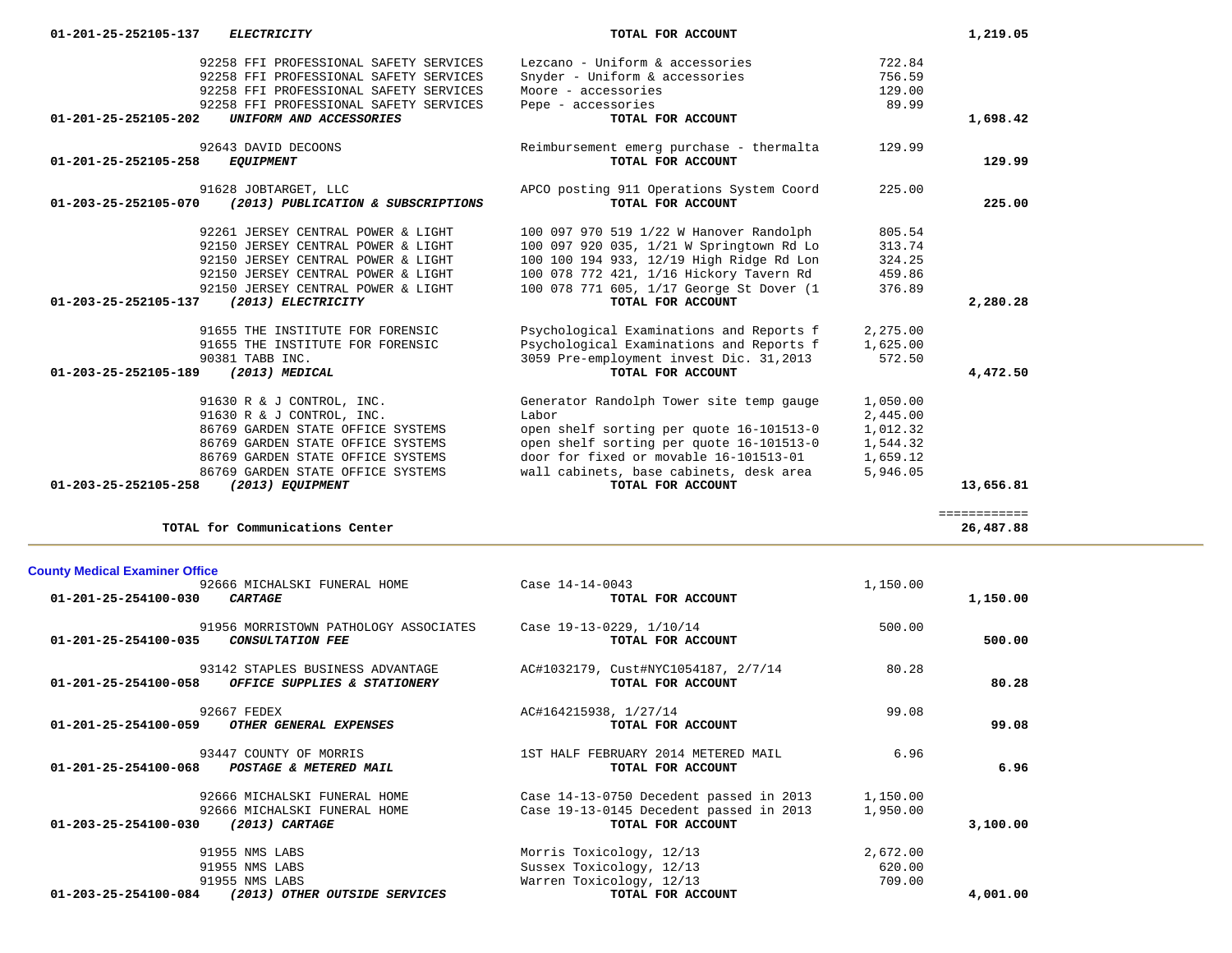| Account | Vendor | Description | Amount | Total |
|---|---|---|---|---|
| 01-201-25-252105-137 | ***ELECTRICITY*** | **TOTAL FOR ACCOUNT** | | **1,219.05** |
| | 92258 FFI PROFESSIONAL SAFETY SERVICES | Lezcano - Uniform & accessories | 722.84 | |
| | 92258 FFI PROFESSIONAL SAFETY SERVICES | Snyder - Uniform & accessories | 756.59 | |
| | 92258 FFI PROFESSIONAL SAFETY SERVICES | Moore - accessories | 129.00 | |
| | 92258 FFI PROFESSIONAL SAFETY SERVICES | Pepe - accessories | 89.99 | |
| **01-201-25-252105-202** | ***UNIFORM AND ACCESSORIES*** | **TOTAL FOR ACCOUNT** | | **1,698.42** |
| | 92643 DAVID DECOONS | Reimbursement emerg purchase - thermalta | 129.99 | |
| **01-201-25-252105-258** | ***EQUIPMENT*** | **TOTAL FOR ACCOUNT** | | **129.99** |
| | 91628 JOBTARGET, LLC | APCO posting 911 Operations System Coord | 225.00 | |
| **01-203-25-252105-070** | ***(2013) PUBLICATION & SUBSCRIPTIONS*** | **TOTAL FOR ACCOUNT** | | **225.00** |
| | 92261 JERSEY CENTRAL POWER & LIGHT | 100 097 970 519 1/22 W Hanover Randolph | 805.54 | |
| | 92150 JERSEY CENTRAL POWER & LIGHT | 100 097 920 035, 1/21 W Springtown Rd Lo | 313.74 | |
| | 92150 JERSEY CENTRAL POWER & LIGHT | 100 100 194 933, 12/19 High Ridge Rd Lon | 324.25 | |
| | 92150 JERSEY CENTRAL POWER & LIGHT | 100 078 772 421, 1/16 Hickory Tavern Rd | 459.86 | |
| | 92150 JERSEY CENTRAL POWER & LIGHT | 100 078 771 605, 1/17 George St Dover (1 | 376.89 | |
| **01-203-25-252105-137** | ***(2013) ELECTRICITY*** | **TOTAL FOR ACCOUNT** | | **2,280.28** |
| | 91655 THE INSTITUTE FOR FORENSIC | Psychological Examinations and Reports f | 2,275.00 | |
| | 91655 THE INSTITUTE FOR FORENSIC | Psychological Examinations and Reports f | 1,625.00 | |
| | 90381 TABB INC. | 3059 Pre-employment invest Dic. 31,2013 | 572.50 | |
| **01-203-25-252105-189** | ***(2013) MEDICAL*** | **TOTAL FOR ACCOUNT** | | **4,472.50** |
| | 91630 R & J CONTROL, INC. | Generator Randolph Tower site temp gauge | 1,050.00 | |
| | 91630 R & J CONTROL, INC. | Labor | 2,445.00 | |
| | 86769 GARDEN STATE OFFICE SYSTEMS | open shelf sorting per quote 16-101513-0 | 1,012.32 | |
| | 86769 GARDEN STATE OFFICE SYSTEMS | open shelf sorting per quote 16-101513-0 | 1,544.32 | |
| | 86769 GARDEN STATE OFFICE SYSTEMS | door for fixed or movable 16-101513-01 | 1,659.12 | |
| | 86769 GARDEN STATE OFFICE SYSTEMS | wall cabinets, base cabinets, desk area | 5,946.05 | |
| **01-203-25-252105-258** | ***(2013) EQUIPMENT*** | **TOTAL FOR ACCOUNT** | | **13,656.81** |
| | | | | ============ |
| | **TOTAL for Communications Center** | | | **26,487.88** |

## County Medical Examiner Office

| Account | Vendor | Description | Amount | Total |
|---|---|---|---|---|
| | 92666 MICHALSKI FUNERAL HOME | Case 14-14-0043 | 1,150.00 | |
| **01-201-25-254100-030** | ***CARTAGE*** | **TOTAL FOR ACCOUNT** | | **1,150.00** |
| | 91956 MORRISTOWN PATHOLOGY ASSOCIATES | Case 19-13-0229, 1/10/14 | 500.00 | |
| **01-201-25-254100-035** | ***CONSULTATION FEE*** | **TOTAL FOR ACCOUNT** | | **500.00** |
| | 93142 STAPLES BUSINESS ADVANTAGE | AC#1032179, Cust#NYC1054187, 2/7/14 | 80.28 | |
| **01-201-25-254100-058** | ***OFFICE SUPPLIES & STATIONERY*** | **TOTAL FOR ACCOUNT** | | **80.28** |
| | 92667 FEDEX | AC#164215938, 1/27/14 | 99.08 | |
| **01-201-25-254100-059** | ***OTHER GENERAL EXPENSES*** | **TOTAL FOR ACCOUNT** | | **99.08** |
| | 93447 COUNTY OF MORRIS | 1ST HALF FEBRUARY 2014 METERED MAIL | 6.96 | |
| **01-201-25-254100-068** | ***POSTAGE & METERED MAIL*** | **TOTAL FOR ACCOUNT** | | **6.96** |
| | 92666 MICHALSKI FUNERAL HOME | Case 14-13-0750 Decedent passed in 2013 | 1,150.00 | |
| | 92666 MICHALSKI FUNERAL HOME | Case 19-13-0145 Decedent passed in 2013 | 1,950.00 | |
| **01-203-25-254100-030** | ***(2013) CARTAGE*** | **TOTAL FOR ACCOUNT** | | **3,100.00** |
| | 91955 NMS LABS | Morris Toxicology, 12/13 | 2,672.00 | |
| | 91955 NMS LABS | Sussex Toxicology, 12/13 | 620.00 | |
| | 91955 NMS LABS | Warren Toxicology, 12/13 | 709.00 | |
| **01-203-25-254100-084** | ***(2013) OTHER OUTSIDE SERVICES*** | **TOTAL FOR ACCOUNT** | | **4,001.00** |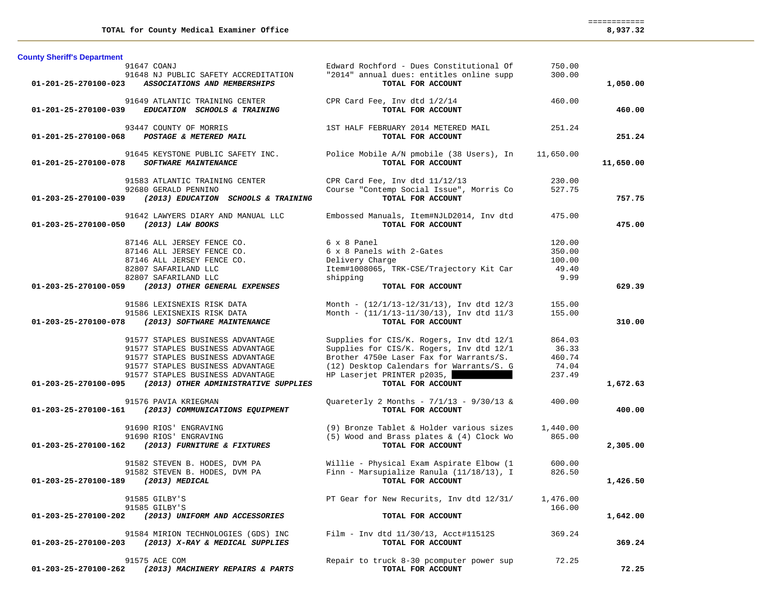| | | | |
|---|---|---|---|
| **TOTAL for County Medical Examiner Office** | | | **8,937.32** |

**County Sheriff's Department**

| Account / Vendor | Description | Amount | Total |
|---|---|---|---|
| 91647 COANJ | Edward Rochford - Dues Constitutional Of | 750.00 | |
| 91648 NJ PUBLIC SAFETY ACCREDITATION | "2014" annual dues: entitles online supp | 300.00 | |
| **01-201-25-270100-023** ***ASSOCIATIONS AND MEMBERSHIPS*** | **TOTAL FOR ACCOUNT** | | **1,050.00** |
| 91649 ATLANTIC TRAINING CENTER | CPR Card Fee, Inv dtd 1/2/14 | 460.00 | |
| **01-201-25-270100-039** ***EDUCATION SCHOOLS & TRAINING*** | **TOTAL FOR ACCOUNT** | | **460.00** |
| 93447 COUNTY OF MORRIS | 1ST HALF FEBRUARY 2014 METERED MAIL | 251.24 | |
| **01-201-25-270100-068** ***POSTAGE & METERED MAIL*** | **TOTAL FOR ACCOUNT** | | **251.24** |
| 91645 KEYSTONE PUBLIC SAFETY INC. | Police Mobile A/N pmobile (38 Users), In | 11,650.00 | |
| **01-201-25-270100-078** ***SOFTWARE MAINTENANCE*** | **TOTAL FOR ACCOUNT** | | **11,650.00** |
| 91583 ATLANTIC TRAINING CENTER | CPR Card Fee, Inv dtd 11/12/13 | 230.00 | |
| 92680 GERALD PENNINO | Course "Contemp Social Issue", Morris Co | 527.75 | |
| **01-203-25-270100-039** ***(2013) EDUCATION SCHOOLS & TRAINING*** | **TOTAL FOR ACCOUNT** | | **757.75** |
| 91642 LAWYERS DIARY AND MANUAL LLC | Embossed Manuals, Item#NJLD2014, Inv dtd | 475.00 | |
| **01-203-25-270100-050** ***(2013) LAW BOOKS*** | **TOTAL FOR ACCOUNT** | | **475.00** |
| 87146 ALL JERSEY FENCE CO. | 6 x 8 Panel | 120.00 | |
| 87146 ALL JERSEY FENCE CO. | 6 x 8 Panels with 2-Gates | 350.00 | |
| 87146 ALL JERSEY FENCE CO. | Delivery Charge | 100.00 | |
| 82807 SAFARILAND LLC | Item#1008065, TRK-CSE/Trajectory Kit Car | 49.40 | |
| 82807 SAFARILAND LLC | shipping | 9.99 | |
| **01-203-25-270100-059** ***(2013) OTHER GENERAL EXPENSES*** | **TOTAL FOR ACCOUNT** | | **629.39** |
| 91586 LEXISNEXIS RISK DATA | Month - (12/1/13-12/31/13), Inv dtd 12/3 | 155.00 | |
| 91586 LEXISNEXIS RISK DATA | Month - (11/1/13-11/30/13), Inv dtd 11/3 | 155.00 | |
| **01-203-25-270100-078** ***(2013) SOFTWARE MAINTENANCE*** | **TOTAL FOR ACCOUNT** | | **310.00** |
| 91577 STAPLES BUSINESS ADVANTAGE | Supplies for CIS/K. Rogers, Inv dtd 12/1 | 864.03 | |
| 91577 STAPLES BUSINESS ADVANTAGE | Supplies for CIS/K. Rogers, Inv dtd 12/1 | 36.33 | |
| 91577 STAPLES BUSINESS ADVANTAGE | Brother 4750e Laser Fax for Warrants/S. | 460.74 | |
| 91577 STAPLES BUSINESS ADVANTAGE | (12) Desktop Calendars for Warrants/S. G | 74.04 | |
| 91577 STAPLES BUSINESS ADVANTAGE | HP Laserjet PRINTER p2035, [REDACTED] | 237.49 | |
| **01-203-25-270100-095** ***(2013) OTHER ADMINISTRATIVE SUPPLIES*** | **TOTAL FOR ACCOUNT** | | **1,672.63** |
| 91576 PAVIA KRIEGMAN | Quareterly 2 Months - 7/1/13 - 9/30/13 & | 400.00 | |
| **01-203-25-270100-161** ***(2013) COMMUNICATIONS EQUIPMENT*** | **TOTAL FOR ACCOUNT** | | **400.00** |
| 91690 RIOS' ENGRAVING | (9) Bronze Tablet & Holder various sizes | 1,440.00 | |
| 91690 RIOS' ENGRAVING | (5) Wood and Brass plates & (4) Clock Wo | 865.00 | |
| **01-203-25-270100-162** ***(2013) FURNITURE & FIXTURES*** | **TOTAL FOR ACCOUNT** | | **2,305.00** |
| 91582 STEVEN B. HODES, DVM PA | Willie - Physical Exam Aspirate Elbow (1 | 600.00 | |
| 91582 STEVEN B. HODES, DVM PA | Finn - Marsupialize Ranula (11/18/13), I | 826.50 | |
| **01-203-25-270100-189** ***(2013) MEDICAL*** | **TOTAL FOR ACCOUNT** | | **1,426.50** |
| 91585 GILBY'S | PT Gear for New Recurits, Inv dtd 12/31/ | 1,476.00 | |
| 91585 GILBY'S | | 166.00 | |
| **01-203-25-270100-202** ***(2013) UNIFORM AND ACCESSORIES*** | **TOTAL FOR ACCOUNT** | | **1,642.00** |
| 91584 MIRION TECHNOLOGIES (GDS) INC | Film - Inv dtd 11/30/13, Acct#11512S | 369.24 | |
| **01-203-25-270100-203** ***(2013) X-RAY & MEDICAL SUPPLIES*** | **TOTAL FOR ACCOUNT** | | **369.24** |
| 91575 ACE COM | Repair to truck 8-30 pcomputer power sup | 72.25 | |
| **01-203-25-270100-262** ***(2013) MACHINERY REPAIRS & PARTS*** | **TOTAL FOR ACCOUNT** | | **72.25** |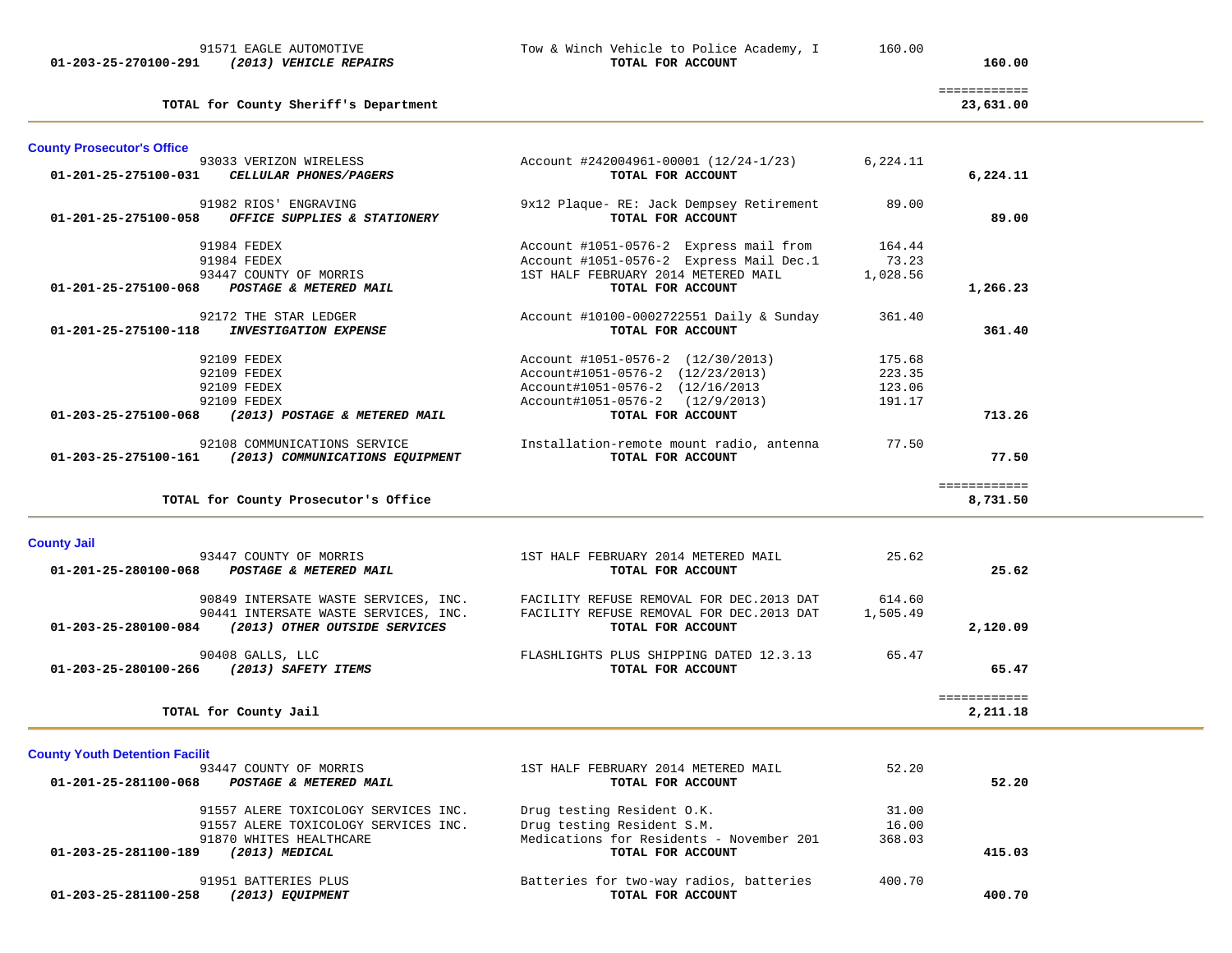| Account | Vendor / Description | Detail | Amount | Total |
|---|---|---|---|---|
| | 91571 EAGLE AUTOMOTIVE | Tow & Winch Vehicle to Police Academy, I | 160.00 | |
| 01-203-25-270100-291 | ***(2013) VEHICLE REPAIRS*** | **TOTAL FOR ACCOUNT** | | **160.00** |
| | | | | ============ |
| | **TOTAL for County Sheriff's Department** | | | **23,631.00** |

## County Prosecutor's Office

| Account | Vendor / Description | Detail | Amount | Total |
|---|---|---|---|---|
| | 93033 VERIZON WIRELESS | Account #242004961-00001 (12/24-1/23) | 6,224.11 | |
| 01-201-25-275100-031 | ***CELLULAR PHONES/PAGERS*** | **TOTAL FOR ACCOUNT** | | **6,224.11** |
| | 91982 RIOS' ENGRAVING | 9x12 Plaque- RE: Jack Dempsey Retirement | 89.00 | |
| 01-201-25-275100-058 | ***OFFICE SUPPLIES & STATIONERY*** | **TOTAL FOR ACCOUNT** | | **89.00** |
| | 91984 FEDEX | Account #1051-0576-2 Express mail from | 164.44 | |
| | 91984 FEDEX | Account #1051-0576-2 Express Mail Dec.1 | 73.23 | |
| | 93447 COUNTY OF MORRIS | 1ST HALF FEBRUARY 2014 METERED MAIL | 1,028.56 | |
| 01-201-25-275100-068 | ***POSTAGE & METERED MAIL*** | **TOTAL FOR ACCOUNT** | | **1,266.23** |
| | 92172 THE STAR LEDGER | Account #10100-0002722551 Daily & Sunday | 361.40 | |
| 01-201-25-275100-118 | ***INVESTIGATION EXPENSE*** | **TOTAL FOR ACCOUNT** | | **361.40** |
| | 92109 FEDEX | Account #1051-0576-2 (12/30/2013) | 175.68 | |
| | 92109 FEDEX | Account#1051-0576-2 (12/23/2013) | 223.35 | |
| | 92109 FEDEX | Account#1051-0576-2 (12/16/2013 | 123.06 | |
| | 92109 FEDEX | Account#1051-0576-2 (12/9/2013) | 191.17 | |
| 01-203-25-275100-068 | ***(2013) POSTAGE & METERED MAIL*** | **TOTAL FOR ACCOUNT** | | **713.26** |
| | 92108 COMMUNICATIONS SERVICE | Installation-remote mount radio, antenna | 77.50 | |
| 01-203-25-275100-161 | ***(2013) COMMUNICATIONS EQUIPMENT*** | **TOTAL FOR ACCOUNT** | | **77.50** |
| | | | | ============ |
| | **TOTAL for County Prosecutor's Office** | | | **8,731.50** |

## County Jail

| Account | Vendor / Description | Detail | Amount | Total |
|---|---|---|---|---|
| | 93447 COUNTY OF MORRIS | 1ST HALF FEBRUARY 2014 METERED MAIL | 25.62 | |
| 01-201-25-280100-068 | ***POSTAGE & METERED MAIL*** | **TOTAL FOR ACCOUNT** | | **25.62** |
| | 90849 INTERSATE WASTE SERVICES, INC. | FACILITY REFUSE REMOVAL FOR DEC.2013 DAT | 614.60 | |
| | 90441 INTERSATE WASTE SERVICES, INC. | FACILITY REFUSE REMOVAL FOR DEC.2013 DAT | 1,505.49 | |
| 01-203-25-280100-084 | ***(2013) OTHER OUTSIDE SERVICES*** | **TOTAL FOR ACCOUNT** | | **2,120.09** |
| | 90408 GALLS, LLC | FLASHLIGHTS PLUS SHIPPING DATED 12.3.13 | 65.47 | |
| 01-203-25-280100-266 | ***(2013) SAFETY ITEMS*** | **TOTAL FOR ACCOUNT** | | **65.47** |
| | | | | ============ |
| | **TOTAL for County Jail** | | | **2,211.18** |

## County Youth Detention Facilit

| Account | Vendor / Description | Detail | Amount | Total |
|---|---|---|---|---|
| | 93447 COUNTY OF MORRIS | 1ST HALF FEBRUARY 2014 METERED MAIL | 52.20 | |
| 01-201-25-281100-068 | ***POSTAGE & METERED MAIL*** | **TOTAL FOR ACCOUNT** | | **52.20** |
| | 91557 ALERE TOXICOLOGY SERVICES INC. | Drug testing Resident O.K. | 31.00 | |
| | 91557 ALERE TOXICOLOGY SERVICES INC. | Drug testing Resident S.M. | 16.00 | |
| | 91870 WHITES HEALTHCARE | Medications for Residents - November 201 | 368.03 | |
| 01-203-25-281100-189 | ***(2013) MEDICAL*** | **TOTAL FOR ACCOUNT** | | **415.03** |
| | 91951 BATTERIES PLUS | Batteries for two-way radios, batteries | 400.70 | |
| 01-203-25-281100-258 | ***(2013) EQUIPMENT*** | **TOTAL FOR ACCOUNT** | | **400.70** |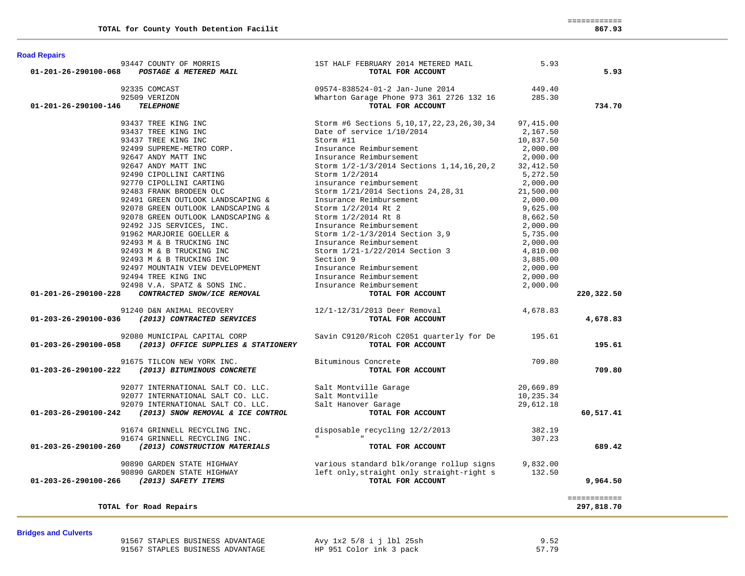| | | | | |
|---|---|---|---|---|
| **TOTAL for County Youth Detention Facilit** | | | | ============ **867.93** |

## Road Repairs

| Account | Vendor | Description | Amount | Total |
|---|---|---|---|---|
| | 93447 COUNTY OF MORRIS | 1ST HALF FEBRUARY 2014 METERED MAIL | 5.93 | |
| **01-201-26-290100-068** | ***POSTAGE & METERED MAIL*** | **TOTAL FOR ACCOUNT** | | **5.93** |
| | 92335 COMCAST | 09574-838524-01-2 Jan-June 2014 | 449.40 | |
| | 92509 VERIZON | Wharton Garage Phone 973 361 2726 132 16 | 285.30 | |
| **01-201-26-290100-146** | ***TELEPHONE*** | **TOTAL FOR ACCOUNT** | | **734.70** |
| | 93437 TREE KING INC | Storm #6 Sections 5,10,17,22,23,26,30,34 | 97,415.00 | |
| | 93437 TREE KING INC | Date of service 1/10/2014 | 2,167.50 | |
| | 93437 TREE KING INC | Storm #11 | 10,837.50 | |
| | 92499 SUPREME-METRO CORP. | Insurance Reimbursement | 2,000.00 | |
| | 92647 ANDY MATT INC | Insurance Reimbursement | 2,000.00 | |
| | 92647 ANDY MATT INC | Storm 1/2-1/3/2014 Sections 1,14,16,20,2 | 32,412.50 | |
| | 92490 CIPOLLINI CARTING | Storm 1/2/2014 | 5,272.50 | |
| | 92770 CIPOLLINI CARTING | insurance reimbursement | 2,000.00 | |
| | 92483 FRANK BRODEEN OLC | Storm 1/21/2014 Sections 24,28,31 | 21,500.00 | |
| | 92491 GREEN OUTLOOK LANDSCAPING & | Insurance Reimbursement | 2,000.00 | |
| | 92078 GREEN OUTLOOK LANDSCAPING & | Storm 1/2/2014 Rt 2 | 9,625.00 | |
| | 92078 GREEN OUTLOOK LANDSCAPING & | Storm 1/2/2014 Rt 8 | 8,662.50 | |
| | 92492 JJS SERVICES, INC. | Insurance Reimbursement | 2,000.00 | |
| | 91962 MARJORIE GOELLER & | Storm 1/2-1/3/2014 Section 3,9 | 5,735.00 | |
| | 92493 M & B TRUCKING INC | Insurance Reimbursement | 2,000.00 | |
| | 92493 M & B TRUCKING INC | Storm 1/21-1/22/2014 Section 3 | 4,810.00 | |
| | 92493 M & B TRUCKING INC | Section 9 | 3,885.00 | |
| | 92497 MOUNTAIN VIEW DEVELOPMENT | Insurance Reimbursement | 2,000.00 | |
| | 92494 TREE KING INC | Insurance Reimbursement | 2,000.00 | |
| | 92498 V.A. SPATZ & SONS INC. | Insurance Reimbursement | 2,000.00 | |
| **01-201-26-290100-228** | ***CONTRACTED SNOW/ICE REMOVAL*** | **TOTAL FOR ACCOUNT** | | **220,322.50** |
| | 91240 D&N ANIMAL RECOVERY | 12/1-12/31/2013 Deer Removal | 4,678.83 | |
| **01-203-26-290100-036** | ***(2013) CONTRACTED SERVICES*** | **TOTAL FOR ACCOUNT** | | **4,678.83** |
| | 92080 MUNICIPAL CAPITAL CORP | Savin C9120/Ricoh C2051 quarterly for De | 195.61 | |
| **01-203-26-290100-058** | ***(2013) OFFICE SUPPLIES & STATIONERY*** | **TOTAL FOR ACCOUNT** | | **195.61** |
| | 91675 TILCON NEW YORK INC. | Bituminous Concrete | 709.80 | |
| **01-203-26-290100-222** | ***(2013) BITUMINOUS CONCRETE*** | **TOTAL FOR ACCOUNT** | | **709.80** |
| | 92077 INTERNATIONAL SALT CO. LLC. | Salt Montville Garage | 20,669.89 | |
| | 92077 INTERNATIONAL SALT CO. LLC. | Salt Montville | 10,235.34 | |
| | 92079 INTERNATIONAL SALT CO. LLC. | Salt Hanover Garage | 29,612.18 | |
| **01-203-26-290100-242** | ***(2013) SNOW REMOVAL & ICE CONTROL*** | **TOTAL FOR ACCOUNT** | | **60,517.41** |
| | 91674 GRINNELL RECYCLING INC. | disposable recycling 12/2/2013 | 382.19 | |
| | 91674 GRINNELL RECYCLING INC. | " " | 307.23 | |
| **01-203-26-290100-260** | ***(2013) CONSTRUCTION MATERIALS*** | **TOTAL FOR ACCOUNT** | | **689.42** |
| | 90890 GARDEN STATE HIGHWAY | various standard blk/orange rollup signs | 9,832.00 | |
| | 90890 GARDEN STATE HIGHWAY | left only,straight only straight-right s | 132.50 | |
| **01-203-26-290100-266** | ***(2013) SAFETY ITEMS*** | **TOTAL FOR ACCOUNT** | | **9,964.50** |
| | | | | ============ |
| **TOTAL for Road Repairs** | | | | **297,818.70** |

## Bridges and Culverts

| Account | Vendor | Description | Amount | Total |
|---|---|---|---|---|
| | 91567 STAPLES BUSINESS ADVANTAGE | Avy 1x2 5/8 i j lbl 25sh | 9.52 | |
| | 91567 STAPLES BUSINESS ADVANTAGE | HP 951 Color ink 3 pack | 57.79 | |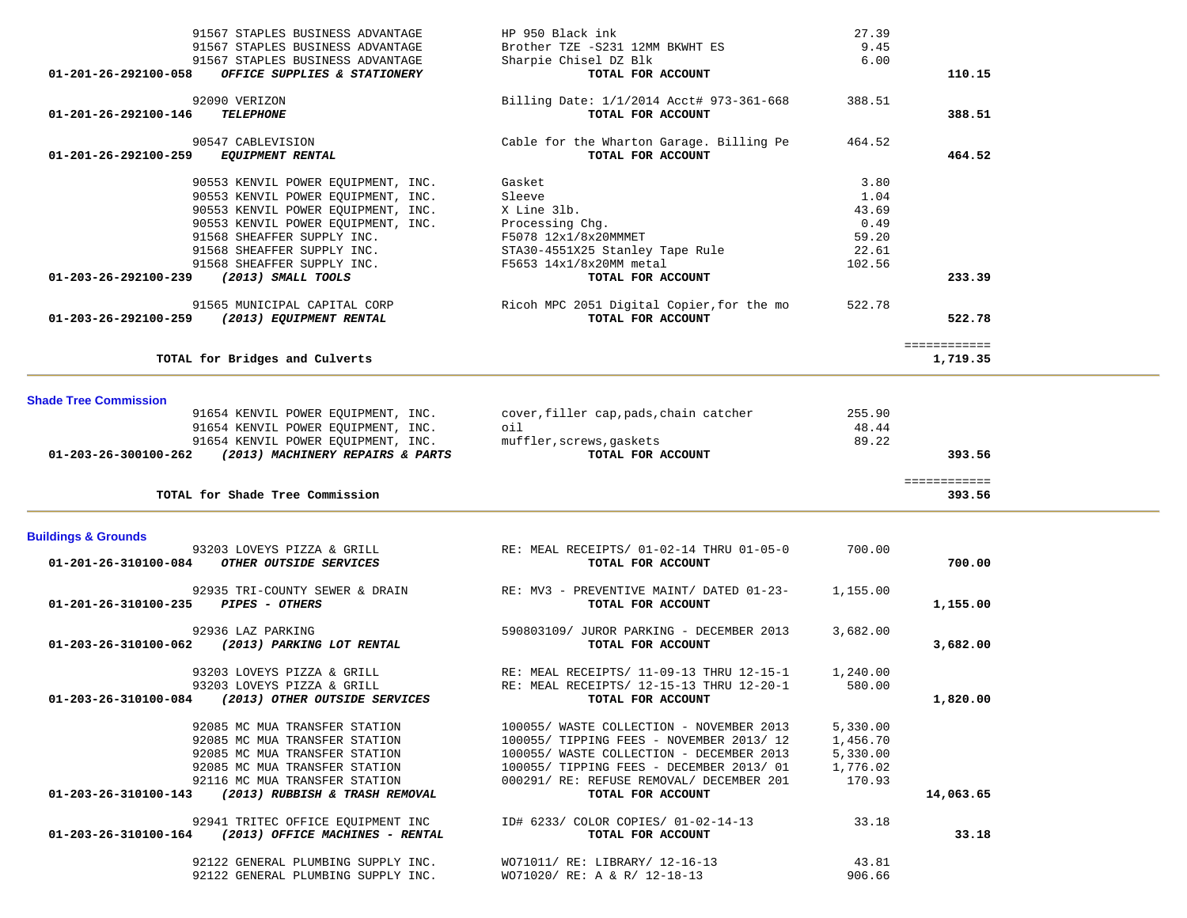| Account | Vendor / Description | Item Description | Amount | Account Total |
|---|---|---|---|---|
| | 91567 STAPLES BUSINESS ADVANTAGE | HP 950 Black ink | 27.39 | |
| | 91567 STAPLES BUSINESS ADVANTAGE | Brother TZE -S231 12MM BKWHT ES | 9.45 | |
| | 91567 STAPLES BUSINESS ADVANTAGE | Sharpie Chisel DZ Blk | 6.00 | |
| **01-201-26-292100-058** | ***OFFICE SUPPLIES & STATIONERY*** | **TOTAL FOR ACCOUNT** | | **110.15** |
| | 92090 VERIZON | Billing Date: 1/1/2014 Acct# 973-361-668 | 388.51 | |
| **01-201-26-292100-146** | ***TELEPHONE*** | **TOTAL FOR ACCOUNT** | | **388.51** |
| | 90547 CABLEVISION | Cable for the Wharton Garage. Billing Pe | 464.52 | |
| **01-201-26-292100-259** | ***EQUIPMENT RENTAL*** | **TOTAL FOR ACCOUNT** | | **464.52** |
| | 90553 KENVIL POWER EQUIPMENT, INC. | Gasket | 3.80 | |
| | 90553 KENVIL POWER EQUIPMENT, INC. | Sleeve | 1.04 | |
| | 90553 KENVIL POWER EQUIPMENT, INC. | X Line 3lb. | 43.69 | |
| | 90553 KENVIL POWER EQUIPMENT, INC. | Processing Chg. | 0.49 | |
| | 91568 SHEAFFER SUPPLY INC. | F5078 12x1/8x20MMMET | 59.20 | |
| | 91568 SHEAFFER SUPPLY INC. | STA30-4551X25 Stanley Tape Rule | 22.61 | |
| | 91568 SHEAFFER SUPPLY INC. | F5653 14x1/8x20MM metal | 102.56 | |
| **01-203-26-292100-239** | ***(2013) SMALL TOOLS*** | **TOTAL FOR ACCOUNT** | | **233.39** |
| | 91565 MUNICIPAL CAPITAL CORP | Ricoh MPC 2051 Digital Copier,for the mo | 522.78 | |
| **01-203-26-292100-259** | ***(2013) EQUIPMENT RENTAL*** | **TOTAL FOR ACCOUNT** | | **522.78** |
| | **TOTAL for Bridges and Culverts** | | | **1,719.35** |

## Shade Tree Commission

| Account | Vendor / Description | Item Description | Amount | Account Total |
|---|---|---|---|---|
| | 91654 KENVIL POWER EQUIPMENT, INC. | cover,filler cap,pads,chain catcher | 255.90 | |
| | 91654 KENVIL POWER EQUIPMENT, INC. | oil | 48.44 | |
| | 91654 KENVIL POWER EQUIPMENT, INC. | muffler,screws,gaskets | 89.22 | |
| **01-203-26-300100-262** | ***(2013) MACHINERY REPAIRS & PARTS*** | **TOTAL FOR ACCOUNT** | | **393.56** |
| | **TOTAL for Shade Tree Commission** | | | **393.56** |

## Buildings & Grounds

| Account | Vendor / Description | Item Description | Amount | Account Total |
|---|---|---|---|---|
| | 93203 LOVEYS PIZZA & GRILL | RE: MEAL RECEIPTS/ 01-02-14 THRU 01-05-0 | 700.00 | |
| **01-201-26-310100-084** | ***OTHER OUTSIDE SERVICES*** | **TOTAL FOR ACCOUNT** | | **700.00** |
| | 92935 TRI-COUNTY SEWER & DRAIN | RE: MV3 - PREVENTIVE MAINT/ DATED 01-23- | 1,155.00 | |
| **01-201-26-310100-235** | ***PIPES - OTHERS*** | **TOTAL FOR ACCOUNT** | | **1,155.00** |
| | 92936 LAZ PARKING | 590803109/ JUROR PARKING - DECEMBER 2013 | 3,682.00 | |
| **01-203-26-310100-062** | ***(2013) PARKING LOT RENTAL*** | **TOTAL FOR ACCOUNT** | | **3,682.00** |
| | 93203 LOVEYS PIZZA & GRILL | RE: MEAL RECEIPTS/ 11-09-13 THRU 12-15-1 | 1,240.00 | |
| | 93203 LOVEYS PIZZA & GRILL | RE: MEAL RECEIPTS/ 12-15-13 THRU 12-20-1 | 580.00 | |
| **01-203-26-310100-084** | ***(2013) OTHER OUTSIDE SERVICES*** | **TOTAL FOR ACCOUNT** | | **1,820.00** |
| | 92085 MC MUA TRANSFER STATION | 100055/ WASTE COLLECTION - NOVEMBER 2013 | 5,330.00 | |
| | 92085 MC MUA TRANSFER STATION | 100055/ TIPPING FEES - NOVEMBER 2013/ 12 | 1,456.70 | |
| | 92085 MC MUA TRANSFER STATION | 100055/ WASTE COLLECTION - DECEMBER 2013 | 5,330.00 | |
| | 92085 MC MUA TRANSFER STATION | 100055/ TIPPING FEES - DECEMBER 2013/ 01 | 1,776.02 | |
| | 92116 MC MUA TRANSFER STATION | 000291/ RE: REFUSE REMOVAL/ DECEMBER 201 | 170.93 | |
| **01-203-26-310100-143** | ***(2013) RUBBISH & TRASH REMOVAL*** | **TOTAL FOR ACCOUNT** | | **14,063.65** |
| | 92941 TRITEC OFFICE EQUIPMENT INC | ID# 6233/ COLOR COPIES/ 01-02-14-13 | 33.18 | |
| **01-203-26-310100-164** | ***(2013) OFFICE MACHINES - RENTAL*** | **TOTAL FOR ACCOUNT** | | **33.18** |
| | 92122 GENERAL PLUMBING SUPPLY INC. | WO71011/ RE: LIBRARY/ 12-16-13 | 43.81 | |
| | 92122 GENERAL PLUMBING SUPPLY INC. | WO71020/ RE: A & R/ 12-18-13 | 906.66 | |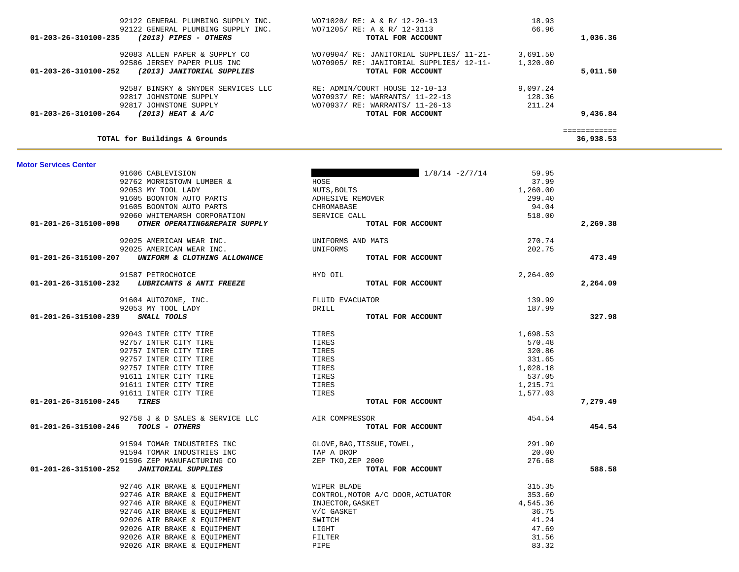| Vendor | Description | Amount | Account Total |
|---|---|---|---|
| 92122 GENERAL PLUMBING SUPPLY INC. | WO71020/ RE: A & R/ 12-20-13 | 18.93 | |
| 92122 GENERAL PLUMBING SUPPLY INC. | WO71205/ RE: A & R/ 12-3113 | 66.96 | |
| **01-203-26-310100-235** ***(2013) PIPES - OTHERS*** | **TOTAL FOR ACCOUNT** | | **1,036.36** |
| 92083 ALLEN PAPER & SUPPLY CO | WO70904/ RE: JANITORIAL SUPPLIES/ 11-21- | 3,691.50 | |
| 92586 JERSEY PAPER PLUS INC | WO70905/ RE: JANITORIAL SUPPLIES/ 12-11- | 1,320.00 | |
| **01-203-26-310100-252** ***(2013) JANITORIAL SUPPLIES*** | **TOTAL FOR ACCOUNT** | | **5,011.50** |
| 92587 BINSKY & SNYDER SERVICES LLC | RE: ADMIN/COURT HOUSE 12-10-13 | 9,097.24 | |
| 92817 JOHNSTONE SUPPLY | WO70937/ RE: WARRANTS/ 11-22-13 | 128.36 | |
| 92817 JOHNSTONE SUPPLY | WO70937/ RE: WARRANTS/ 11-26-13 | 211.24 | |
| **01-203-26-310100-264** ***(2013) HEAT & A/C*** | **TOTAL FOR ACCOUNT** | | **9,436.84** |
| | | | ============ |
| **TOTAL for Buildings & Grounds** | | | **36,938.53** |

**Motor Services Center**

| Vendor | Description | Amount | Account Total |
|---|---|---|---|
| 91606 CABLEVISION | [REDACTED] 1/8/14 -2/7/14 | 59.95 | |
| 92762 MORRISTOWN LUMBER & | HOSE | 37.99 | |
| 92053 MY TOOL LADY | NUTS,BOLTS | 1,260.00 | |
| 91605 BOONTON AUTO PARTS | ADHESIVE REMOVER | 299.40 | |
| 91605 BOONTON AUTO PARTS | CHROMABASE | 94.04 | |
| 92060 WHITEMARSH CORPORATION | SERVICE CALL | 518.00 | |
| **01-201-26-315100-098** ***OTHER OPERATING&REPAIR SUPPLY*** | **TOTAL FOR ACCOUNT** | | **2,269.38** |
| 92025 AMERICAN WEAR INC. | UNIFORMS AND MATS | 270.74 | |
| 92025 AMERICAN WEAR INC. | UNIFORMS | 202.75 | |
| **01-201-26-315100-207** ***UNIFORM & CLOTHING ALLOWANCE*** | **TOTAL FOR ACCOUNT** | | **473.49** |
| 91587 PETROCHOICE | HYD OIL | 2,264.09 | |
| **01-201-26-315100-232** ***LUBRICANTS & ANTI FREEZE*** | **TOTAL FOR ACCOUNT** | | **2,264.09** |
| 91604 AUTOZONE, INC. | FLUID EVACUATOR | 139.99 | |
| 92053 MY TOOL LADY | DRILL | 187.99 | |
| **01-201-26-315100-239** ***SMALL TOOLS*** | **TOTAL FOR ACCOUNT** | | **327.98** |
| 92043 INTER CITY TIRE | TIRES | 1,698.53 | |
| 92757 INTER CITY TIRE | TIRES | 570.48 | |
| 92757 INTER CITY TIRE | TIRES | 320.86 | |
| 92757 INTER CITY TIRE | TIRES | 331.65 | |
| 92757 INTER CITY TIRE | TIRES | 1,028.18 | |
| 91611 INTER CITY TIRE | TIRES | 537.05 | |
| 91611 INTER CITY TIRE | TIRES | 1,215.71 | |
| 91611 INTER CITY TIRE | TIRES | 1,577.03 | |
| **01-201-26-315100-245** ***TIRES*** | **TOTAL FOR ACCOUNT** | | **7,279.49** |
| 92758 J & D SALES & SERVICE LLC | AIR COMPRESSOR | 454.54 | |
| **01-201-26-315100-246** ***TOOLS - OTHERS*** | **TOTAL FOR ACCOUNT** | | **454.54** |
| 91594 TOMAR INDUSTRIES INC | GLOVE,BAG,TISSUE,TOWEL, | 291.90 | |
| 91594 TOMAR INDUSTRIES INC | TAP A DROP | 20.00 | |
| 91596 ZEP MANUFACTURING CO | ZEP TKO,ZEP 2000 | 276.68 | |
| **01-201-26-315100-252** ***JANITORIAL SUPPLIES*** | **TOTAL FOR ACCOUNT** | | **588.58** |
| 92746 AIR BRAKE & EQUIPMENT | WIPER BLADE | 315.35 | |
| 92746 AIR BRAKE & EQUIPMENT | CONTROL,MOTOR A/C DOOR,ACTUATOR | 353.60 | |
| 92746 AIR BRAKE & EQUIPMENT | INJECTOR,GASKET | 4,545.36 | |
| 92746 AIR BRAKE & EQUIPMENT | V/C GASKET | 36.75 | |
| 92026 AIR BRAKE & EQUIPMENT | SWITCH | 41.24 | |
| 92026 AIR BRAKE & EQUIPMENT | LIGHT | 47.69 | |
| 92026 AIR BRAKE & EQUIPMENT | FILTER | 31.56 | |
| 92026 AIR BRAKE & EQUIPMENT | PIPE | 83.32 | |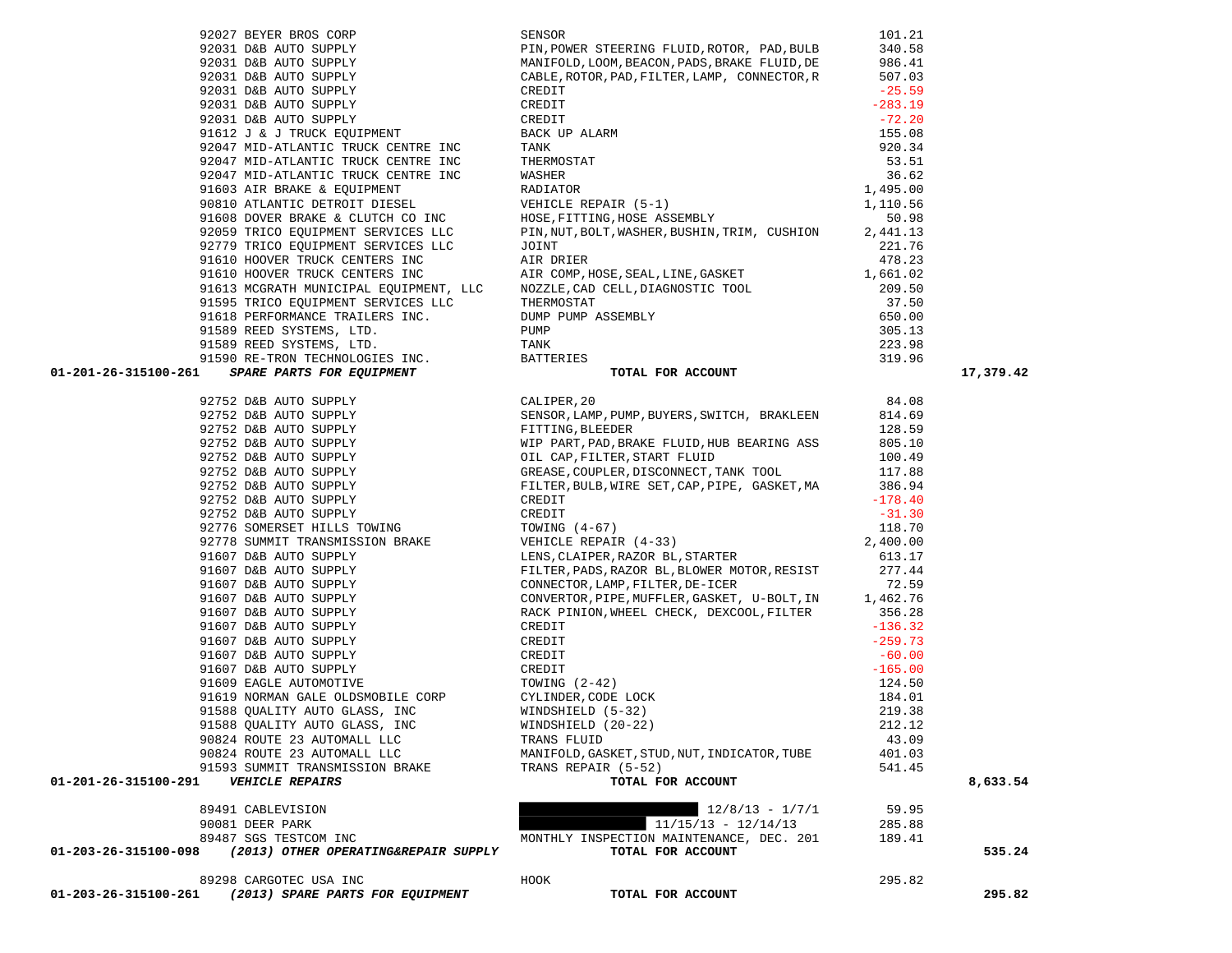| Account | Vendor | Description | Amount | Total |
|---|---|---|---|---|
| | 92027 BEYER BROS CORP | SENSOR | 101.21 | |
| | 92031 D&B AUTO SUPPLY | PIN,POWER STEERING FLUID,ROTOR, PAD,BULB | 340.58 | |
| | 92031 D&B AUTO SUPPLY | MANIFOLD,LOOM,BEACON,PADS,BRAKE FLUID,DE | 986.41 | |
| | 92031 D&B AUTO SUPPLY | CABLE,ROTOR,PAD,FILTER,LAMP, CONNECTOR,R | 507.03 | |
| | 92031 D&B AUTO SUPPLY | CREDIT | -25.59 | |
| | 92031 D&B AUTO SUPPLY | CREDIT | -283.19 | |
| | 92031 D&B AUTO SUPPLY | CREDIT | -72.20 | |
| | 91612 J & J TRUCK EQUIPMENT | BACK UP ALARM | 155.08 | |
| | 92047 MID-ATLANTIC TRUCK CENTRE INC | TANK | 920.34 | |
| | 92047 MID-ATLANTIC TRUCK CENTRE INC | THERMOSTAT | 53.51 | |
| | 92047 MID-ATLANTIC TRUCK CENTRE INC | WASHER | 36.62 | |
| | 91603 AIR BRAKE & EQUIPMENT | RADIATOR | 1,495.00 | |
| | 90810 ATLANTIC DETROIT DIESEL | VEHICLE REPAIR (5-1) | 1,110.56 | |
| | 91608 DOVER BRAKE & CLUTCH CO INC | HOSE,FITTING,HOSE ASSEMBLY | 50.98 | |
| | 92059 TRICO EQUIPMENT SERVICES LLC | PIN,NUT,BOLT,WASHER,BUSHIN,TRIM, CUSHION | 2,441.13 | |
| | 92779 TRICO EQUIPMENT SERVICES LLC | JOINT | 221.76 | |
| | 91610 HOOVER TRUCK CENTERS INC | AIR DRIER | 478.23 | |
| | 91610 HOOVER TRUCK CENTERS INC | AIR COMP,HOSE,SEAL,LINE,GASKET | 1,661.02 | |
| | 91613 MCGRATH MUNICIPAL EQUIPMENT, LLC | NOZZLE,CAD CELL,DIAGNOSTIC TOOL | 209.50 | |
| | 91595 TRICO EQUIPMENT SERVICES LLC | THERMOSTAT | 37.50 | |
| | 91618 PERFORMANCE TRAILERS INC. | DUMP PUMP ASSEMBLY | 650.00 | |
| | 91589 REED SYSTEMS, LTD. | PUMP | 305.13 | |
| | 91589 REED SYSTEMS, LTD. | TANK | 223.98 | |
| | 91590 RE-TRON TECHNOLOGIES INC. | BATTERIES | 319.96 | |
| **01-201-26-315100-261** | ***SPARE PARTS FOR EQUIPMENT*** | **TOTAL FOR ACCOUNT** | | **17,379.42** |
| | 92752 D&B AUTO SUPPLY | CALIPER,20 | 84.08 | |
| | 92752 D&B AUTO SUPPLY | SENSOR,LAMP,PUMP,BUYERS,SWITCH, BRAKLEEN | 814.69 | |
| | 92752 D&B AUTO SUPPLY | FITTING,BLEEDER | 128.59 | |
| | 92752 D&B AUTO SUPPLY | WIP PART,PAD,BRAKE FLUID,HUB BEARING ASS | 805.10 | |
| | 92752 D&B AUTO SUPPLY | OIL CAP,FILTER,START FLUID | 100.49 | |
| | 92752 D&B AUTO SUPPLY | GREASE,COUPLER,DISCONNECT,TANK TOOL | 117.88 | |
| | 92752 D&B AUTO SUPPLY | FILTER,BULB,WIRE SET,CAP,PIPE, GASKET,MA | 386.94 | |
| | 92752 D&B AUTO SUPPLY | CREDIT | -178.40 | |
| | 92752 D&B AUTO SUPPLY | CREDIT | -31.30 | |
| | 92776 SOMERSET HILLS TOWING | TOWING (4-67) | 118.70 | |
| | 92778 SUMMIT TRANSMISSION BRAKE | VEHICLE REPAIR (4-33) | 2,400.00 | |
| | 91607 D&B AUTO SUPPLY | LENS,CLAIPER,RAZOR BL,STARTER | 613.17 | |
| | 91607 D&B AUTO SUPPLY | FILTER,PADS,RAZOR BL,BLOWER MOTOR,RESIST | 277.44 | |
| | 91607 D&B AUTO SUPPLY | CONNECTOR,LAMP,FILTER,DE-ICER | 72.59 | |
| | 91607 D&B AUTO SUPPLY | CONVERTOR,PIPE,MUFFLER,GASKET, U-BOLT,IN | 1,462.76 | |
| | 91607 D&B AUTO SUPPLY | RACK PINION,WHEEL CHECK, DEXCOOL,FILTER | 356.28 | |
| | 91607 D&B AUTO SUPPLY | CREDIT | -136.32 | |
| | 91607 D&B AUTO SUPPLY | CREDIT | -259.73 | |
| | 91607 D&B AUTO SUPPLY | CREDIT | -60.00 | |
| | 91607 D&B AUTO SUPPLY | CREDIT | -165.00 | |
| | 91609 EAGLE AUTOMOTIVE | TOWING (2-42) | 124.50 | |
| | 91619 NORMAN GALE OLDSMOBILE CORP | CYLINDER,CODE LOCK | 184.01 | |
| | 91588 QUALITY AUTO GLASS, INC | WINDSHIELD (5-32) | 219.38 | |
| | 91588 QUALITY AUTO GLASS, INC | WINDSHIELD (20-22) | 212.12 | |
| | 90824 ROUTE 23 AUTOMALL LLC | TRANS FLUID | 43.09 | |
| | 90824 ROUTE 23 AUTOMALL LLC | MANIFOLD,GASKET,STUD,NUT,INDICATOR,TUBE | 401.03 | |
| | 91593 SUMMIT TRANSMISSION BRAKE | TRANS REPAIR (5-52) | 541.45 | |
| **01-201-26-315100-291** | ***VEHICLE REPAIRS*** | **TOTAL FOR ACCOUNT** | | **8,633.54** |
| | 89491 CABLEVISION | [REDACTED] 12/8/13 - 1/7/1 | 59.95 | |
| | 90081 DEER PARK | [REDACTED] 11/15/13 - 12/14/13 | 285.88 | |
| | 89487 SGS TESTCOM INC | MONTHLY INSPECTION MAINTENANCE, DEC. 201 | 189.41 | |
| **01-203-26-315100-098** | ***(2013) OTHER OPERATING&REPAIR SUPPLY*** | **TOTAL FOR ACCOUNT** | | **535.24** |
| | 89298 CARGOTEC USA INC | HOOK | 295.82 | |
| **01-203-26-315100-261** | ***(2013) SPARE PARTS FOR EQUIPMENT*** | **TOTAL FOR ACCOUNT** | | **295.82** |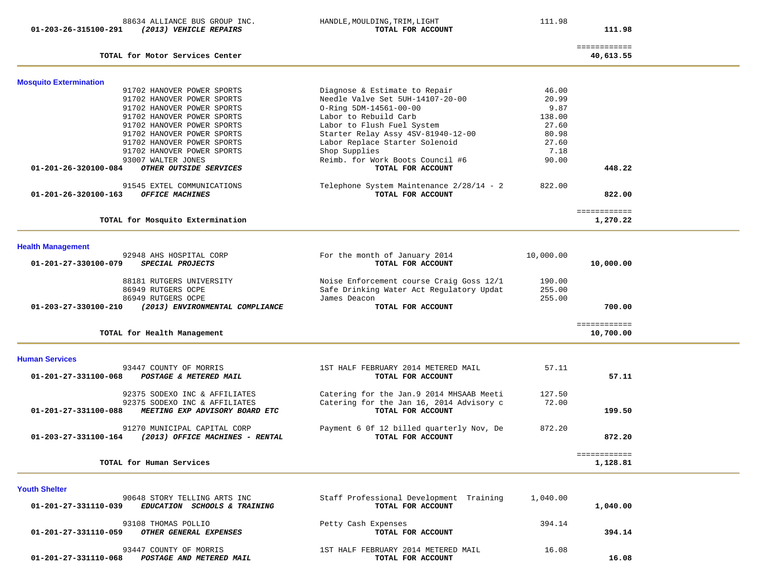| Account | Vendor / Description | Item | Amount | Total |
|---|---|---|---|---|
| | 88634 ALLIANCE BUS GROUP INC. | HANDLE,MOULDING,TRIM,LIGHT | 111.98 | |
| 01-203-26-315100-291 | *(2013) VEHICLE REPAIRS* | **TOTAL FOR ACCOUNT** | | **111.98** |
| | | | | ============ |
| | **TOTAL for Motor Services Center** | | | **40,613.55** |

## Mosquito Extermination

| Account | Vendor / Description | Item | Amount | Total |
|---|---|---|---|---|
| | 91702 HANOVER POWER SPORTS | Diagnose & Estimate to Repair | 46.00 | |
| | 91702 HANOVER POWER SPORTS | Needle Valve Set 5UH-14107-20-00 | 20.99 | |
| | 91702 HANOVER POWER SPORTS | O-Ring 5DM-14561-00-00 | 9.87 | |
| | 91702 HANOVER POWER SPORTS | Labor to Rebuild Carb | 138.00 | |
| | 91702 HANOVER POWER SPORTS | Labor to Flush Fuel System | 27.60 | |
| | 91702 HANOVER POWER SPORTS | Starter Relay Assy 4SV-81940-12-00 | 80.98 | |
| | 91702 HANOVER POWER SPORTS | Labor Replace Starter Solenoid | 27.60 | |
| | 91702 HANOVER POWER SPORTS | Shop Supplies | 7.18 | |
| | 93007 WALTER JONES | Reimb. for Work Boots Council #6 | 90.00 | |
| 01-201-26-320100-084 | *OTHER OUTSIDE SERVICES* | **TOTAL FOR ACCOUNT** | | **448.22** |
| | 91545 EXTEL COMMUNICATIONS | Telephone System Maintenance 2/28/14 - 2 | 822.00 | |
| 01-201-26-320100-163 | *OFFICE MACHINES* | **TOTAL FOR ACCOUNT** | | **822.00** |
| | | | | ============ |
| | **TOTAL for Mosquito Extermination** | | | **1,270.22** |

## Health Management

| Account | Vendor / Description | Item | Amount | Total |
|---|---|---|---|---|
| | 92948 AHS HOSPITAL CORP | For the month of January 2014 | 10,000.00 | |
| 01-201-27-330100-079 | *SPECIAL PROJECTS* | **TOTAL FOR ACCOUNT** | | **10,000.00** |
| | 88181 RUTGERS UNIVERSITY | Noise Enforcement course Craig Goss 12/1 | 190.00 | |
| | 86949 RUTGERS OCPE | Safe Drinking Water Act Regulatory Updat | 255.00 | |
| | 86949 RUTGERS OCPE | James Deacon | 255.00 | |
| 01-203-27-330100-210 | *(2013) ENVIRONMENTAL COMPLIANCE* | **TOTAL FOR ACCOUNT** | | **700.00** |
| | | | | ============ |
| | **TOTAL for Health Management** | | | **10,700.00** |

## Human Services

| Account | Vendor / Description | Item | Amount | Total |
|---|---|---|---|---|
| | 93447 COUNTY OF MORRIS | 1ST HALF FEBRUARY 2014 METERED MAIL | 57.11 | |
| 01-201-27-331100-068 | *POSTAGE & METERED MAIL* | **TOTAL FOR ACCOUNT** | | **57.11** |
| | 92375 SODEXO INC & AFFILIATES | Catering for the Jan.9 2014 MHSAAB Meeti | 127.50 | |
| | 92375 SODEXO INC & AFFILIATES | Catering for the Jan 16, 2014 Advisory c | 72.00 | |
| 01-201-27-331100-088 | *MEETING EXP ADVISORY BOARD ETC* | **TOTAL FOR ACCOUNT** | | **199.50** |
| | 91270 MUNICIPAL CAPITAL CORP | Payment 6 0f 12 billed quarterly Nov, De | 872.20 | |
| 01-203-27-331100-164 | *(2013) OFFICE MACHINES - RENTAL* | **TOTAL FOR ACCOUNT** | | **872.20** |
| | | | | ============ |
| | **TOTAL for Human Services** | | | **1,128.81** |

## Youth Shelter

| Account | Vendor / Description | Item | Amount | Total |
|---|---|---|---|---|
| | 90648 STORY TELLING ARTS INC | Staff Professional Development Training | 1,040.00 | |
| 01-201-27-331110-039 | *EDUCATION SCHOOLS & TRAINING* | **TOTAL FOR ACCOUNT** | | **1,040.00** |
| | 93108 THOMAS POLLIO | Petty Cash Expenses | 394.14 | |
| 01-201-27-331110-059 | *OTHER GENERAL EXPENSES* | **TOTAL FOR ACCOUNT** | | **394.14** |
| | 93447 COUNTY OF MORRIS | 1ST HALF FEBRUARY 2014 METERED MAIL | 16.08 | |
| 01-201-27-331110-068 | *POSTAGE AND METERED MAIL* | **TOTAL FOR ACCOUNT** | | **16.08** |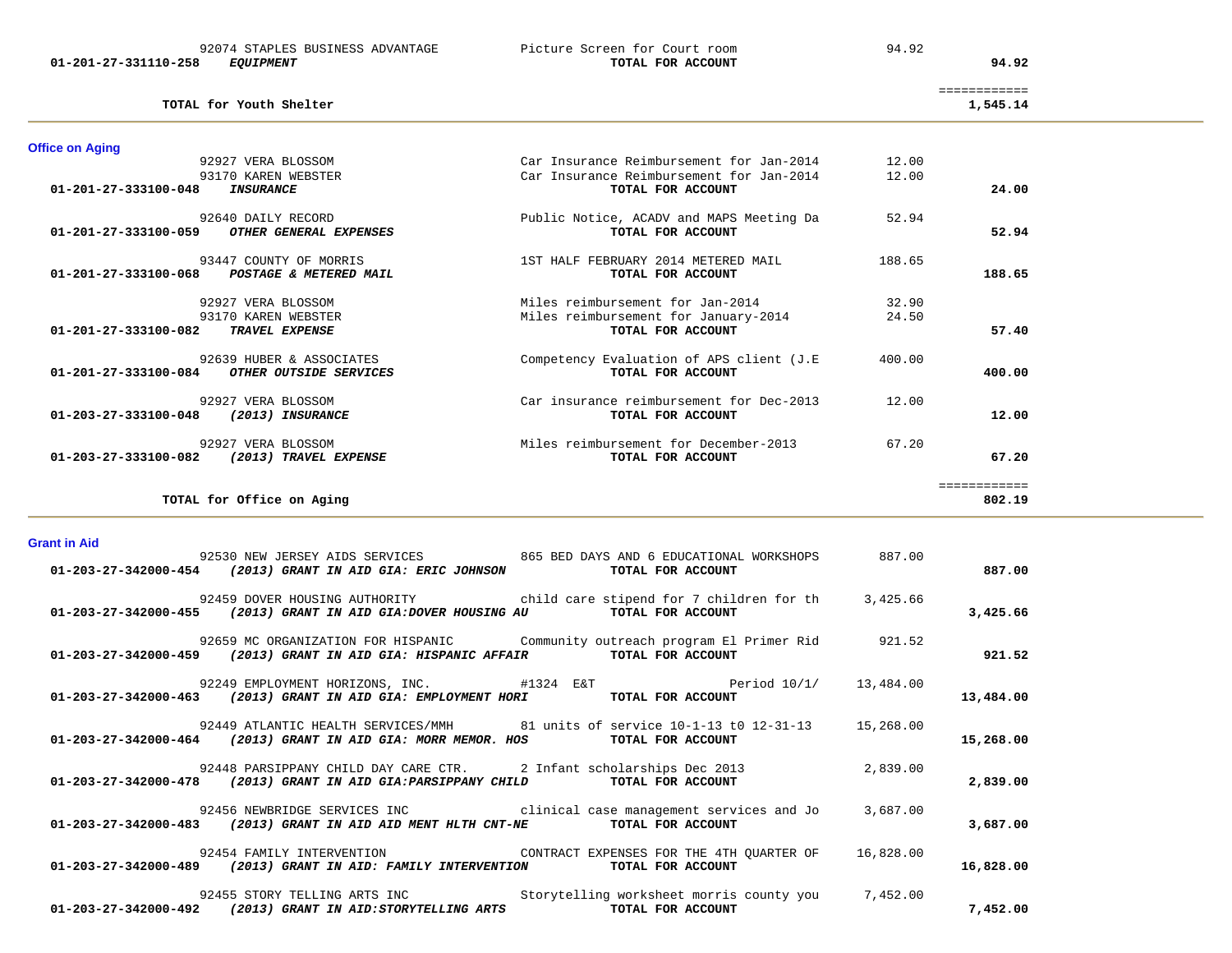| Account | Vendor / Account Name | Description | Amount | Total |
|---|---|---|---|---|
| | 92074 STAPLES BUSINESS ADVANTAGE | Picture Screen for Court room | 94.92 | |
| **01-201-27-331110-258** | ***EQUIPMENT*** | **TOTAL FOR ACCOUNT** | | **94.92** |
| | | | | ============ |
| | **TOTAL for Youth Shelter** | | | **1,545.14** |

## Office on Aging

| Account | Vendor / Account Name | Description | Amount | Total |
|---|---|---|---|---|
| | 92927 VERA BLOSSOM | Car Insurance Reimbursement for Jan-2014 | 12.00 | |
| | 93170 KAREN WEBSTER | Car Insurance Reimbursement for Jan-2014 | 12.00 | |
| **01-201-27-333100-048** | ***INSURANCE*** | **TOTAL FOR ACCOUNT** | | **24.00** |
| | 92640 DAILY RECORD | Public Notice, ACADV and MAPS Meeting Da | 52.94 | |
| **01-201-27-333100-059** | ***OTHER GENERAL EXPENSES*** | **TOTAL FOR ACCOUNT** | | **52.94** |
| | 93447 COUNTY OF MORRIS | 1ST HALF FEBRUARY 2014 METERED MAIL | 188.65 | |
| **01-201-27-333100-068** | ***POSTAGE & METERED MAIL*** | **TOTAL FOR ACCOUNT** | | **188.65** |
| | 92927 VERA BLOSSOM | Miles reimbursement for Jan-2014 | 32.90 | |
| | 93170 KAREN WEBSTER | Miles reimbursement for January-2014 | 24.50 | |
| **01-201-27-333100-082** | ***TRAVEL EXPENSE*** | **TOTAL FOR ACCOUNT** | | **57.40** |
| | 92639 HUBER & ASSOCIATES | Competency Evaluation of APS client (J.E | 400.00 | |
| **01-201-27-333100-084** | ***OTHER OUTSIDE SERVICES*** | **TOTAL FOR ACCOUNT** | | **400.00** |
| | 92927 VERA BLOSSOM | Car insurance reimbursement for Dec-2013 | 12.00 | |
| **01-203-27-333100-048** | ***(2013) INSURANCE*** | **TOTAL FOR ACCOUNT** | | **12.00** |
| | 92927 VERA BLOSSOM | Miles reimbursement for December-2013 | 67.20 | |
| **01-203-27-333100-082** | ***(2013) TRAVEL EXPENSE*** | **TOTAL FOR ACCOUNT** | | **67.20** |
| | | | | ============ |
| | **TOTAL for Office on Aging** | | | **802.19** |

## Grant in Aid

| Account | Vendor / Account Name | Description | Amount | Total |
|---|---|---|---|---|
| | 92530 NEW JERSEY AIDS SERVICES | 865 BED DAYS AND 6 EDUCATIONAL WORKSHOPS | 887.00 | |
| **01-203-27-342000-454** | ***(2013) GRANT IN AID GIA: ERIC JOHNSON*** | **TOTAL FOR ACCOUNT** | | **887.00** |
| | 92459 DOVER HOUSING AUTHORITY | child care stipend for 7 children for th | 3,425.66 | |
| **01-203-27-342000-455** | ***(2013) GRANT IN AID GIA:DOVER HOUSING AU*** | **TOTAL FOR ACCOUNT** | | **3,425.66** |
| | 92659 MC ORGANIZATION FOR HISPANIC | Community outreach program El Primer Rid | 921.52 | |
| **01-203-27-342000-459** | ***(2013) GRANT IN AID GIA: HISPANIC AFFAIR*** | **TOTAL FOR ACCOUNT** | | **921.52** |
| | 92249 EMPLOYMENT HORIZONS, INC. | #1324 E&T Period 10/1/ | 13,484.00 | |
| **01-203-27-342000-463** | ***(2013) GRANT IN AID GIA: EMPLOYMENT HORI*** | **TOTAL FOR ACCOUNT** | | **13,484.00** |
| | 92449 ATLANTIC HEALTH SERVICES/MMH | 81 units of service 10-1-13 t0 12-31-13 | 15,268.00 | |
| **01-203-27-342000-464** | ***(2013) GRANT IN AID GIA: MORR MEMOR. HOS*** | **TOTAL FOR ACCOUNT** | | **15,268.00** |
| | 92448 PARSIPPANY CHILD DAY CARE CTR. | 2 Infant scholarships Dec 2013 | 2,839.00 | |
| **01-203-27-342000-478** | ***(2013) GRANT IN AID GIA:PARSIPPANY CHILD*** | **TOTAL FOR ACCOUNT** | | **2,839.00** |
| | 92456 NEWBRIDGE SERVICES INC | clinical case management services and Jo | 3,687.00 | |
| **01-203-27-342000-483** | ***(2013) GRANT IN AID AID MENT HLTH CNT-NE*** | **TOTAL FOR ACCOUNT** | | **3,687.00** |
| | 92454 FAMILY INTERVENTION | CONTRACT EXPENSES FOR THE 4TH QUARTER OF | 16,828.00 | |
| **01-203-27-342000-489** | ***(2013) GRANT IN AID: FAMILY INTERVENTION*** | **TOTAL FOR ACCOUNT** | | **16,828.00** |
| | 92455 STORY TELLING ARTS INC | Storytelling worksheet morris county you | 7,452.00 | |
| **01-203-27-342000-492** | ***(2013) GRANT IN AID:STORYTELLING ARTS*** | **TOTAL FOR ACCOUNT** | | **7,452.00** |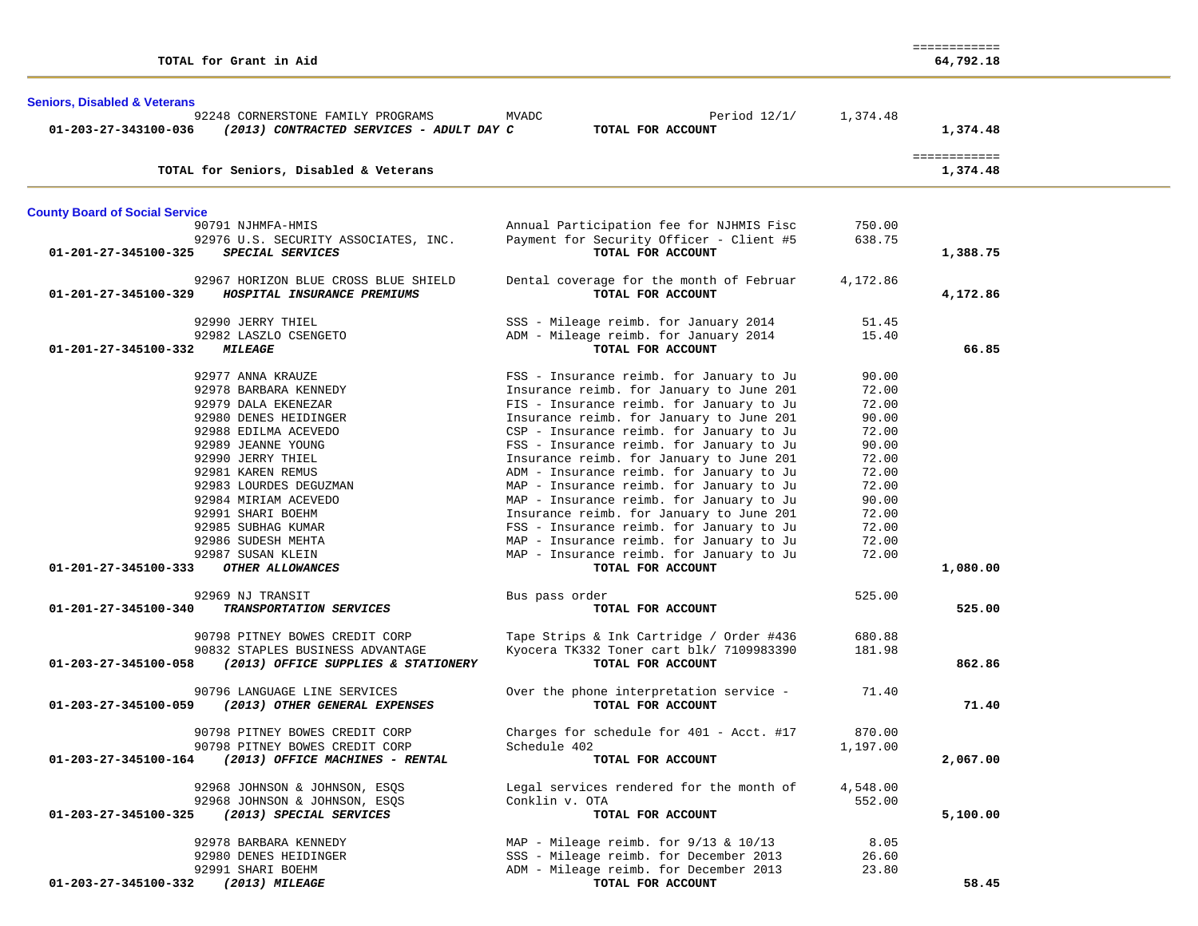| | | | | |
|---|---|---|---|---|
| **TOTAL for Grant in Aid** | | | | ============ **64,792.18** |

**Seniors, Disabled & Veterans**

| Account | Vendor | Description | Amount | Total |
|---|---|---|---|---|
| | 92248 CORNERSTONE FAMILY PROGRAMS | MVADC Period 12/1/ | 1,374.48 | |
| **01-203-27-343100-036** | ***(2013) CONTRACTED SERVICES - ADULT DAY C*** | **TOTAL FOR ACCOUNT** | | **1,374.48** |
| | **TOTAL for Seniors, Disabled & Veterans** | | | ============ **1,374.48** |

**County Board of Social Service**

| Account | Vendor | Description | Amount | Total |
|---|---|---|---|---|
| | 90791 NJHMFA-HMIS | Annual Participation fee for NJHMIS Fisc | 750.00 | |
| | 92976 U.S. SECURITY ASSOCIATES, INC. | Payment for Security Officer - Client #5 | 638.75 | |
| **01-201-27-345100-325** | ***SPECIAL SERVICES*** | **TOTAL FOR ACCOUNT** | | **1,388.75** |
| | 92967 HORIZON BLUE CROSS BLUE SHIELD | Dental coverage for the month of Februar | 4,172.86 | |
| **01-201-27-345100-329** | ***HOSPITAL INSURANCE PREMIUMS*** | **TOTAL FOR ACCOUNT** | | **4,172.86** |
| | 92990 JERRY THIEL | SSS - Mileage reimb. for January 2014 | 51.45 | |
| | 92982 LASZLO CSENGETO | ADM - Mileage reimb. for January 2014 | 15.40 | |
| **01-201-27-345100-332** | ***MILEAGE*** | **TOTAL FOR ACCOUNT** | | **66.85** |
| | 92977 ANNA KRAUZE | FSS - Insurance reimb. for January to Ju | 90.00 | |
| | 92978 BARBARA KENNEDY | Insurance reimb. for January to June 201 | 72.00 | |
| | 92979 DALA EKENEZAR | FIS - Insurance reimb. for January to Ju | 72.00 | |
| | 92980 DENES HEIDINGER | Insurance reimb. for January to June 201 | 90.00 | |
| | 92988 EDILMA ACEVEDO | CSP - Insurance reimb. for January to Ju | 72.00 | |
| | 92989 JEANNE YOUNG | FSS - Insurance reimb. for January to Ju | 90.00 | |
| | 92990 JERRY THIEL | Insurance reimb. for January to June 201 | 72.00 | |
| | 92981 KAREN REMUS | ADM - Insurance reimb. for January to Ju | 72.00 | |
| | 92983 LOURDES DEGUZMAN | MAP - Insurance reimb. for January to Ju | 72.00 | |
| | 92984 MIRIAM ACEVEDO | MAP - Insurance reimb. for January to Ju | 90.00 | |
| | 92991 SHARI BOEHM | Insurance reimb. for January to June 201 | 72.00 | |
| | 92985 SUBHAG KUMAR | FSS - Insurance reimb. for January to Ju | 72.00 | |
| | 92986 SUDESH MEHTA | MAP - Insurance reimb. for January to Ju | 72.00 | |
| | 92987 SUSAN KLEIN | MAP - Insurance reimb. for January to Ju | 72.00 | |
| **01-201-27-345100-333** | ***OTHER ALLOWANCES*** | **TOTAL FOR ACCOUNT** | | **1,080.00** |
| | 92969 NJ TRANSIT | Bus pass order | 525.00 | |
| **01-201-27-345100-340** | ***TRANSPORTATION SERVICES*** | **TOTAL FOR ACCOUNT** | | **525.00** |
| | 90798 PITNEY BOWES CREDIT CORP | Tape Strips & Ink Cartridge / Order #436 | 680.88 | |
| | 90832 STAPLES BUSINESS ADVANTAGE | Kyocera TK332 Toner cart blk/ 7109983390 | 181.98 | |
| **01-203-27-345100-058** | ***(2013) OFFICE SUPPLIES & STATIONERY*** | **TOTAL FOR ACCOUNT** | | **862.86** |
| | 90796 LANGUAGE LINE SERVICES | Over the phone interpretation service - | 71.40 | |
| **01-203-27-345100-059** | ***(2013) OTHER GENERAL EXPENSES*** | **TOTAL FOR ACCOUNT** | | **71.40** |
| | 90798 PITNEY BOWES CREDIT CORP | Charges for schedule for 401 - Acct. #17 | 870.00 | |
| | 90798 PITNEY BOWES CREDIT CORP | Schedule 402 | 1,197.00 | |
| **01-203-27-345100-164** | ***(2013) OFFICE MACHINES - RENTAL*** | **TOTAL FOR ACCOUNT** | | **2,067.00** |
| | 92968 JOHNSON & JOHNSON, ESQS | Legal services rendered for the month of | 4,548.00 | |
| | 92968 JOHNSON & JOHNSON, ESQS | Conklin v. OTA | 552.00 | |
| **01-203-27-345100-325** | ***(2013) SPECIAL SERVICES*** | **TOTAL FOR ACCOUNT** | | **5,100.00** |
| | 92978 BARBARA KENNEDY | MAP - Mileage reimb. for 9/13 & 10/13 | 8.05 | |
| | 92980 DENES HEIDINGER | SSS - Mileage reimb. for December 2013 | 26.60 | |
| | 92991 SHARI BOEHM | ADM - Mileage reimb. for December 2013 | 23.80 | |
| **01-203-27-345100-332** | ***(2013) MILEAGE*** | **TOTAL FOR ACCOUNT** | | **58.45** |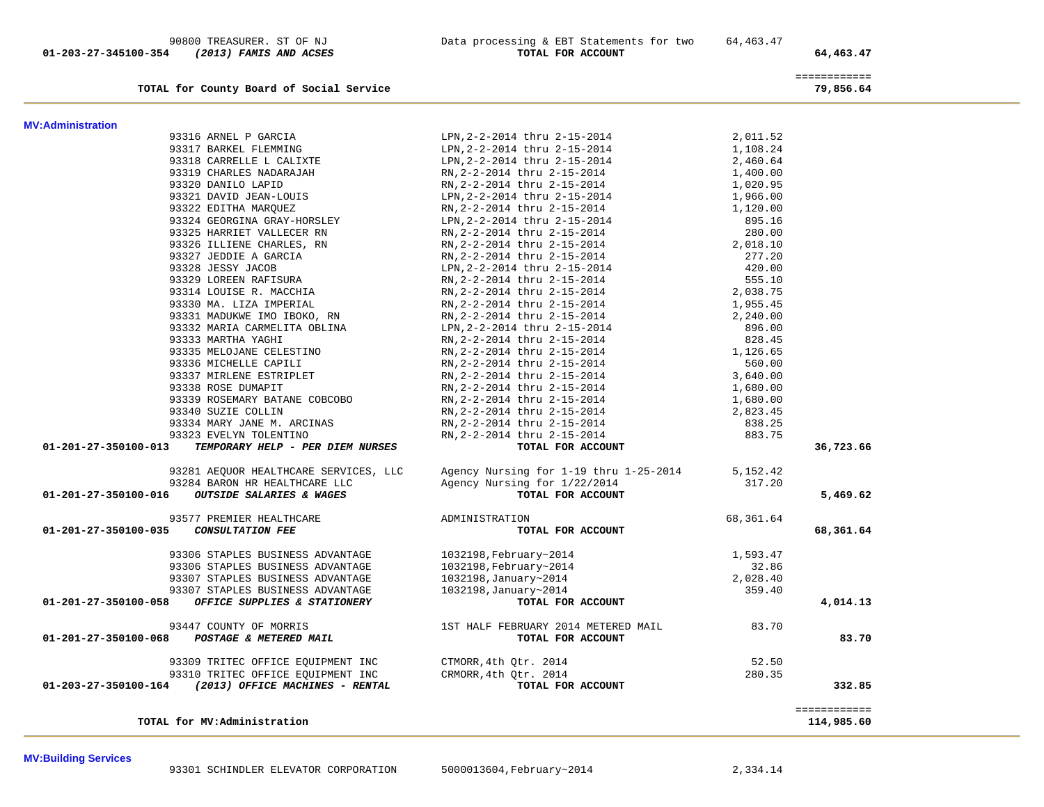| Account | Vendor | Description | Amount | Total |
|---|---|---|---|---|
| | 90800 TREASURER. ST OF NJ | Data processing & EBT Statements for two | 64,463.47 | |
| **01-203-27-345100-354** | ***(2013) FAMIS AND ACSES*** | **TOTAL FOR ACCOUNT** | | **64,463.47** |
| | | | | ============ |
| | **TOTAL for County Board of Social Service** | | | **79,856.64** |

**MV:Administration**

| Account | Vendor | Description | Amount | Total |
|---|---|---|---|---|
| | 93316 ARNEL P GARCIA | LPN,2-2-2014 thru 2-15-2014 | 2,011.52 | |
| | 93317 BARKEL FLEMMING | LPN,2-2-2014 thru 2-15-2014 | 1,108.24 | |
| | 93318 CARRELLE L CALIXTE | LPN,2-2-2014 thru 2-15-2014 | 2,460.64 | |
| | 93319 CHARLES NADARAJAH | RN,2-2-2014 thru 2-15-2014 | 1,400.00 | |
| | 93320 DANILO LAPID | RN,2-2-2014 thru 2-15-2014 | 1,020.95 | |
| | 93321 DAVID JEAN-LOUIS | LPN,2-2-2014 thru 2-15-2014 | 1,966.00 | |
| | 93322 EDITHA MARQUEZ | RN,2-2-2014 thru 2-15-2014 | 1,120.00 | |
| | 93324 GEORGINA GRAY-HORSLEY | LPN,2-2-2014 thru 2-15-2014 | 895.16 | |
| | 93325 HARRIET VALLECER RN | RN,2-2-2014 thru 2-15-2014 | 280.00 | |
| | 93326 ILLIENE CHARLES, RN | RN,2-2-2014 thru 2-15-2014 | 2,018.10 | |
| | 93327 JEDDIE A GARCIA | RN,2-2-2014 thru 2-15-2014 | 277.20 | |
| | 93328 JESSY JACOB | LPN,2-2-2014 thru 2-15-2014 | 420.00 | |
| | 93329 LOREEN RAFISURA | RN,2-2-2014 thru 2-15-2014 | 555.10 | |
| | 93314 LOUISE R. MACCHIA | RN,2-2-2014 thru 2-15-2014 | 2,038.75 | |
| | 93330 MA. LIZA IMPERIAL | RN,2-2-2014 thru 2-15-2014 | 1,955.45 | |
| | 93331 MADUKWE IMO IBOKO, RN | RN,2-2-2014 thru 2-15-2014 | 2,240.00 | |
| | 93332 MARIA CARMELITA OBLINA | LPN,2-2-2014 thru 2-15-2014 | 896.00 | |
| | 93333 MARTHA YAGHI | RN,2-2-2014 thru 2-15-2014 | 828.45 | |
| | 93335 MELOJANE CELESTINO | RN,2-2-2014 thru 2-15-2014 | 1,126.65 | |
| | 93336 MICHELLE CAPILI | RN,2-2-2014 thru 2-15-2014 | 560.00 | |
| | 93337 MIRLENE ESTRIPLET | RN,2-2-2014 thru 2-15-2014 | 3,640.00 | |
| | 93338 ROSE DUMAPIT | RN,2-2-2014 thru 2-15-2014 | 1,680.00 | |
| | 93339 ROSEMARY BATANE COBCOBO | RN,2-2-2014 thru 2-15-2014 | 1,680.00 | |
| | 93340 SUZIE COLLIN | RN,2-2-2014 thru 2-15-2014 | 2,823.45 | |
| | 93334 MARY JANE M. ARCINAS | RN,2-2-2014 thru 2-15-2014 | 838.25 | |
| | 93323 EVELYN TOLENTINO | RN,2-2-2014 thru 2-15-2014 | 883.75 | |
| **01-201-27-350100-013** | ***TEMPORARY HELP - PER DIEM NURSES*** | **TOTAL FOR ACCOUNT** | | **36,723.66** |
| | 93281 AEQUOR HEALTHCARE SERVICES, LLC | Agency Nursing for 1-19 thru 1-25-2014 | 5,152.42 | |
| | 93284 BARON HR HEALTHCARE LLC | Agency Nursing for 1/22/2014 | 317.20 | |
| **01-201-27-350100-016** | ***OUTSIDE SALARIES & WAGES*** | **TOTAL FOR ACCOUNT** | | **5,469.62** |
| | 93577 PREMIER HEALTHCARE | ADMINISTRATION | 68,361.64 | |
| **01-201-27-350100-035** | ***CONSULTATION FEE*** | **TOTAL FOR ACCOUNT** | | **68,361.64** |
| | 93306 STAPLES BUSINESS ADVANTAGE | 1032198,February~2014 | 1,593.47 | |
| | 93306 STAPLES BUSINESS ADVANTAGE | 1032198,February~2014 | 32.86 | |
| | 93307 STAPLES BUSINESS ADVANTAGE | 1032198,January~2014 | 2,028.40 | |
| | 93307 STAPLES BUSINESS ADVANTAGE | 1032198,January~2014 | 359.40 | |
| **01-201-27-350100-058** | ***OFFICE SUPPLIES & STATIONERY*** | **TOTAL FOR ACCOUNT** | | **4,014.13** |
| | 93447 COUNTY OF MORRIS | 1ST HALF FEBRUARY 2014 METERED MAIL | 83.70 | |
| **01-201-27-350100-068** | ***POSTAGE & METERED MAIL*** | **TOTAL FOR ACCOUNT** | | **83.70** |
| | 93309 TRITEC OFFICE EQUIPMENT INC | CTMORR,4th Qtr. 2014 | 52.50 | |
| | 93310 TRITEC OFFICE EQUIPMENT INC | CRMORR,4th Qtr. 2014 | 280.35 | |
| **01-203-27-350100-164** | ***(2013) OFFICE MACHINES - RENTAL*** | **TOTAL FOR ACCOUNT** | | **332.85** |
| | | | | ============ |
| | **TOTAL for MV:Administration** | | | **114,985.60** |

**MV:Building Services**

| Account | Vendor | Description | Amount | Total |
|---|---|---|---|---|
| | 93301 SCHINDLER ELEVATOR CORPORATION | 5000013604,February~2014 | 2,334.14 | |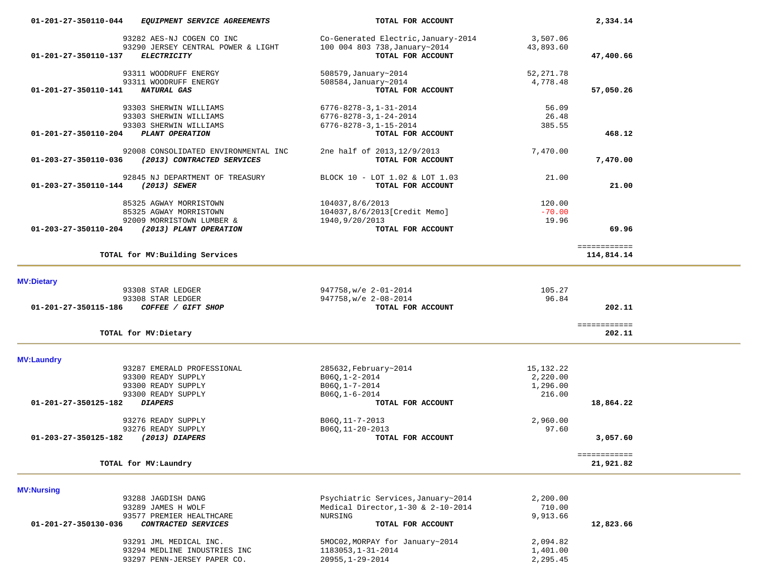| Account | Vendor | Description | Amount | Total |
|---|---|---|---|---|
| 01-201-27-350110-044 ***EQUIPMENT SERVICE AGREEMENTS*** | | **TOTAL FOR ACCOUNT** | | **2,334.14** |
| | 93282 AES-NJ COGEN CO INC | Co-Generated Electric,January-2014 | 3,507.06 | |
| | 93290 JERSEY CENTRAL POWER & LIGHT | 100 004 803 738,January~2014 | 43,893.60 | |
| 01-201-27-350110-137 ***ELECTRICITY*** | | **TOTAL FOR ACCOUNT** | | **47,400.66** |
| | 93311 WOODRUFF ENERGY | 508579,January~2014 | 52,271.78 | |
| | 93311 WOODRUFF ENERGY | 508584,January~2014 | 4,778.48 | |
| 01-201-27-350110-141 ***NATURAL GAS*** | | **TOTAL FOR ACCOUNT** | | **57,050.26** |
| | 93303 SHERWIN WILLIAMS | 6776-8278-3,1-31-2014 | 56.09 | |
| | 93303 SHERWIN WILLIAMS | 6776-8278-3,1-24-2014 | 26.48 | |
| | 93303 SHERWIN WILLIAMS | 6776-8278-3,1-15-2014 | 385.55 | |
| 01-201-27-350110-204 ***PLANT OPERATION*** | | **TOTAL FOR ACCOUNT** | | **468.12** |
| | 92008 CONSOLIDATED ENVIRONMENTAL INC | 2ne half of 2013,12/9/2013 | 7,470.00 | |
| 01-203-27-350110-036 ***(2013) CONTRACTED SERVICES*** | | **TOTAL FOR ACCOUNT** | | **7,470.00** |
| | 92845 NJ DEPARTMENT OF TREASURY | BLOCK 10 - LOT 1.02 & LOT 1.03 | 21.00 | |
| 01-203-27-350110-144 ***(2013) SEWER*** | | **TOTAL FOR ACCOUNT** | | **21.00** |
| | 85325 AGWAY MORRISTOWN | 104037,8/6/2013 | 120.00 | |
| | 85325 AGWAY MORRISTOWN | 104037,8/6/2013[Credit Memo] | -70.00 | |
| | 92009 MORRISTOWN LUMBER & | 1940,9/20/2013 | 19.96 | |
| 01-203-27-350110-204 ***(2013) PLANT OPERATION*** | | **TOTAL FOR ACCOUNT** | | **69.96** |
| **TOTAL for MV:Building Services** | | | | **114,814.14** |

**MV:Dietary**

| Account | Vendor | Description | Amount | Total |
|---|---|---|---|---|
| | 93308 STAR LEDGER | 947758,w/e 2-01-2014 | 105.27 | |
| | 93308 STAR LEDGER | 947758,w/e 2-08-2014 | 96.84 | |
| 01-201-27-350115-186 ***COFFEE / GIFT SHOP*** | | **TOTAL FOR ACCOUNT** | | **202.11** |
| **TOTAL for MV:Dietary** | | | | **202.11** |

**MV:Laundry**

| Account | Vendor | Description | Amount | Total |
|---|---|---|---|---|
| | 93287 EMERALD PROFESSIONAL | 285632,February~2014 | 15,132.22 | |
| | 93300 READY SUPPLY | B06Q,1-2-2014 | 2,220.00 | |
| | 93300 READY SUPPLY | B06Q,1-7-2014 | 1,296.00 | |
| | 93300 READY SUPPLY | B06Q,1-6-2014 | 216.00 | |
| 01-201-27-350125-182 ***DIAPERS*** | | **TOTAL FOR ACCOUNT** | | **18,864.22** |
| | 93276 READY SUPPLY | B06Q,11-7-2013 | 2,960.00 | |
| | 93276 READY SUPPLY | B06Q,11-20-2013 | 97.60 | |
| 01-203-27-350125-182 ***(2013) DIAPERS*** | | **TOTAL FOR ACCOUNT** | | **3,057.60** |
| **TOTAL for MV:Laundry** | | | | **21,921.82** |

**MV:Nursing**

| Account | Vendor | Description | Amount | Total |
|---|---|---|---|---|
| | 93288 JAGDISH DANG | Psychiatric Services,January~2014 | 2,200.00 | |
| | 93289 JAMES H WOLF | Medical Director,1-30 & 2-10-2014 | 710.00 | |
| | 93577 PREMIER HEALTHCARE | NURSING | 9,913.66 | |
| 01-201-27-350130-036 ***CONTRACTED SERVICES*** | | **TOTAL FOR ACCOUNT** | | **12,823.66** |
| | 93291 JML MEDICAL INC. | 5MOC02,MORPAY for January~2014 | 2,094.82 | |
| | 93294 MEDLINE INDUSTRIES INC | 1183053,1-31-2014 | 1,401.00 | |
| | 93297 PENN-JERSEY PAPER CO. | 20955,1-29-2014 | 2,295.45 | |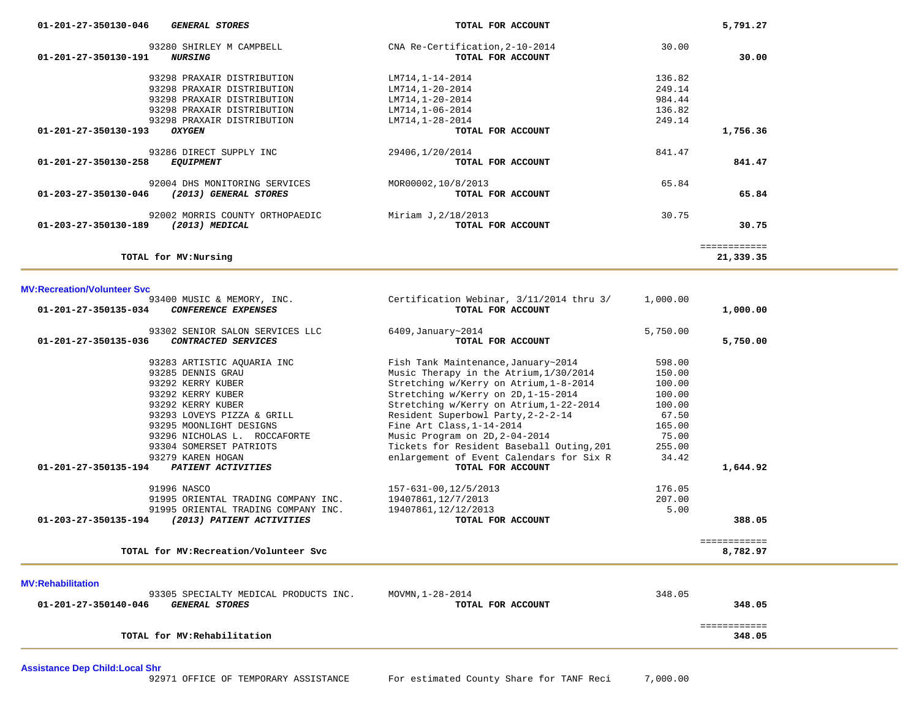| Account / Vendor | Description | Amount | Account Total |
|---|---|---|---|
| 01-201-27-350130-046 ***GENERAL STORES*** | **TOTAL FOR ACCOUNT** | | **5,791.27** |
| 93280 SHIRLEY M CAMPBELL | CNA Re-Certification,2-10-2014 | 30.00 | |
| 01-201-27-350130-191 ***NURSING*** | **TOTAL FOR ACCOUNT** | | **30.00** |
| 93298 PRAXAIR DISTRIBUTION | LM714,1-14-2014 | 136.82 | |
| 93298 PRAXAIR DISTRIBUTION | LM714,1-20-2014 | 249.14 | |
| 93298 PRAXAIR DISTRIBUTION | LM714,1-20-2014 | 984.44 | |
| 93298 PRAXAIR DISTRIBUTION | LM714,1-06-2014 | 136.82 | |
| 93298 PRAXAIR DISTRIBUTION | LM714,1-28-2014 | 249.14 | |
| 01-201-27-350130-193 ***OXYGEN*** | **TOTAL FOR ACCOUNT** | | **1,756.36** |
| 93286 DIRECT SUPPLY INC | 29406,1/20/2014 | 841.47 | |
| 01-201-27-350130-258 ***EQUIPMENT*** | **TOTAL FOR ACCOUNT** | | **841.47** |
| 92004 DHS MONITORING SERVICES | MOR00002,10/8/2013 | 65.84 | |
| 01-203-27-350130-046 ***(2013) GENERAL STORES*** | **TOTAL FOR ACCOUNT** | | **65.84** |
| 92002 MORRIS COUNTY ORTHOPAEDIC | Miriam J,2/18/2013 | 30.75 | |
| 01-203-27-350130-189 ***(2013) MEDICAL*** | **TOTAL FOR ACCOUNT** | | **30.75** |
| **TOTAL for MV:Nursing** | | | **21,339.35** |

**MV:Recreation/Volunteer Svc**

| Account / Vendor | Description | Amount | Account Total |
|---|---|---|---|
| 93400 MUSIC & MEMORY, INC. | Certification Webinar, 3/11/2014 thru 3/ | 1,000.00 | |
| 01-201-27-350135-034 ***CONFERENCE EXPENSES*** | **TOTAL FOR ACCOUNT** | | **1,000.00** |
| 93302 SENIOR SALON SERVICES LLC | 6409,January~2014 | 5,750.00 | |
| 01-201-27-350135-036 ***CONTRACTED SERVICES*** | **TOTAL FOR ACCOUNT** | | **5,750.00** |
| 93283 ARTISTIC AQUARIA INC | Fish Tank Maintenance,January~2014 | 598.00 | |
| 93285 DENNIS GRAU | Music Therapy in the Atrium,1/30/2014 | 150.00 | |
| 93292 KERRY KUBER | Stretching w/Kerry on Atrium,1-8-2014 | 100.00 | |
| 93292 KERRY KUBER | Stretching w/Kerry on 2D,1-15-2014 | 100.00 | |
| 93292 KERRY KUBER | Stretching w/Kerry on Atrium,1-22-2014 | 100.00 | |
| 93293 LOVEYS PIZZA & GRILL | Resident Superbowl Party,2-2-2-14 | 67.50 | |
| 93295 MOONLIGHT DESIGNS | Fine Art Class,1-14-2014 | 165.00 | |
| 93296 NICHOLAS L. ROCCAFORTE | Music Program on 2D,2-04-2014 | 75.00 | |
| 93304 SOMERSET PATRIOTS | Tickets for Resident Baseball Outing,201 | 255.00 | |
| 93279 KAREN HOGAN | enlargement of Event Calendars for Six R | 34.42 | |
| 01-201-27-350135-194 ***PATIENT ACTIVITIES*** | **TOTAL FOR ACCOUNT** | | **1,644.92** |
| 91996 NASCO | 157-631-00,12/5/2013 | 176.05 | |
| 91995 ORIENTAL TRADING COMPANY INC. | 19407861,12/7/2013 | 207.00 | |
| 91995 ORIENTAL TRADING COMPANY INC. | 19407861,12/12/2013 | 5.00 | |
| 01-203-27-350135-194 ***(2013) PATIENT ACTIVITIES*** | **TOTAL FOR ACCOUNT** | | **388.05** |
| **TOTAL for MV:Recreation/Volunteer Svc** | | | **8,782.97** |

**MV:Rehabilitation**

| Account / Vendor | Description | Amount | Account Total |
|---|---|---|---|
| 93305 SPECIALTY MEDICAL PRODUCTS INC. | MOVMN,1-28-2014 | 348.05 | |
| 01-201-27-350140-046 ***GENERAL STORES*** | **TOTAL FOR ACCOUNT** | | **348.05** |
| **TOTAL for MV:Rehabilitation** | | | **348.05** |

**Assistance Dep Child:Local Shr**

| Account / Vendor | Description | Amount | Account Total |
|---|---|---|---|
| 92971 OFFICE OF TEMPORARY ASSISTANCE | For estimated County Share for TANF Reci | 7,000.00 | |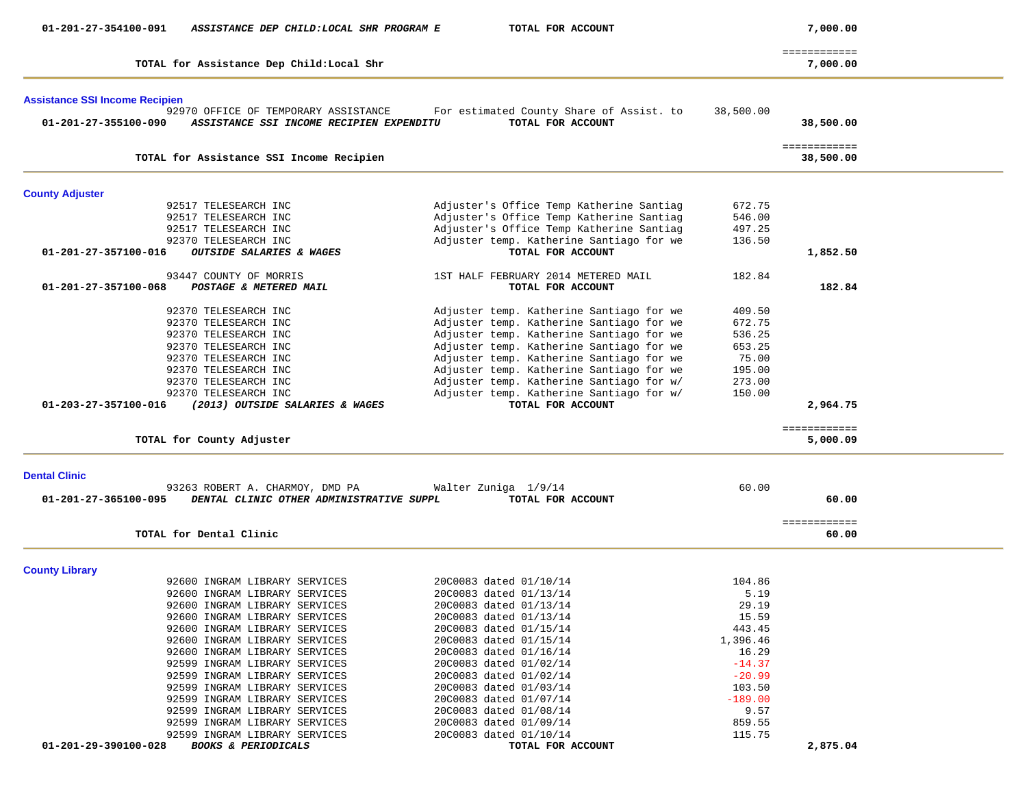| | | | | |
|---|---|---|---|---|
| **01-201-27-354100-091** | ***ASSISTANCE DEP CHILD:LOCAL SHR PROGRAM E*** | **TOTAL FOR ACCOUNT** | | **7,000.00** |
| | **TOTAL for Assistance Dep Child:Local Shr** | | | **7,000.00** |

## Assistance SSI Income Recipien

| | | | | |
|---|---|---|---|---|
| 92970 | OFFICE OF TEMPORARY ASSISTANCE | For estimated County Share of Assist. to | 38,500.00 | |
| **01-201-27-355100-090** | ***ASSISTANCE SSI INCOME RECIPIEN EXPENDITU*** | **TOTAL FOR ACCOUNT** | | **38,500.00** |
| | **TOTAL for Assistance SSI Income Recipien** | | | **38,500.00** |

## County Adjuster

| | | | | |
|---|---|---|---|---|
| 92517 | TELESEARCH INC | Adjuster's Office Temp Katherine Santiag | 672.75 | |
| 92517 | TELESEARCH INC | Adjuster's Office Temp Katherine Santiag | 546.00 | |
| 92517 | TELESEARCH INC | Adjuster's Office Temp Katherine Santiag | 497.25 | |
| 92370 | TELESEARCH INC | Adjuster temp. Katherine Santiago for we | 136.50 | |
| **01-201-27-357100-016** | ***OUTSIDE SALARIES & WAGES*** | **TOTAL FOR ACCOUNT** | | **1,852.50** |
| 93447 | COUNTY OF MORRIS | 1ST HALF FEBRUARY 2014 METERED MAIL | 182.84 | |
| **01-201-27-357100-068** | ***POSTAGE & METERED MAIL*** | **TOTAL FOR ACCOUNT** | | **182.84** |
| 92370 | TELESEARCH INC | Adjuster temp. Katherine Santiago for we | 409.50 | |
| 92370 | TELESEARCH INC | Adjuster temp. Katherine Santiago for we | 672.75 | |
| 92370 | TELESEARCH INC | Adjuster temp. Katherine Santiago for we | 536.25 | |
| 92370 | TELESEARCH INC | Adjuster temp. Katherine Santiago for we | 653.25 | |
| 92370 | TELESEARCH INC | Adjuster temp. Katherine Santiago for we | 75.00 | |
| 92370 | TELESEARCH INC | Adjuster temp. Katherine Santiago for we | 195.00 | |
| 92370 | TELESEARCH INC | Adjuster temp. Katherine Santiago for w/ | 273.00 | |
| 92370 | TELESEARCH INC | Adjuster temp. Katherine Santiago for w/ | 150.00 | |
| **01-203-27-357100-016** | ***(2013) OUTSIDE SALARIES & WAGES*** | **TOTAL FOR ACCOUNT** | | **2,964.75** |
| | **TOTAL for County Adjuster** | | | **5,000.09** |

## Dental Clinic

| | | | | |
|---|---|---|---|---|
| 93263 | ROBERT A. CHARMOY, DMD PA | Walter Zuniga 1/9/14 | 60.00 | |
| **01-201-27-365100-095** | ***DENTAL CLINIC OTHER ADMINISTRATIVE SUPPL*** | **TOTAL FOR ACCOUNT** | | **60.00** |
| | **TOTAL for Dental Clinic** | | | **60.00** |

## County Library

| | | | | |
|---|---|---|---|---|
| 92600 | INGRAM LIBRARY SERVICES | 20C0083 dated 01/10/14 | 104.86 | |
| 92600 | INGRAM LIBRARY SERVICES | 20C0083 dated 01/13/14 | 5.19 | |
| 92600 | INGRAM LIBRARY SERVICES | 20C0083 dated 01/13/14 | 29.19 | |
| 92600 | INGRAM LIBRARY SERVICES | 20C0083 dated 01/13/14 | 15.59 | |
| 92600 | INGRAM LIBRARY SERVICES | 20C0083 dated 01/15/14 | 443.45 | |
| 92600 | INGRAM LIBRARY SERVICES | 20C0083 dated 01/15/14 | 1,396.46 | |
| 92600 | INGRAM LIBRARY SERVICES | 20C0083 dated 01/16/14 | 16.29 | |
| 92599 | INGRAM LIBRARY SERVICES | 20C0083 dated 01/02/14 | -14.37 | |
| 92599 | INGRAM LIBRARY SERVICES | 20C0083 dated 01/02/14 | -20.99 | |
| 92599 | INGRAM LIBRARY SERVICES | 20C0083 dated 01/03/14 | 103.50 | |
| 92599 | INGRAM LIBRARY SERVICES | 20C0083 dated 01/07/14 | -189.00 | |
| 92599 | INGRAM LIBRARY SERVICES | 20C0083 dated 01/08/14 | 9.57 | |
| 92599 | INGRAM LIBRARY SERVICES | 20C0083 dated 01/09/14 | 859.55 | |
| 92599 | INGRAM LIBRARY SERVICES | 20C0083 dated 01/10/14 | 115.75 | |
| **01-201-29-390100-028** | ***BOOKS & PERIODICALS*** | **TOTAL FOR ACCOUNT** | | **2,875.04** |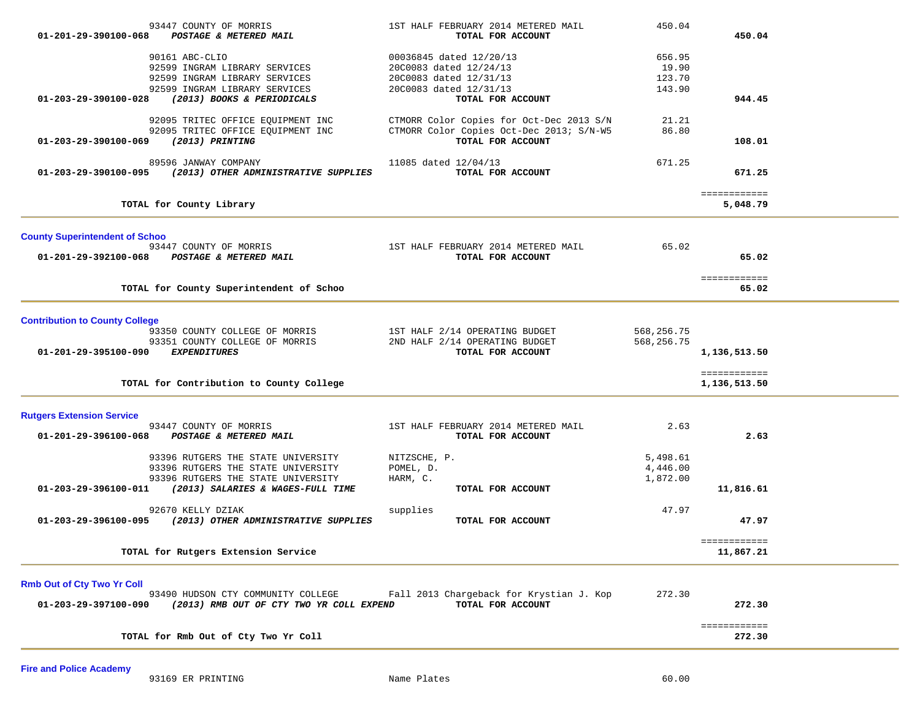| | | | |
|---|---|---|---|
| 93447 COUNTY OF MORRIS | 1ST HALF FEBRUARY 2014 METERED MAIL | 450.04 | |
| **01-201-29-390100-068** ***POSTAGE & METERED MAIL*** | **TOTAL FOR ACCOUNT** | | **450.04** |
| 90161 ABC-CLIO | 00036845 dated 12/20/13 | 656.95 | |
| 92599 INGRAM LIBRARY SERVICES | 20C0083 dated 12/24/13 | 19.90 | |
| 92599 INGRAM LIBRARY SERVICES | 20C0083 dated 12/31/13 | 123.70 | |
| 92599 INGRAM LIBRARY SERVICES | 20C0083 dated 12/31/13 | 143.90 | |
| **01-203-29-390100-028** ***(2013) BOOKS & PERIODICALS*** | **TOTAL FOR ACCOUNT** | | **944.45** |
| 92095 TRITEC OFFICE EQUIPMENT INC | CTMORR Color Copies for Oct-Dec 2013 S/N | 21.21 | |
| 92095 TRITEC OFFICE EQUIPMENT INC | CTMORR Color Copies Oct-Dec 2013; S/N-W5 | 86.80 | |
| **01-203-29-390100-069** ***(2013) PRINTING*** | **TOTAL FOR ACCOUNT** | | **108.01** |
| 89596 JANWAY COMPANY | 11085 dated 12/04/13 | 671.25 | |
| **01-203-29-390100-095** ***(2013) OTHER ADMINISTRATIVE SUPPLIES*** | **TOTAL FOR ACCOUNT** | | **671.25** |
| | | | ============ |
| **TOTAL for County Library** | | | **5,048.79** |

## County Superintendent of Schoo

| | | | |
|---|---|---|---|
| 93447 COUNTY OF MORRIS | 1ST HALF FEBRUARY 2014 METERED MAIL | 65.02 | |
| **01-201-29-392100-068** ***POSTAGE & METERED MAIL*** | **TOTAL FOR ACCOUNT** | | **65.02** |
| | | | ============ |
| **TOTAL for County Superintendent of Schoo** | | | **65.02** |

## Contribution to County College

| | | | |
|---|---|---|---|
| 93350 COUNTY COLLEGE OF MORRIS | 1ST HALF 2/14 OPERATING BUDGET | 568,256.75 | |
| 93351 COUNTY COLLEGE OF MORRIS | 2ND HALF 2/14 OPERATING BUDGET | 568,256.75 | |
| **01-201-29-395100-090** ***EXPENDITURES*** | **TOTAL FOR ACCOUNT** | | **1,136,513.50** |
| | | | ============ |
| **TOTAL for Contribution to County College** | | | **1,136,513.50** |

## Rutgers Extension Service

| | | | |
|---|---|---|---|
| 93447 COUNTY OF MORRIS | 1ST HALF FEBRUARY 2014 METERED MAIL | 2.63 | |
| **01-201-29-396100-068** ***POSTAGE & METERED MAIL*** | **TOTAL FOR ACCOUNT** | | **2.63** |
| 93396 RUTGERS THE STATE UNIVERSITY | NITZSCHE, P. | 5,498.61 | |
| 93396 RUTGERS THE STATE UNIVERSITY | POMEL, D. | 4,446.00 | |
| 93396 RUTGERS THE STATE UNIVERSITY | HARM, C. | 1,872.00 | |
| **01-203-29-396100-011** ***(2013) SALARIES & WAGES-FULL TIME*** | **TOTAL FOR ACCOUNT** | | **11,816.61** |
| 92670 KELLY DZIAK | supplies | 47.97 | |
| **01-203-29-396100-095** ***(2013) OTHER ADMINISTRATIVE SUPPLIES*** | **TOTAL FOR ACCOUNT** | | **47.97** |
| | | | ============ |
| **TOTAL for Rutgers Extension Service** | | | **11,867.21** |

## Rmb Out of Cty Two Yr Coll

| | | | |
|---|---|---|---|
| 93490 HUDSON CTY COMMUNITY COLLEGE | Fall 2013 Chargeback for Krystian J. Kop | 272.30 | |
| **01-203-29-397100-090** ***(2013) RMB OUT OF CTY TWO YR COLL EXPEND*** | **TOTAL FOR ACCOUNT** | | **272.30** |
| | | | ============ |
| **TOTAL for Rmb Out of Cty Two Yr Coll** | | | **272.30** |

## Fire and Police Academy

| | | | |
|---|---|---|---|
| 93169 ER PRINTING | Name Plates | 60.00 | |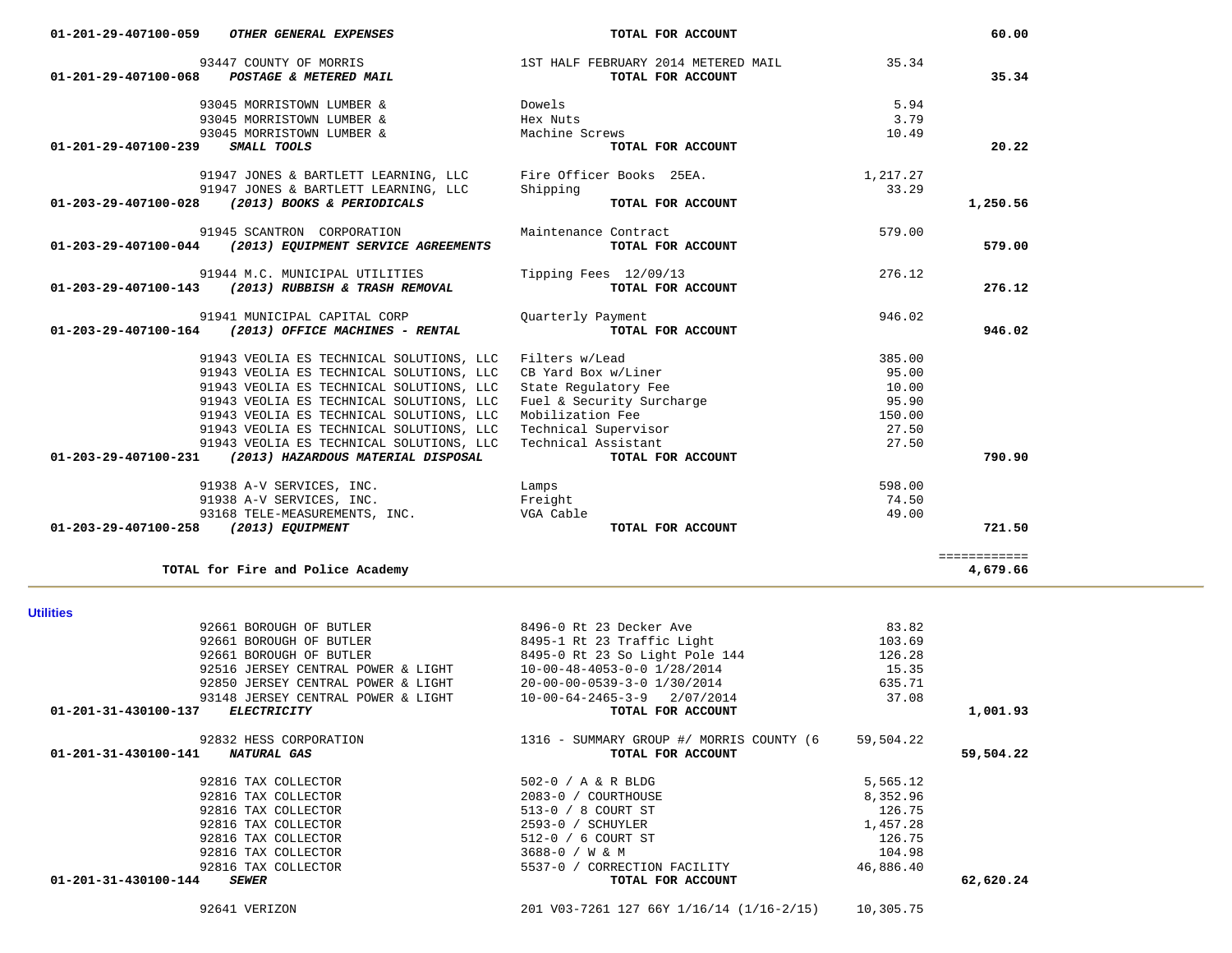| Vendor | Description | Amount | Total |
|---|---|---|---|
| **01-201-29-407100-059** ***OTHER GENERAL EXPENSES*** | **TOTAL FOR ACCOUNT** | | **60.00** |
| 93447 COUNTY OF MORRIS | 1ST HALF FEBRUARY 2014 METERED MAIL | 35.34 | |
| **01-201-29-407100-068** ***POSTAGE & METERED MAIL*** | **TOTAL FOR ACCOUNT** | | **35.34** |
| 93045 MORRISTOWN LUMBER & | Dowels | 5.94 | |
| 93045 MORRISTOWN LUMBER & | Hex Nuts | 3.79 | |
| 93045 MORRISTOWN LUMBER & | Machine Screws | 10.49 | |
| **01-201-29-407100-239** ***SMALL TOOLS*** | **TOTAL FOR ACCOUNT** | | **20.22** |
| 91947 JONES & BARTLETT LEARNING, LLC | Fire Officer Books 25EA. | 1,217.27 | |
| 91947 JONES & BARTLETT LEARNING, LLC | Shipping | 33.29 | |
| **01-203-29-407100-028** ***(2013) BOOKS & PERIODICALS*** | **TOTAL FOR ACCOUNT** | | **1,250.56** |
| 91945 SCANTRON CORPORATION | Maintenance Contract | 579.00 | |
| **01-203-29-407100-044** ***(2013) EQUIPMENT SERVICE AGREEMENTS*** | **TOTAL FOR ACCOUNT** | | **579.00** |
| 91944 M.C. MUNICIPAL UTILITIES | Tipping Fees 12/09/13 | 276.12 | |
| **01-203-29-407100-143** ***(2013) RUBBISH & TRASH REMOVAL*** | **TOTAL FOR ACCOUNT** | | **276.12** |
| 91941 MUNICIPAL CAPITAL CORP | Quarterly Payment | 946.02 | |
| **01-203-29-407100-164** ***(2013) OFFICE MACHINES - RENTAL*** | **TOTAL FOR ACCOUNT** | | **946.02** |
| 91943 VEOLIA ES TECHNICAL SOLUTIONS, LLC | Filters w/Lead | 385.00 | |
| 91943 VEOLIA ES TECHNICAL SOLUTIONS, LLC | CB Yard Box w/Liner | 95.00 | |
| 91943 VEOLIA ES TECHNICAL SOLUTIONS, LLC | State Regulatory Fee | 10.00 | |
| 91943 VEOLIA ES TECHNICAL SOLUTIONS, LLC | Fuel & Security Surcharge | 95.90 | |
| 91943 VEOLIA ES TECHNICAL SOLUTIONS, LLC | Mobilization Fee | 150.00 | |
| 91943 VEOLIA ES TECHNICAL SOLUTIONS, LLC | Technical Supervisor | 27.50 | |
| 91943 VEOLIA ES TECHNICAL SOLUTIONS, LLC | Technical Assistant | 27.50 | |
| **01-203-29-407100-231** ***(2013) HAZARDOUS MATERIAL DISPOSAL*** | **TOTAL FOR ACCOUNT** | | **790.90** |
| 91938 A-V SERVICES, INC. | Lamps | 598.00 | |
| 91938 A-V SERVICES, INC. | Freight | 74.50 | |
| 93168 TELE-MEASUREMENTS, INC. | VGA Cable | 49.00 | |
| **01-203-29-407100-258** ***(2013) EQUIPMENT*** | **TOTAL FOR ACCOUNT** | | **721.50** |
| | | | ============ |
| **TOTAL for Fire and Police Academy** | | | **4,679.66** |

**Utilities**

| Vendor | Description | Amount | Total |
|---|---|---|---|
| 92661 BOROUGH OF BUTLER | 8496-0 Rt 23 Decker Ave | 83.82 | |
| 92661 BOROUGH OF BUTLER | 8495-1 Rt 23 Traffic Light | 103.69 | |
| 92661 BOROUGH OF BUTLER | 8495-0 Rt 23 So Light Pole 144 | 126.28 | |
| 92516 JERSEY CENTRAL POWER & LIGHT | 10-00-48-4053-0-0 1/28/2014 | 15.35 | |
| 92850 JERSEY CENTRAL POWER & LIGHT | 20-00-00-0539-3-0 1/30/2014 | 635.71 | |
| 93148 JERSEY CENTRAL POWER & LIGHT | 10-00-64-2465-3-9 2/07/2014 | 37.08 | |
| **01-201-31-430100-137** ***ELECTRICITY*** | **TOTAL FOR ACCOUNT** | | **1,001.93** |
| 92832 HESS CORPORATION | 1316 - SUMMARY GROUP #/ MORRIS COUNTY (6 | 59,504.22 | |
| **01-201-31-430100-141** ***NATURAL GAS*** | **TOTAL FOR ACCOUNT** | | **59,504.22** |
| 92816 TAX COLLECTOR | 502-0 / A & R BLDG | 5,565.12 | |
| 92816 TAX COLLECTOR | 2083-0 / COURTHOUSE | 8,352.96 | |
| 92816 TAX COLLECTOR | 513-0 / 8 COURT ST | 126.75 | |
| 92816 TAX COLLECTOR | 2593-0 / SCHUYLER | 1,457.28 | |
| 92816 TAX COLLECTOR | 512-0 / 6 COURT ST | 126.75 | |
| 92816 TAX COLLECTOR | 3688-0 / W & M | 104.98 | |
| 92816 TAX COLLECTOR | 5537-0 / CORRECTION FACILITY | 46,886.40 | |
| **01-201-31-430100-144** ***SEWER*** | **TOTAL FOR ACCOUNT** | | **62,620.24** |
| 92641 VERIZON | 201 V03-7261 127 66Y 1/16/14 (1/16-2/15) | 10,305.75 | |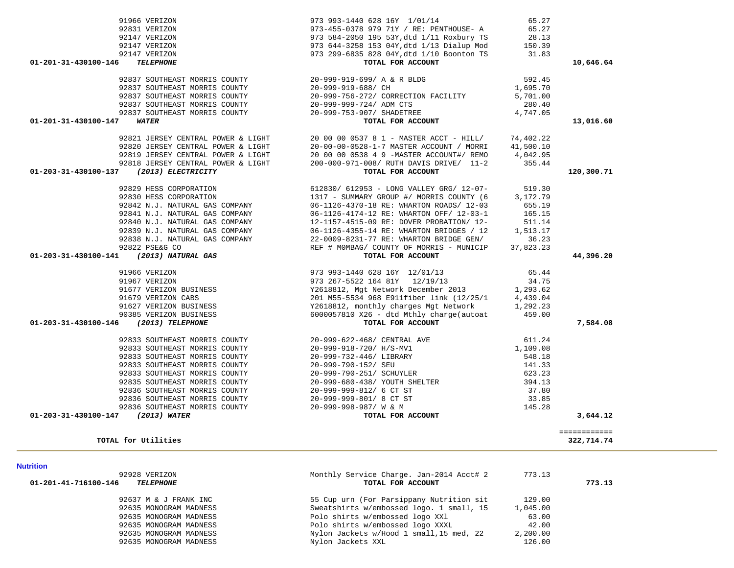| Account | Vendor | Description | Amount | Total |
|---|---|---|---|---|
| | 91966 VERIZON | 973 993-1440 628 16Y 1/01/14 | 65.27 | |
| | 92831 VERIZON | 973-455-0378 979 71Y / RE: PENTHOUSE- A | 65.27 | |
| | 92147 VERIZON | 973 584-2050 195 53Y,dtd 1/11 Roxbury TS | 28.13 | |
| | 92147 VERIZON | 973 644-3258 153 04Y,dtd 1/13 Dialup Mod | 150.39 | |
| | 92147 VERIZON | 973 299-6835 828 04Y,dtd 1/10 Boonton TS | 31.83 | |
| 01-201-31-430100-146 | *TELEPHONE* | TOTAL FOR ACCOUNT | | 10,646.64 |
| | 92837 SOUTHEAST MORRIS COUNTY | 20-999-919-699/ A & R BLDG | 592.45 | |
| | 92837 SOUTHEAST MORRIS COUNTY | 20-999-919-688/ CH | 1,695.70 | |
| | 92837 SOUTHEAST MORRIS COUNTY | 20-999-756-272/ CORRECTION FACILITY | 5,701.00 | |
| | 92837 SOUTHEAST MORRIS COUNTY | 20-999-999-724/ ADM CTS | 280.40 | |
| | 92837 SOUTHEAST MORRIS COUNTY | 20-999-753-907/ SHADETREE | 4,747.05 | |
| 01-201-31-430100-147 | *WATER* | TOTAL FOR ACCOUNT | | 13,016.60 |
| | 92821 JERSEY CENTRAL POWER & LIGHT | 20 00 00 0537 8 1 - MASTER ACCT - HILL/ | 74,402.22 | |
| | 92820 JERSEY CENTRAL POWER & LIGHT | 20-00-00-0528-1-7 MASTER ACCOUNT / MORRI | 41,500.10 | |
| | 92819 JERSEY CENTRAL POWER & LIGHT | 20 00 00 0538 4 9 -MASTER ACCOUNT#/ REMO | 4,042.95 | |
| | 92818 JERSEY CENTRAL POWER & LIGHT | 200-000-971-008/ RUTH DAVIS DRIVE/ 11-2 | 355.44 | |
| 01-203-31-430100-137 | *(2013) ELECTRICITY* | TOTAL FOR ACCOUNT | | 120,300.71 |
| | 92829 HESS CORPORATION | 612830/ 612953 - LONG VALLEY GRG/ 12-07- | 519.30 | |
| | 92830 HESS CORPORATION | 1317 - SUMMARY GROUP #/ MORRIS COUNTY (6 | 3,172.79 | |
| | 92842 N.J. NATURAL GAS COMPANY | 06-1126-4370-18 RE: WHARTON ROADS/ 12-03 | 655.19 | |
| | 92841 N.J. NATURAL GAS COMPANY | 06-1126-4174-12 RE: WHARTON OFF/ 12-03-1 | 165.15 | |
| | 92840 N.J. NATURAL GAS COMPANY | 12-1157-4515-09 RE: DOVER PROBATION/ 12- | 511.14 | |
| | 92839 N.J. NATURAL GAS COMPANY | 06-1126-4355-14 RE: WHARTON BRIDGES / 12 | 1,513.17 | |
| | 92838 N.J. NATURAL GAS COMPANY | 22-0009-8231-77 RE: WHARTON BRIDGE GEN/ | 36.23 | |
| | 92822 PSE&G CO | REF # M0MBAG/ COUNTY OF MORRIS - MUNICIP | 37,823.23 | |
| 01-203-31-430100-141 | *(2013) NATURAL GAS* | TOTAL FOR ACCOUNT | | 44,396.20 |
| | 91966 VERIZON | 973 993-1440 628 16Y 12/01/13 | 65.44 | |
| | 91967 VERIZON | 973 267-5522 164 81Y 12/19/13 | 34.75 | |
| | 91677 VERIZON BUSINESS | Y2618812, Mgt Network December 2013 | 1,293.62 | |
| | 91679 VERIZON CABS | 201 M55-5534 968 E911fiber link (12/25/1 | 4,439.04 | |
| | 91627 VERIZON BUSINESS | Y2618812, monthly charges Mgt Network | 1,292.23 | |
| | 90385 VERIZON BUSINESS | 6000057810 X26 - dtd Mthly charge(autoat | 459.00 | |
| 01-203-31-430100-146 | *(2013) TELEPHONE* | TOTAL FOR ACCOUNT | | 7,584.08 |
| | 92833 SOUTHEAST MORRIS COUNTY | 20-999-622-468/ CENTRAL AVE | 611.24 | |
| | 92833 SOUTHEAST MORRIS COUNTY | 20-999-918-720/ H/S-MV1 | 1,109.08 | |
| | 92833 SOUTHEAST MORRIS COUNTY | 20-999-732-446/ LIBRARY | 548.18 | |
| | 92833 SOUTHEAST MORRIS COUNTY | 20-999-790-152/ SEU | 141.33 | |
| | 92833 SOUTHEAST MORRIS COUNTY | 20-999-790-251/ SCHUYLER | 623.23 | |
| | 92835 SOUTHEAST MORRIS COUNTY | 20-999-680-438/ YOUTH SHELTER | 394.13 | |
| | 92836 SOUTHEAST MORRIS COUNTY | 20-999-999-812/ 6 CT ST | 37.80 | |
| | 92836 SOUTHEAST MORRIS COUNTY | 20-999-999-801/ 8 CT ST | 33.85 | |
| | 92836 SOUTHEAST MORRIS COUNTY | 20-999-998-987/ W & M | 145.28 | |
| 01-203-31-430100-147 | *(2013) WATER* | TOTAL FOR ACCOUNT | | 3,644.12 |
| | **TOTAL for Utilities** | | | 322,714.74 |

**Nutrition**

| Account | Vendor | Description | Amount | Total |
|---|---|---|---|---|
| | 92928 VERIZON | Monthly Service Charge. Jan-2014 Acct# 2 | 773.13 | |
| 01-201-41-716100-146 | *TELEPHONE* | TOTAL FOR ACCOUNT | | 773.13 |
| | 92637 M & J FRANK INC | 55 Cup urn (For Parsippany Nutrition sit | 129.00 | |
| | 92635 MONOGRAM MADNESS | Sweatshirts w/embossed logo. 1 small, 15 | 1,045.00 | |
| | 92635 MONOGRAM MADNESS | Polo shirts w/embossed logo XXl | 63.00 | |
| | 92635 MONOGRAM MADNESS | Polo shirts w/embossed logo XXXL | 42.00 | |
| | 92635 MONOGRAM MADNESS | Nylon Jackets w/Hood 1 small,15 med, 22 | 2,200.00 | |
| | 92635 MONOGRAM MADNESS | Nylon Jackets XXL | 126.00 | |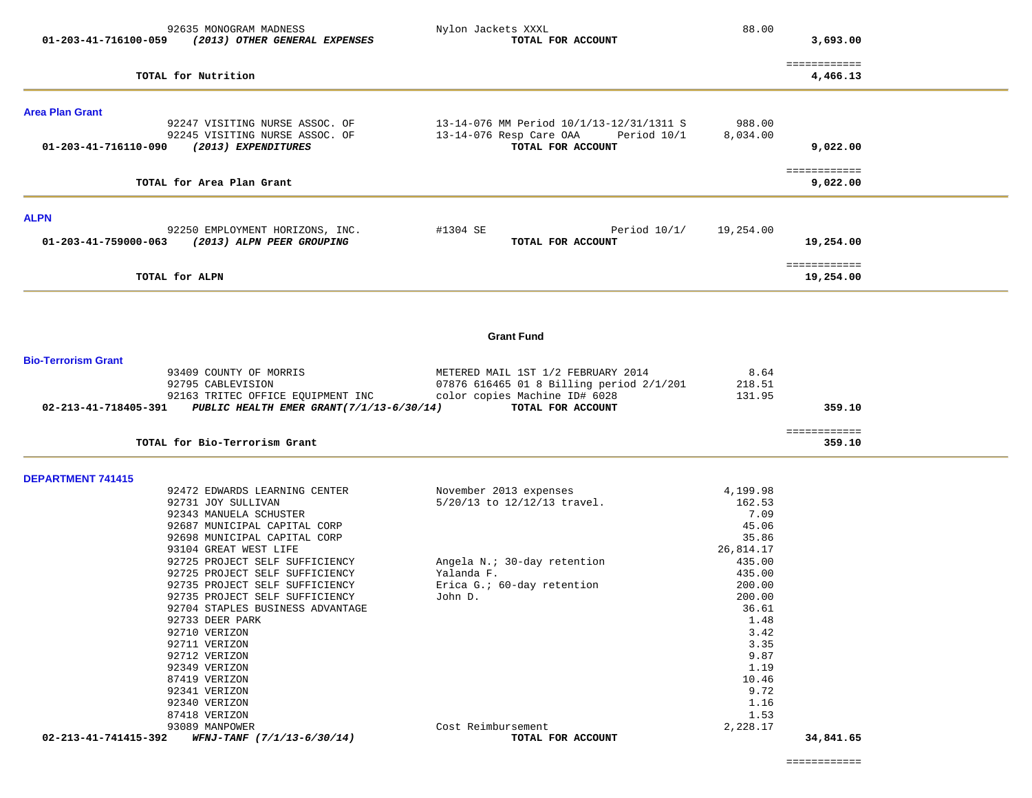| | | | |
|---|---|---|---|
| 92635 MONOGRAM MADNESS | Nylon Jackets XXXL | 88.00 | |
| **01-203-41-716100-059** ***(2013) OTHER GENERAL EXPENSES*** | **TOTAL FOR ACCOUNT** | | **3,693.00** |
| | | | ============ |
| **TOTAL for Nutrition** | | | **4,466.13** |

### Area Plan Grant

| | | | |
|---|---|---|---|
| 92247 VISITING NURSE ASSOC. OF | 13-14-076 MM Period 10/1/13-12/31/1311 S | 988.00 | |
| 92245 VISITING NURSE ASSOC. OF | 13-14-076 Resp Care OAA Period 10/1 | 8,034.00 | |
| **01-203-41-716110-090** ***(2013) EXPENDITURES*** | **TOTAL FOR ACCOUNT** | | **9,022.00** |
| | | | ============ |
| **TOTAL for Area Plan Grant** | | | **9,022.00** |

### ALPN

| | | | |
|---|---|---|---|
| 92250 EMPLOYMENT HORIZONS, INC. | #1304 SE Period 10/1/ | 19,254.00 | |
| **01-203-41-759000-063** ***(2013) ALPN PEER GROUPING*** | **TOTAL FOR ACCOUNT** | | **19,254.00** |
| | | | ============ |
| **TOTAL for ALPN** | | | **19,254.00** |

## Grant Fund

### Bio-Terrorism Grant

| | | | |
|---|---|---|---|
| 93409 COUNTY OF MORRIS | METERED MAIL 1ST 1/2 FEBRUARY 2014 | 8.64 | |
| 92795 CABLEVISION | 07876 616465 01 8 Billing period 2/1/201 | 218.51 | |
| 92163 TRITEC OFFICE EQUIPMENT INC | color copies Machine ID# 6028 | 131.95 | |
| **02-213-41-718405-391** ***PUBLIC HEALTH EMER GRANT(7/1/13-6/30/14)*** | **TOTAL FOR ACCOUNT** | | **359.10** |
| | | | ============ |
| **TOTAL for Bio-Terrorism Grant** | | | **359.10** |

### DEPARTMENT 741415

| | | | |
|---|---|---|---|
| 92472 EDWARDS LEARNING CENTER | November 2013 expenses | 4,199.98 | |
| 92731 JOY SULLIVAN | 5/20/13 to 12/12/13 travel. | 162.53 | |
| 92343 MANUELA SCHUSTER | | 7.09 | |
| 92687 MUNICIPAL CAPITAL CORP | | 45.06 | |
| 92698 MUNICIPAL CAPITAL CORP | | 35.86 | |
| 93104 GREAT WEST LIFE | | 26,814.17 | |
| 92725 PROJECT SELF SUFFICIENCY | Angela N.; 30-day retention | 435.00 | |
| 92725 PROJECT SELF SUFFICIENCY | Yalanda F. | 435.00 | |
| 92735 PROJECT SELF SUFFICIENCY | Erica G.; 60-day retention | 200.00 | |
| 92735 PROJECT SELF SUFFICIENCY | John D. | 200.00 | |
| 92704 STAPLES BUSINESS ADVANTAGE | | 36.61 | |
| 92733 DEER PARK | | 1.48 | |
| 92710 VERIZON | | 3.42 | |
| 92711 VERIZON | | 3.35 | |
| 92712 VERIZON | | 9.87 | |
| 92349 VERIZON | | 1.19 | |
| 87419 VERIZON | | 10.46 | |
| 92341 VERIZON | | 9.72 | |
| 92340 VERIZON | | 1.16 | |
| 87418 VERIZON | | 1.53 | |
| 93089 MANPOWER | Cost Reimbursement | 2,228.17 | |
| **02-213-41-741415-392** ***WFNJ-TANF (7/1/13-6/30/14)*** | **TOTAL FOR ACCOUNT** | | **34,841.65** |
| | | | ============ |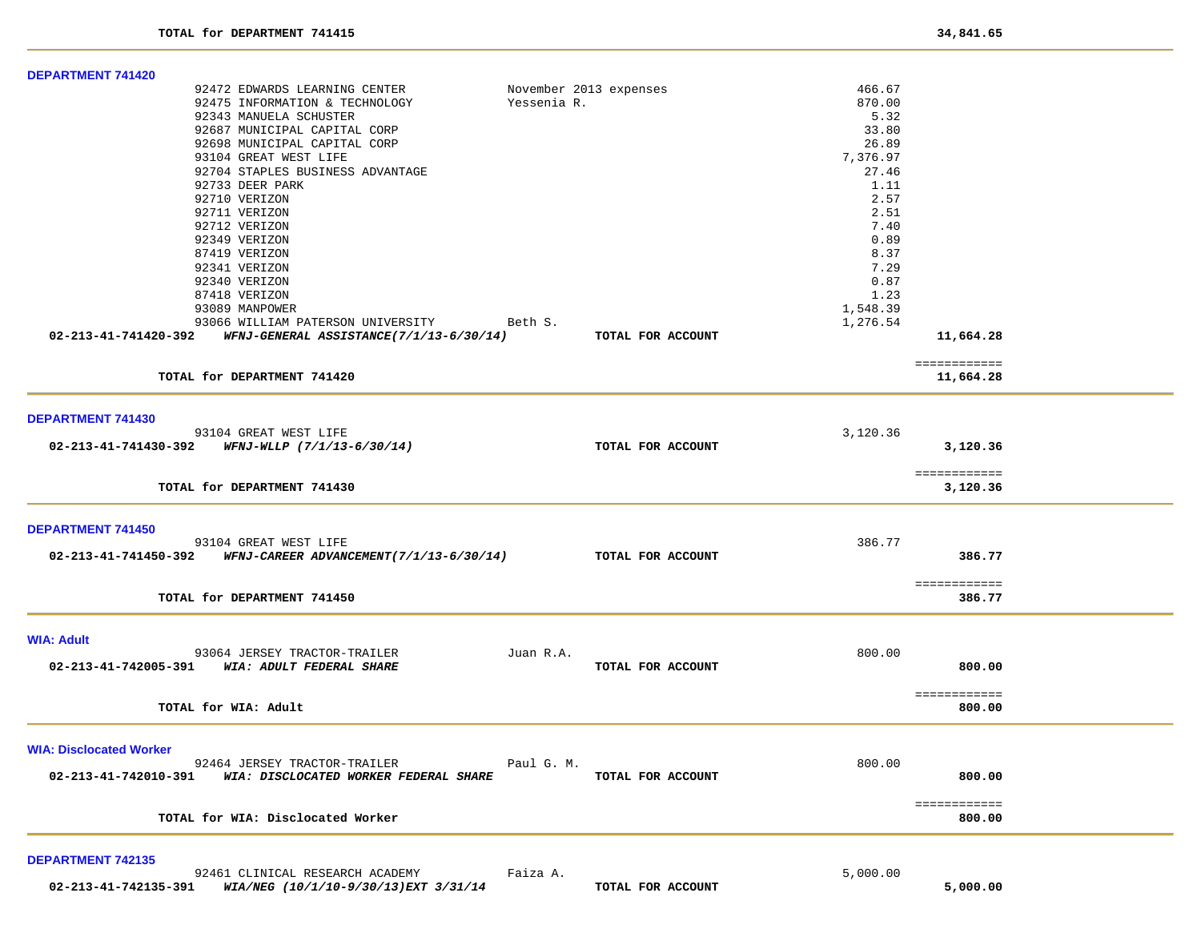**TOTAL for DEPARTMENT 741415** 34,841.65

### DEPARTMENT 741420

| Vendor | Description | Amount | Total |
|---|---|---|---|
| 92472 EDWARDS LEARNING CENTER | November 2013 expenses | 466.67 | |
| 92475 INFORMATION & TECHNOLOGY | Yessenia R. | 870.00 | |
| 92343 MANUELA SCHUSTER | | 5.32 | |
| 92687 MUNICIPAL CAPITAL CORP | | 33.80 | |
| 92698 MUNICIPAL CAPITAL CORP | | 26.89 | |
| 93104 GREAT WEST LIFE | | 7,376.97 | |
| 92704 STAPLES BUSINESS ADVANTAGE | | 27.46 | |
| 92733 DEER PARK | | 1.11 | |
| 92710 VERIZON | | 2.57 | |
| 92711 VERIZON | | 2.51 | |
| 92712 VERIZON | | 7.40 | |
| 92349 VERIZON | | 0.89 | |
| 87419 VERIZON | | 8.37 | |
| 92341 VERIZON | | 7.29 | |
| 92340 VERIZON | | 0.87 | |
| 87418 VERIZON | | 1.23 | |
| 93089 MANPOWER | | 1,548.39 | |
| 93066 WILLIAM PATERSON UNIVERSITY | Beth S. | 1,276.54 | |
| **02-213-41-741420-392** ***WFNJ-GENERAL ASSISTANCE(7/1/13-6/30/14)*** | **TOTAL FOR ACCOUNT** | | **11,664.28** |

**TOTAL for DEPARTMENT 741420** **11,664.28**

### DEPARTMENT 741430

| Vendor | Description | Amount | Total |
|---|---|---|---|
| 93104 GREAT WEST LIFE | | 3,120.36 | |
| **02-213-41-741430-392** ***WFNJ-WLLP (7/1/13-6/30/14)*** | **TOTAL FOR ACCOUNT** | | **3,120.36** |

**TOTAL for DEPARTMENT 741430** **3,120.36**

### DEPARTMENT 741450

| Vendor | Description | Amount | Total |
|---|---|---|---|
| 93104 GREAT WEST LIFE | | 386.77 | |
| **02-213-41-741450-392** ***WFNJ-CAREER ADVANCEMENT(7/1/13-6/30/14)*** | **TOTAL FOR ACCOUNT** | | **386.77** |

**TOTAL for DEPARTMENT 741450** **386.77**

### WIA: Adult

| Vendor | Description | Amount | Total |
|---|---|---|---|
| 93064 JERSEY TRACTOR-TRAILER | Juan R.A. | 800.00 | |
| **02-213-41-742005-391** ***WIA: ADULT FEDERAL SHARE*** | **TOTAL FOR ACCOUNT** | | **800.00** |

**TOTAL for WIA: Adult** **800.00**

### WIA: Disclocated Worker

| Vendor | Description | Amount | Total |
|---|---|---|---|
| 92464 JERSEY TRACTOR-TRAILER | Paul G. M. | 800.00 | |
| **02-213-41-742010-391** ***WIA: DISCLOCATED WORKER FEDERAL SHARE*** | **TOTAL FOR ACCOUNT** | | **800.00** |

**TOTAL for WIA: Disclocated Worker** **800.00**

### DEPARTMENT 742135

| Vendor | Description | Amount | Total |
|---|---|---|---|
| 92461 CLINICAL RESEARCH ACADEMY | Faiza A. | 5,000.00 | |
| **02-213-41-742135-391** ***WIA/NEG (10/1/10-9/30/13)EXT 3/31/14*** | **TOTAL FOR ACCOUNT** | | **5,000.00** |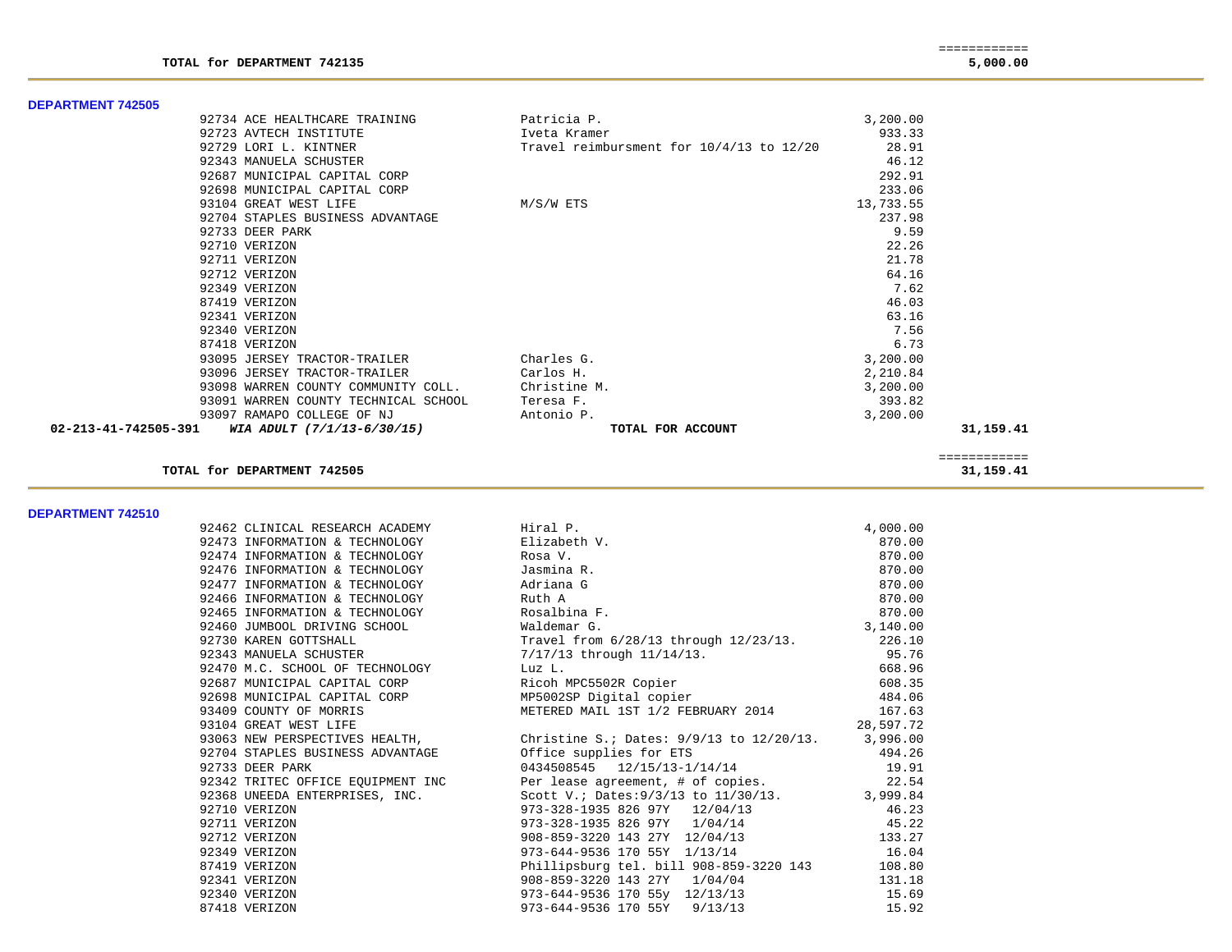| | | | | |
|---|---|---|---|---|
| TOTAL for DEPARTMENT 742135 | | | | ============ 5,000.00 |

**DEPARTMENT 742505**

| Account | Vendor | Description | Amount | Total |
|---|---|---|---|---|
| | 92734 ACE HEALTHCARE TRAINING | Patricia P. | 3,200.00 | |
| | 92723 AVTECH INSTITUTE | Iveta Kramer | 933.33 | |
| | 92729 LORI L. KINTNER | Travel reimbursment for 10/4/13 to 12/20 | 28.91 | |
| | 92343 MANUELA SCHUSTER | | 46.12 | |
| | 92687 MUNICIPAL CAPITAL CORP | | 292.91 | |
| | 92698 MUNICIPAL CAPITAL CORP | | 233.06 | |
| | 93104 GREAT WEST LIFE | M/S/W ETS | 13,733.55 | |
| | 92704 STAPLES BUSINESS ADVANTAGE | | 237.98 | |
| | 92733 DEER PARK | | 9.59 | |
| | 92710 VERIZON | | 22.26 | |
| | 92711 VERIZON | | 21.78 | |
| | 92712 VERIZON | | 64.16 | |
| | 92349 VERIZON | | 7.62 | |
| | 87419 VERIZON | | 46.03 | |
| | 92341 VERIZON | | 63.16 | |
| | 92340 VERIZON | | 7.56 | |
| | 87418 VERIZON | | 6.73 | |
| | 93095 JERSEY TRACTOR-TRAILER | Charles G. | 3,200.00 | |
| | 93096 JERSEY TRACTOR-TRAILER | Carlos H. | 2,210.84 | |
| | 93098 WARREN COUNTY COMMUNITY COLL. | Christine M. | 3,200.00 | |
| | 93091 WARREN COUNTY TECHNICAL SCHOOL | Teresa F. | 393.82 | |
| | 93097 RAMAPO COLLEGE OF NJ | Antonio P. | 3,200.00 | |
| 02-213-41-742505-391 | *WIA ADULT (7/1/13-6/30/15)* | **TOTAL FOR ACCOUNT** | | 31,159.41 |
| | | | | ============ |
| **TOTAL for DEPARTMENT 742505** | | | | **31,159.41** |

**DEPARTMENT 742510**

| Vendor | Description | Amount |
|---|---|---|
| 92462 CLINICAL RESEARCH ACADEMY | Hiral P. | 4,000.00 |
| 92473 INFORMATION & TECHNOLOGY | Elizabeth V. | 870.00 |
| 92474 INFORMATION & TECHNOLOGY | Rosa V. | 870.00 |
| 92476 INFORMATION & TECHNOLOGY | Jasmina R. | 870.00 |
| 92477 INFORMATION & TECHNOLOGY | Adriana G | 870.00 |
| 92466 INFORMATION & TECHNOLOGY | Ruth A | 870.00 |
| 92465 INFORMATION & TECHNOLOGY | Rosalbina F. | 870.00 |
| 92460 JUMBOOL DRIVING SCHOOL | Waldemar G. | 3,140.00 |
| 92730 KAREN GOTTSHALL | Travel from 6/28/13 through 12/23/13. | 226.10 |
| 92343 MANUELA SCHUSTER | 7/17/13 through 11/14/13. | 95.76 |
| 92470 M.C. SCHOOL OF TECHNOLOGY | Luz L. | 668.96 |
| 92687 MUNICIPAL CAPITAL CORP | Ricoh MPC5502R Copier | 608.35 |
| 92698 MUNICIPAL CAPITAL CORP | MP5002SP Digital copier | 484.06 |
| 93409 COUNTY OF MORRIS | METERED MAIL 1ST 1/2 FEBRUARY 2014 | 167.63 |
| 93104 GREAT WEST LIFE | | 28,597.72 |
| 93063 NEW PERSPECTIVES HEALTH, | Christine S.; Dates: 9/9/13 to 12/20/13. | 3,996.00 |
| 92704 STAPLES BUSINESS ADVANTAGE | Office supplies for ETS | 494.26 |
| 92733 DEER PARK | 0434508545 12/15/13-1/14/14 | 19.91 |
| 92342 TRITEC OFFICE EQUIPMENT INC | Per lease agreement, # of copies. | 22.54 |
| 92368 UNEEDA ENTERPRISES, INC. | Scott V.; Dates:9/3/13 to 11/30/13. | 3,999.84 |
| 92710 VERIZON | 973-328-1935 826 97Y 12/04/13 | 46.23 |
| 92711 VERIZON | 973-328-1935 826 97Y 1/04/14 | 45.22 |
| 92712 VERIZON | 908-859-3220 143 27Y 12/04/13 | 133.27 |
| 92349 VERIZON | 973-644-9536 170 55Y 1/13/14 | 16.04 |
| 87419 VERIZON | Phillipsburg tel. bill 908-859-3220 143 | 108.80 |
| 92341 VERIZON | 908-859-3220 143 27Y 1/04/04 | 131.18 |
| 92340 VERIZON | 973-644-9536 170 55y 12/13/13 | 15.69 |
| 87418 VERIZON | 973-644-9536 170 55Y 9/13/13 | 15.92 |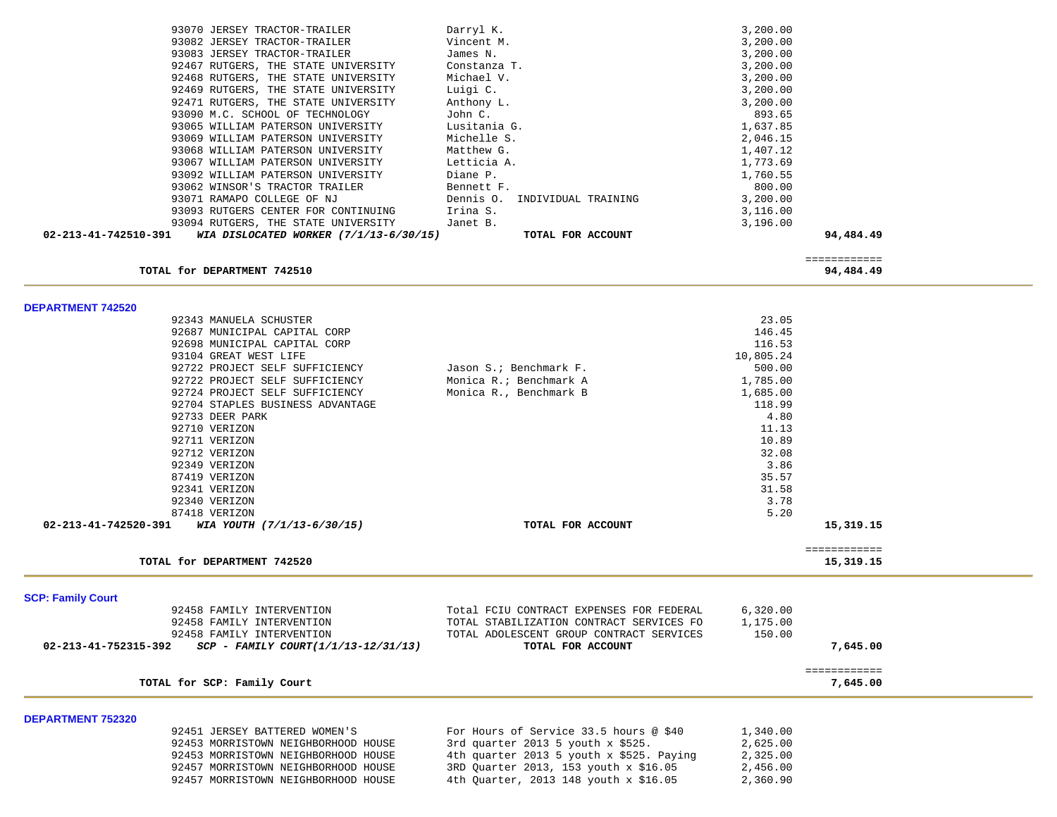| Vendor | Description | Amount | Total |
|---|---|---|---|
| 93070 JERSEY TRACTOR-TRAILER | Darryl K. | 3,200.00 | |
| 93082 JERSEY TRACTOR-TRAILER | Vincent M. | 3,200.00 | |
| 93083 JERSEY TRACTOR-TRAILER | James N. | 3,200.00 | |
| 92467 RUTGERS, THE STATE UNIVERSITY | Constanza T. | 3,200.00 | |
| 92468 RUTGERS, THE STATE UNIVERSITY | Michael V. | 3,200.00 | |
| 92469 RUTGERS, THE STATE UNIVERSITY | Luigi C. | 3,200.00 | |
| 92471 RUTGERS, THE STATE UNIVERSITY | Anthony L. | 3,200.00 | |
| 93090 M.C. SCHOOL OF TECHNOLOGY | John C. | 893.65 | |
| 93065 WILLIAM PATERSON UNIVERSITY | Lusitania G. | 1,637.85 | |
| 93069 WILLIAM PATERSON UNIVERSITY | Michelle S. | 2,046.15 | |
| 93068 WILLIAM PATERSON UNIVERSITY | Matthew G. | 1,407.12 | |
| 93067 WILLIAM PATERSON UNIVERSITY | Letticia A. | 1,773.69 | |
| 93092 WILLIAM PATERSON UNIVERSITY | Diane P. | 1,760.55 | |
| 93062 WINSOR'S TRACTOR TRAILER | Bennett F. | 800.00 | |
| 93071 RAMAPO COLLEGE OF NJ | Dennis O. INDIVIDUAL TRAINING | 3,200.00 | |
| 93093 RUTGERS CENTER FOR CONTINUING | Irina S. | 3,116.00 | |
| 93094 RUTGERS, THE STATE UNIVERSITY | Janet B. | 3,196.00 | |
| **02-213-41-742510-391** ***WIA DISLOCATED WORKER (7/1/13-6/30/15)*** | **TOTAL FOR ACCOUNT** | | **94,484.49** |

| | | ============ |
|---|---|---|
| **TOTAL for DEPARTMENT 742510** | | **94,484.49** |

## DEPARTMENT 742520

| Vendor | Description | Amount | Total |
|---|---|---|---|
| 92343 MANUELA SCHUSTER | | 23.05 | |
| 92687 MUNICIPAL CAPITAL CORP | | 146.45 | |
| 92698 MUNICIPAL CAPITAL CORP | | 116.53 | |
| 93104 GREAT WEST LIFE | | 10,805.24 | |
| 92722 PROJECT SELF SUFFICIENCY | Jason S.; Benchmark F. | 500.00 | |
| 92722 PROJECT SELF SUFFICIENCY | Monica R.; Benchmark A | 1,785.00 | |
| 92724 PROJECT SELF SUFFICIENCY | Monica R., Benchmark B | 1,685.00 | |
| 92704 STAPLES BUSINESS ADVANTAGE | | 118.99 | |
| 92733 DEER PARK | | 4.80 | |
| 92710 VERIZON | | 11.13 | |
| 92711 VERIZON | | 10.89 | |
| 92712 VERIZON | | 32.08 | |
| 92349 VERIZON | | 3.86 | |
| 87419 VERIZON | | 35.57 | |
| 92341 VERIZON | | 31.58 | |
| 92340 VERIZON | | 3.78 | |
| 87418 VERIZON | | 5.20 | |
| **02-213-41-742520-391** ***WIA YOUTH (7/1/13-6/30/15)*** | **TOTAL FOR ACCOUNT** | | **15,319.15** |

| | | ============ |
|---|---|---|
| **TOTAL for DEPARTMENT 742520** | | **15,319.15** |

## SCP: Family Court

| Vendor | Description | Amount | Total |
|---|---|---|---|
| 92458 FAMILY INTERVENTION | Total FCIU CONTRACT EXPENSES FOR FEDERAL | 6,320.00 | |
| 92458 FAMILY INTERVENTION | TOTAL STABILIZATION CONTRACT SERVICES FO | 1,175.00 | |
| 92458 FAMILY INTERVENTION | TOTAL ADOLESCENT GROUP CONTRACT SERVICES | 150.00 | |
| **02-213-41-752315-392** ***SCP - FAMILY COURT(1/1/13-12/31/13)*** | **TOTAL FOR ACCOUNT** | | **7,645.00** |

| | | ============ |
|---|---|---|
| **TOTAL for SCP: Family Court** | | **7,645.00** |

## DEPARTMENT 752320

| Vendor | Description | Amount | Total |
|---|---|---|---|
| 92451 JERSEY BATTERED WOMEN'S | For Hours of Service 33.5 hours @ $40 | 1,340.00 | |
| 92453 MORRISTOWN NEIGHBORHOOD HOUSE | 3rd quarter 2013 5 youth x $525. | 2,625.00 | |
| 92453 MORRISTOWN NEIGHBORHOOD HOUSE | 4th quarter 2013 5 youth x $525. Paying | 2,325.00 | |
| 92457 MORRISTOWN NEIGHBORHOOD HOUSE | 3RD Quarter 2013, 153 youth x $16.05 | 2,456.00 | |
| 92457 MORRISTOWN NEIGHBORHOOD HOUSE | 4th Quarter, 2013 148 youth x $16.05 | 2,360.90 | |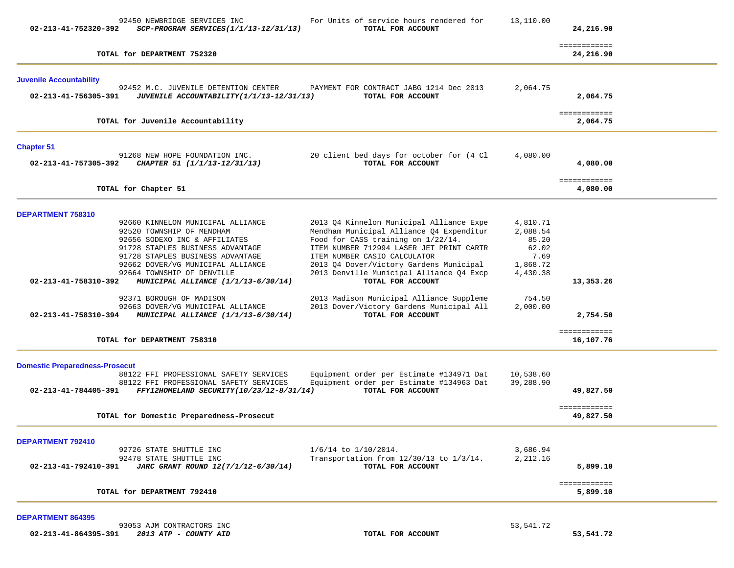| Account | Vendor / Description | Detail | Amount | Total |
|---|---|---|---|---|
| | 92450 NEWBRIDGE SERVICES INC | For Units of service hours rendered for | 13,110.00 | |
| 02-213-41-752320-392 | ***SCP-PROGRAM SERVICES(1/1/13-12/31/13)*** | **TOTAL FOR ACCOUNT** | | **24,216.90** |
| | | | | ============ |
| | **TOTAL for DEPARTMENT 752320** | | | **24,216.90** |

**Juvenile Accountability**

| Account | Vendor / Description | Detail | Amount | Total |
|---|---|---|---|---|
| | 92452 M.C. JUVENILE DETENTION CENTER | PAYMENT FOR CONTRACT JABG 1214 Dec 2013 | 2,064.75 | |
| 02-213-41-756305-391 | ***JUVENILE ACCOUNTABILITY(1/1/13-12/31/13)*** | **TOTAL FOR ACCOUNT** | | **2,064.75** |
| | | | | ============ |
| | **TOTAL for Juvenile Accountability** | | | **2,064.75** |

**Chapter 51**

| Account | Vendor / Description | Detail | Amount | Total |
|---|---|---|---|---|
| | 91268 NEW HOPE FOUNDATION INC. | 20 client bed days for october for (4 Cl | 4,080.00 | |
| 02-213-41-757305-392 | ***CHAPTER 51 (1/1/13-12/31/13)*** | **TOTAL FOR ACCOUNT** | | **4,080.00** |
| | | | | ============ |
| | **TOTAL for Chapter 51** | | | **4,080.00** |

**DEPARTMENT 758310**

| Account | Vendor / Description | Detail | Amount | Total |
|---|---|---|---|---|
| | 92660 KINNELON MUNICIPAL ALLIANCE | 2013 Q4 Kinnelon Municipal Alliance Expe | 4,810.71 | |
| | 92520 TOWNSHIP OF MENDHAM | Mendham Municipal Alliance Q4 Expenditur | 2,088.54 | |
| | 92656 SODEXO INC & AFFILIATES | Food for CASS training on 1/22/14. | 85.20 | |
| | 91728 STAPLES BUSINESS ADVANTAGE | ITEM NUMBER 712994 LASER JET PRINT CARTR | 62.02 | |
| | 91728 STAPLES BUSINESS ADVANTAGE | ITEM NUMBER CASIO CALCULATOR | 7.69 | |
| | 92662 DOVER/VG MUNICIPAL ALLIANCE | 2013 Q4 Dover/Victory Gardens Municipal | 1,868.72 | |
| | 92664 TOWNSHIP OF DENVILLE | 2013 Denville Municipal Alliance Q4 Excp | 4,430.38 | |
| 02-213-41-758310-392 | ***MUNICIPAL ALLIANCE (1/1/13-6/30/14)*** | **TOTAL FOR ACCOUNT** | | **13,353.26** |
| | 92371 BOROUGH OF MADISON | 2013 Madison Municipal Alliance Suppleme | 754.50 | |
| | 92663 DOVER/VG MUNICIPAL ALLIANCE | 2013 Dover/Victory Gardens Municipal All | 2,000.00 | |
| 02-213-41-758310-394 | ***MUNICIPAL ALLIANCE (1/1/13-6/30/14)*** | **TOTAL FOR ACCOUNT** | | **2,754.50** |
| | | | | ============ |
| | **TOTAL for DEPARTMENT 758310** | | | **16,107.76** |

**Domestic Preparedness-Prosecut**

| Account | Vendor / Description | Detail | Amount | Total |
|---|---|---|---|---|
| | 88122 FFI PROFESSIONAL SAFETY SERVICES | Equipment order per Estimate #134971 Dat | 10,538.60 | |
| | 88122 FFI PROFESSIONAL SAFETY SERVICES | Equipment order per Estimate #134963 Dat | 39,288.90 | |
| 02-213-41-784405-391 | ***FFY12HOMELAND SECURITY(10/23/12-8/31/14)*** | **TOTAL FOR ACCOUNT** | | **49,827.50** |
| | | | | ============ |
| | **TOTAL for Domestic Preparedness-Prosecut** | | | **49,827.50** |

**DEPARTMENT 792410**

| Account | Vendor / Description | Detail | Amount | Total |
|---|---|---|---|---|
| | 92726 STATE SHUTTLE INC | 1/6/14 to 1/10/2014. | 3,686.94 | |
| | 92478 STATE SHUTTLE INC | Transportation from 12/30/13 to 1/3/14. | 2,212.16 | |
| 02-213-41-792410-391 | ***JARC GRANT ROUND 12(7/1/12-6/30/14)*** | **TOTAL FOR ACCOUNT** | | **5,899.10** |
| | | | | ============ |
| | **TOTAL for DEPARTMENT 792410** | | | **5,899.10** |

**DEPARTMENT 864395**

| Account | Vendor / Description | Detail | Amount | Total |
|---|---|---|---|---|
| | 93053 AJM CONTRACTORS INC | | 53,541.72 | |
| 02-213-41-864395-391 | ***2013 ATP - COUNTY AID*** | **TOTAL FOR ACCOUNT** | | **53,541.72** |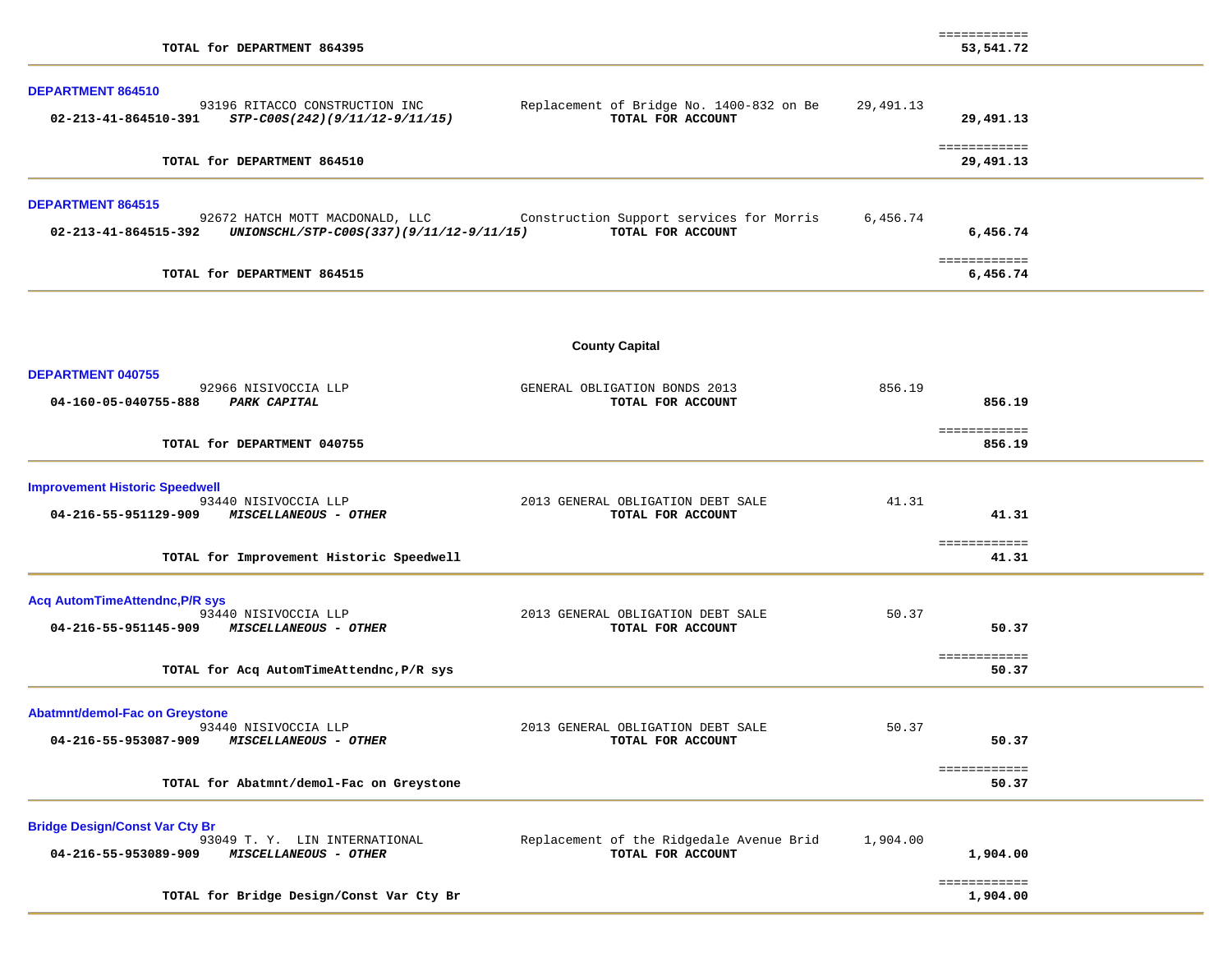| | | | | |
|---|---|---|---|---|
| **TOTAL for DEPARTMENT 864395** | | | | ============ **53,541.72** |

**DEPARTMENT 864510**

| Account | Vendor / Description | Detail | Amount | Total |
|---|---|---|---|---|
| | 93196 RITACCO CONSTRUCTION INC | Replacement of Bridge No. 1400-832 on Be | 29,491.13 | |
| **02-213-41-864510-391** | ***STP-C00S(242)(9/11/12-9/11/15)*** | **TOTAL FOR ACCOUNT** | | **29,491.13** |
| | **TOTAL for DEPARTMENT 864510** | | | ============ **29,491.13** |

**DEPARTMENT 864515**

| Account | Vendor / Description | Detail | Amount | Total |
|---|---|---|---|---|
| | 92672 HATCH MOTT MACDONALD, LLC | Construction Support services for Morris | 6,456.74 | |
| **02-213-41-864515-392** | ***UNIONSCHL/STP-C00S(337)(9/11/12-9/11/15)*** | **TOTAL FOR ACCOUNT** | | **6,456.74** |
| | **TOTAL for DEPARTMENT 864515** | | | ============ **6,456.74** |

## County Capital

**DEPARTMENT 040755**

| Account | Vendor / Description | Detail | Amount | Total |
|---|---|---|---|---|
| | 92966 NISIVOCCIA LLP | GENERAL OBLIGATION BONDS 2013 | 856.19 | |
| **04-160-05-040755-888** | ***PARK CAPITAL*** | **TOTAL FOR ACCOUNT** | | **856.19** |
| | **TOTAL for DEPARTMENT 040755** | | | ============ **856.19** |

**Improvement Historic Speedwell**

| Account | Vendor / Description | Detail | Amount | Total |
|---|---|---|---|---|
| | 93440 NISIVOCCIA LLP | 2013 GENERAL OBLIGATION DEBT SALE | 41.31 | |
| **04-216-55-951129-909** | ***MISCELLANEOUS - OTHER*** | **TOTAL FOR ACCOUNT** | | **41.31** |
| | **TOTAL for Improvement Historic Speedwell** | | | ============ **41.31** |

**Acq AutomTimeAttendnc,P/R sys**

| Account | Vendor / Description | Detail | Amount | Total |
|---|---|---|---|---|
| | 93440 NISIVOCCIA LLP | 2013 GENERAL OBLIGATION DEBT SALE | 50.37 | |
| **04-216-55-951145-909** | ***MISCELLANEOUS - OTHER*** | **TOTAL FOR ACCOUNT** | | **50.37** |
| | **TOTAL for Acq AutomTimeAttendnc,P/R sys** | | | ============ **50.37** |

**Abatmnt/demol-Fac on Greystone**

| Account | Vendor / Description | Detail | Amount | Total |
|---|---|---|---|---|
| | 93440 NISIVOCCIA LLP | 2013 GENERAL OBLIGATION DEBT SALE | 50.37 | |
| **04-216-55-953087-909** | ***MISCELLANEOUS - OTHER*** | **TOTAL FOR ACCOUNT** | | **50.37** |
| | **TOTAL for Abatmnt/demol-Fac on Greystone** | | | ============ **50.37** |

**Bridge Design/Const Var Cty Br**

| Account | Vendor / Description | Detail | Amount | Total |
|---|---|---|---|---|
| | 93049 T. Y. LIN INTERNATIONAL | Replacement of the Ridgedale Avenue Brid | 1,904.00 | |
| **04-216-55-953089-909** | ***MISCELLANEOUS - OTHER*** | **TOTAL FOR ACCOUNT** | | **1,904.00** |
| | **TOTAL for Bridge Design/Const Var Cty Br** | | | ============ **1,904.00** |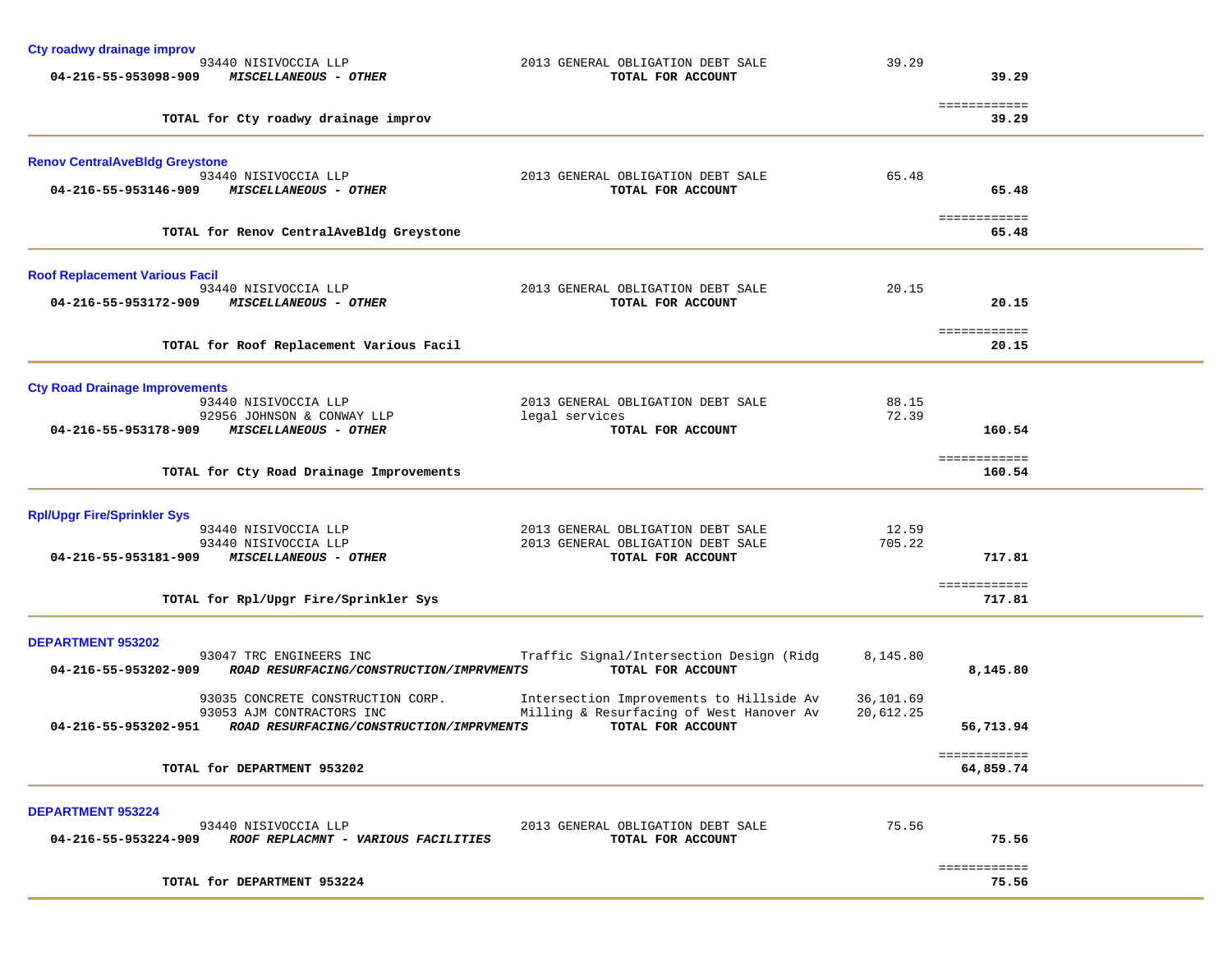### Cty roadwy drainage improv

| Account | Vendor / Description | Detail | Amount | Total |
|---|---|---|---|---|
| | 93440 NISIVOCCIA LLP | 2013 GENERAL OBLIGATION DEBT SALE | 39.29 | |
| 04-216-55-953098-909 | ***MISCELLANEOUS - OTHER*** | **TOTAL FOR ACCOUNT** | | **39.29** |
| | **TOTAL for Cty roadwy drainage improv** | | | **39.29** |

### Renov CentralAveBldg Greystone

| Account | Vendor / Description | Detail | Amount | Total |
|---|---|---|---|---|
| | 93440 NISIVOCCIA LLP | 2013 GENERAL OBLIGATION DEBT SALE | 65.48 | |
| 04-216-55-953146-909 | ***MISCELLANEOUS - OTHER*** | **TOTAL FOR ACCOUNT** | | **65.48** |
| | **TOTAL for Renov CentralAveBldg Greystone** | | | **65.48** |

### Roof Replacement Various Facil

| Account | Vendor / Description | Detail | Amount | Total |
|---|---|---|---|---|
| | 93440 NISIVOCCIA LLP | 2013 GENERAL OBLIGATION DEBT SALE | 20.15 | |
| 04-216-55-953172-909 | ***MISCELLANEOUS - OTHER*** | **TOTAL FOR ACCOUNT** | | **20.15** |
| | **TOTAL for Roof Replacement Various Facil** | | | **20.15** |

### Cty Road Drainage Improvements

| Account | Vendor / Description | Detail | Amount | Total |
|---|---|---|---|---|
| | 93440 NISIVOCCIA LLP | 2013 GENERAL OBLIGATION DEBT SALE | 88.15 | |
| | 92956 JOHNSON & CONWAY LLP | legal services | 72.39 | |
| 04-216-55-953178-909 | ***MISCELLANEOUS - OTHER*** | **TOTAL FOR ACCOUNT** | | **160.54** |
| | **TOTAL for Cty Road Drainage Improvements** | | | **160.54** |

### Rpl/Upgr Fire/Sprinkler Sys

| Account | Vendor / Description | Detail | Amount | Total |
|---|---|---|---|---|
| | 93440 NISIVOCCIA LLP | 2013 GENERAL OBLIGATION DEBT SALE | 12.59 | |
| | 93440 NISIVOCCIA LLP | 2013 GENERAL OBLIGATION DEBT SALE | 705.22 | |
| 04-216-55-953181-909 | ***MISCELLANEOUS - OTHER*** | **TOTAL FOR ACCOUNT** | | **717.81** |
| | **TOTAL for Rpl/Upgr Fire/Sprinkler Sys** | | | **717.81** |

### DEPARTMENT 953202

| Account | Vendor / Description | Detail | Amount | Total |
|---|---|---|---|---|
| | 93047 TRC ENGINEERS INC | Traffic Signal/Intersection Design (Ridg | 8,145.80 | |
| 04-216-55-953202-909 | ***ROAD RESURFACING/CONSTRUCTION/IMPRVMENTS*** | **TOTAL FOR ACCOUNT** | | **8,145.80** |
| | 93035 CONCRETE CONSTRUCTION CORP. | Intersection Improvements to Hillside Av | 36,101.69 | |
| | 93053 AJM CONTRACTORS INC | Milling & Resurfacing of West Hanover Av | 20,612.25 | |
| 04-216-55-953202-951 | ***ROAD RESURFACING/CONSTRUCTION/IMPRVMENTS*** | **TOTAL FOR ACCOUNT** | | **56,713.94** |
| | **TOTAL for DEPARTMENT 953202** | | | **64,859.74** |

### DEPARTMENT 953224

| Account | Vendor / Description | Detail | Amount | Total |
|---|---|---|---|---|
| | 93440 NISIVOCCIA LLP | 2013 GENERAL OBLIGATION DEBT SALE | 75.56 | |
| 04-216-55-953224-909 | ***ROOF REPLACMNT - VARIOUS FACILITIES*** | **TOTAL FOR ACCOUNT** | | **75.56** |
| | **TOTAL for DEPARTMENT 953224** | | | **75.56** |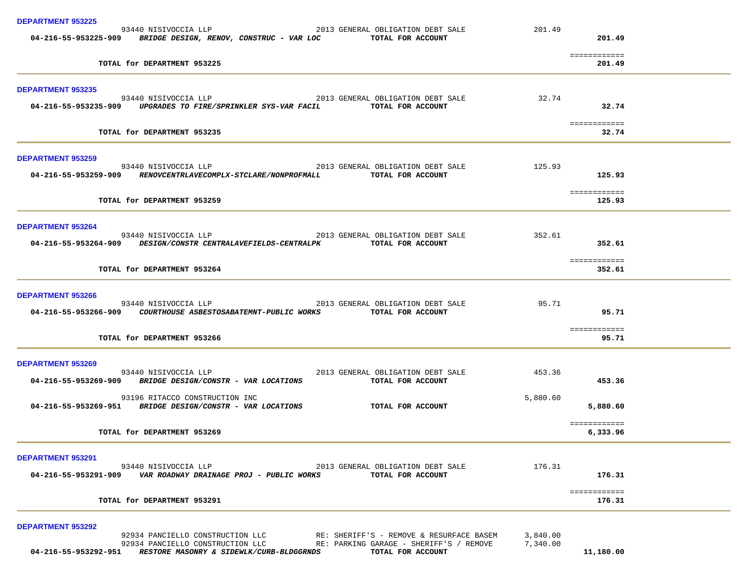**DEPARTMENT 953225**

| Account | Vendor / Description | Detail | Amount | Total |
|---|---|---|---|---|
| | 93440 NISIVOCCIA LLP | 2013 GENERAL OBLIGATION DEBT SALE | 201.49 | |
| 04-216-55-953225-909 | *BRIDGE DESIGN, RENOV, CONSTRUC - VAR LOC* | TOTAL FOR ACCOUNT | | 201.49 |
| | | | | ============ |
| | TOTAL for DEPARTMENT 953225 | | | 201.49 |

**DEPARTMENT 953235**

| Account | Vendor / Description | Detail | Amount | Total |
|---|---|---|---|---|
| | 93440 NISIVOCCIA LLP | 2013 GENERAL OBLIGATION DEBT SALE | 32.74 | |
| 04-216-55-953235-909 | *UPGRADES TO FIRE/SPRINKLER SYS-VAR FACIL* | TOTAL FOR ACCOUNT | | 32.74 |
| | | | | ============ |
| | TOTAL for DEPARTMENT 953235 | | | 32.74 |

**DEPARTMENT 953259**

| Account | Vendor / Description | Detail | Amount | Total |
|---|---|---|---|---|
| | 93440 NISIVOCCIA LLP | 2013 GENERAL OBLIGATION DEBT SALE | 125.93 | |
| 04-216-55-953259-909 | *RENOVCENTRLAVECOMPLX-STCLARE/NONPROFMALL* | TOTAL FOR ACCOUNT | | 125.93 |
| | | | | ============ |
| | TOTAL for DEPARTMENT 953259 | | | 125.93 |

**DEPARTMENT 953264**

| Account | Vendor / Description | Detail | Amount | Total |
|---|---|---|---|---|
| | 93440 NISIVOCCIA LLP | 2013 GENERAL OBLIGATION DEBT SALE | 352.61 | |
| 04-216-55-953264-909 | *DESIGN/CONSTR CENTRALAVEFIELDS-CENTRALPK* | TOTAL FOR ACCOUNT | | 352.61 |
| | | | | ============ |
| | TOTAL for DEPARTMENT 953264 | | | 352.61 |

**DEPARTMENT 953266**

| Account | Vendor / Description | Detail | Amount | Total |
|---|---|---|---|---|
| | 93440 NISIVOCCIA LLP | 2013 GENERAL OBLIGATION DEBT SALE | 95.71 | |
| 04-216-55-953266-909 | *COURTHOUSE ASBESTOSABATEMNT-PUBLIC WORKS* | TOTAL FOR ACCOUNT | | 95.71 |
| | | | | ============ |
| | TOTAL for DEPARTMENT 953266 | | | 95.71 |

**DEPARTMENT 953269**

| Account | Vendor / Description | Detail | Amount | Total |
|---|---|---|---|---|
| | 93440 NISIVOCCIA LLP | 2013 GENERAL OBLIGATION DEBT SALE | 453.36 | |
| 04-216-55-953269-909 | *BRIDGE DESIGN/CONSTR - VAR LOCATIONS* | TOTAL FOR ACCOUNT | | 453.36 |
| | 93196 RITACCO CONSTRUCTION INC | | 5,880.60 | |
| 04-216-55-953269-951 | *BRIDGE DESIGN/CONSTR - VAR LOCATIONS* | TOTAL FOR ACCOUNT | | 5,880.60 |
| | | | | ============ |
| | TOTAL for DEPARTMENT 953269 | | | 6,333.96 |

**DEPARTMENT 953291**

| Account | Vendor / Description | Detail | Amount | Total |
|---|---|---|---|---|
| | 93440 NISIVOCCIA LLP | 2013 GENERAL OBLIGATION DEBT SALE | 176.31 | |
| 04-216-55-953291-909 | *VAR ROADWAY DRAINAGE PROJ - PUBLIC WORKS* | TOTAL FOR ACCOUNT | | 176.31 |
| | | | | ============ |
| | TOTAL for DEPARTMENT 953291 | | | 176.31 |

**DEPARTMENT 953292**

| Account | Vendor / Description | Detail | Amount | Total |
|---|---|---|---|---|
| | 92934 PANCIELLO CONSTRUCTION LLC | RE: SHERIFF'S - REMOVE & RESURFACE BASEM | 3,840.00 | |
| | 92934 PANCIELLO CONSTRUCTION LLC | RE: PARKING GARAGE - SHERIFF'S / REMOVE | 7,340.00 | |
| 04-216-55-953292-951 | *RESTORE MASONRY & SIDEWLK/CURB-BLDGGRNDS* | TOTAL FOR ACCOUNT | | 11,180.00 |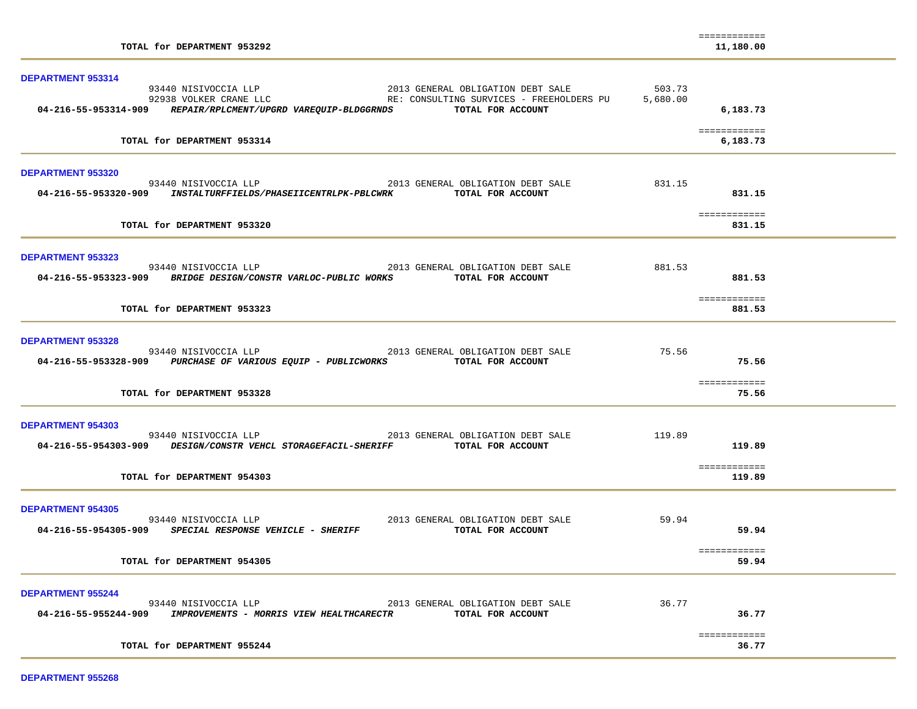| | | | |
|---|---|---|---|
| **TOTAL for DEPARTMENT 953292** | | | ============ **11,180.00** |

**DEPARTMENT 953314**

| | | | |
|---|---|---|---|
| 93440 NISIVOCCIA LLP | 2013 GENERAL OBLIGATION DEBT SALE | 503.73 | |
| 92938 VOLKER CRANE LLC | RE: CONSULTING SURVICES - FREEHOLDERS PU | 5,680.00 | |
| **04-216-55-953314-909** ***REPAIR/RPLCMENT/UPGRD VAREQUIP-BLDGGRNDS*** | **TOTAL FOR ACCOUNT** | | **6,183.73** |
| **TOTAL for DEPARTMENT 953314** | | | ============ **6,183.73** |

**DEPARTMENT 953320**

| | | | |
|---|---|---|---|
| 93440 NISIVOCCIA LLP | 2013 GENERAL OBLIGATION DEBT SALE | 831.15 | |
| **04-216-55-953320-909** ***INSTALTURFFIELDS/PHASEIICENTRLPK-PBLCWRK*** | **TOTAL FOR ACCOUNT** | | **831.15** |
| **TOTAL for DEPARTMENT 953320** | | | ============ **831.15** |

**DEPARTMENT 953323**

| | | | |
|---|---|---|---|
| 93440 NISIVOCCIA LLP | 2013 GENERAL OBLIGATION DEBT SALE | 881.53 | |
| **04-216-55-953323-909** ***BRIDGE DESIGN/CONSTR VARLOC-PUBLIC WORKS*** | **TOTAL FOR ACCOUNT** | | **881.53** |
| **TOTAL for DEPARTMENT 953323** | | | ============ **881.53** |

**DEPARTMENT 953328**

| | | | |
|---|---|---|---|
| 93440 NISIVOCCIA LLP | 2013 GENERAL OBLIGATION DEBT SALE | 75.56 | |
| **04-216-55-953328-909** ***PURCHASE OF VARIOUS EQUIP - PUBLICWORKS*** | **TOTAL FOR ACCOUNT** | | **75.56** |
| **TOTAL for DEPARTMENT 953328** | | | ============ **75.56** |

**DEPARTMENT 954303**

| | | | |
|---|---|---|---|
| 93440 NISIVOCCIA LLP | 2013 GENERAL OBLIGATION DEBT SALE | 119.89 | |
| **04-216-55-954303-909** ***DESIGN/CONSTR VEHCL STORAGEFACIL-SHERIFF*** | **TOTAL FOR ACCOUNT** | | **119.89** |
| **TOTAL for DEPARTMENT 954303** | | | ============ **119.89** |

**DEPARTMENT 954305**

| | | | |
|---|---|---|---|
| 93440 NISIVOCCIA LLP | 2013 GENERAL OBLIGATION DEBT SALE | 59.94 | |
| **04-216-55-954305-909** ***SPECIAL RESPONSE VEHICLE - SHERIFF*** | **TOTAL FOR ACCOUNT** | | **59.94** |
| **TOTAL for DEPARTMENT 954305** | | | ============ **59.94** |

**DEPARTMENT 955244**

| | | | |
|---|---|---|---|
| 93440 NISIVOCCIA LLP | 2013 GENERAL OBLIGATION DEBT SALE | 36.77 | |
| **04-216-55-955244-909** ***IMPROVEMENTS - MORRIS VIEW HEALTHCARECTR*** | **TOTAL FOR ACCOUNT** | | **36.77** |
| **TOTAL for DEPARTMENT 955244** | | | ============ **36.77** |

**DEPARTMENT 955268**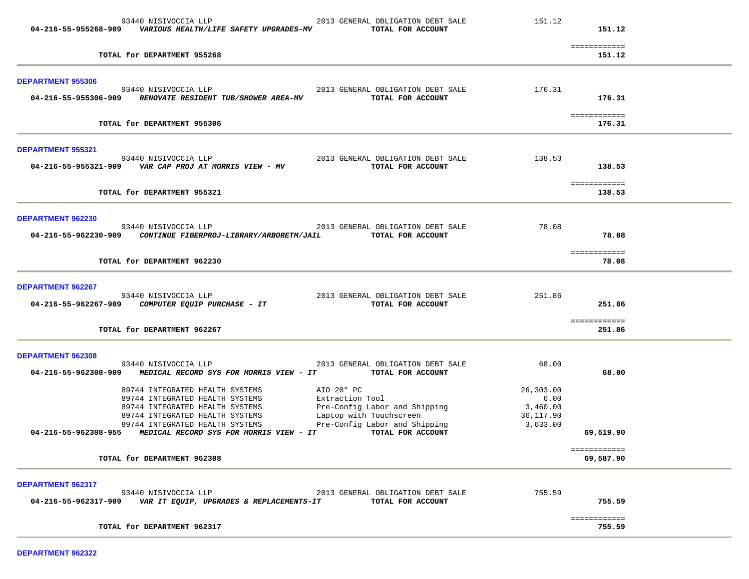| | | | |
|---|---|---|---|
| 93440 NISIVOCCIA LLP | 2013 GENERAL OBLIGATION DEBT SALE | 151.12 | |
| **04-216-55-955268-909** ***VARIOUS HEALTH/LIFE SAFETY UPGRADES-MV*** | **TOTAL FOR ACCOUNT** | | **151.12** |
| | | | ============ |
| **TOTAL for DEPARTMENT 955268** | | | **151.12** |

**DEPARTMENT 955306**

| | | | |
|---|---|---|---|
| 93440 NISIVOCCIA LLP | 2013 GENERAL OBLIGATION DEBT SALE | 176.31 | |
| **04-216-55-955306-909** ***RENOVATE RESIDENT TUB/SHOWER AREA-MV*** | **TOTAL FOR ACCOUNT** | | **176.31** |
| | | | ============ |
| **TOTAL for DEPARTMENT 955306** | | | **176.31** |

**DEPARTMENT 955321**

| | | | |
|---|---|---|---|
| 93440 NISIVOCCIA LLP | 2013 GENERAL OBLIGATION DEBT SALE | 138.53 | |
| **04-216-55-955321-909** ***VAR CAP PROJ AT MORRIS VIEW - MV*** | **TOTAL FOR ACCOUNT** | | **138.53** |
| | | | ============ |
| **TOTAL for DEPARTMENT 955321** | | | **138.53** |

**DEPARTMENT 962230**

| | | | |
|---|---|---|---|
| 93440 NISIVOCCIA LLP | 2013 GENERAL OBLIGATION DEBT SALE | 78.08 | |
| **04-216-55-962230-909** ***CONTINUE FIBERPROJ-LIBRARY/ARBORETM/JAIL*** | **TOTAL FOR ACCOUNT** | | **78.08** |
| | | | ============ |
| **TOTAL for DEPARTMENT 962230** | | | **78.08** |

**DEPARTMENT 962267**

| | | | |
|---|---|---|---|
| 93440 NISIVOCCIA LLP | 2013 GENERAL OBLIGATION DEBT SALE | 251.86 | |
| **04-216-55-962267-909** ***COMPUTER EQUIP PURCHASE - IT*** | **TOTAL FOR ACCOUNT** | | **251.86** |
| | | | ============ |
| **TOTAL for DEPARTMENT 962267** | | | **251.86** |

**DEPARTMENT 962308**

| | | | |
|---|---|---|---|
| 93440 NISIVOCCIA LLP | 2013 GENERAL OBLIGATION DEBT SALE | 68.00 | |
| **04-216-55-962308-909** ***MEDICAL RECORD SYS FOR MORRIS VIEW - IT*** | **TOTAL FOR ACCOUNT** | | **68.00** |
| 89744 INTEGRATED HEALTH SYSTEMS | AIO 20" PC | 26,303.00 | |
| 89744 INTEGRATED HEALTH SYSTEMS | Extraction Tool | 6.00 | |
| 89744 INTEGRATED HEALTH SYSTEMS | Pre-Config Labor and Shipping | 3,460.00 | |
| 89744 INTEGRATED HEALTH SYSTEMS | Laptop with Touchscreen | 36,117.90 | |
| 89744 INTEGRATED HEALTH SYSTEMS | Pre-Config Labor and Shipping | 3,633.00 | |
| **04-216-55-962308-955** ***MEDICAL RECORD SYS FOR MORRIS VIEW - IT*** | **TOTAL FOR ACCOUNT** | | **69,519.90** |
| | | | ============ |
| **TOTAL for DEPARTMENT 962308** | | | **69,587.90** |

**DEPARTMENT 962317**

| | | | |
|---|---|---|---|
| 93440 NISIVOCCIA LLP | 2013 GENERAL OBLIGATION DEBT SALE | 755.59 | |
| **04-216-55-962317-909** ***VAR IT EQUIP, UPGRADES & REPLACEMENTS-IT*** | **TOTAL FOR ACCOUNT** | | **755.59** |
| | | | ============ |
| **TOTAL for DEPARTMENT 962317** | | | **755.59** |

**DEPARTMENT 962322**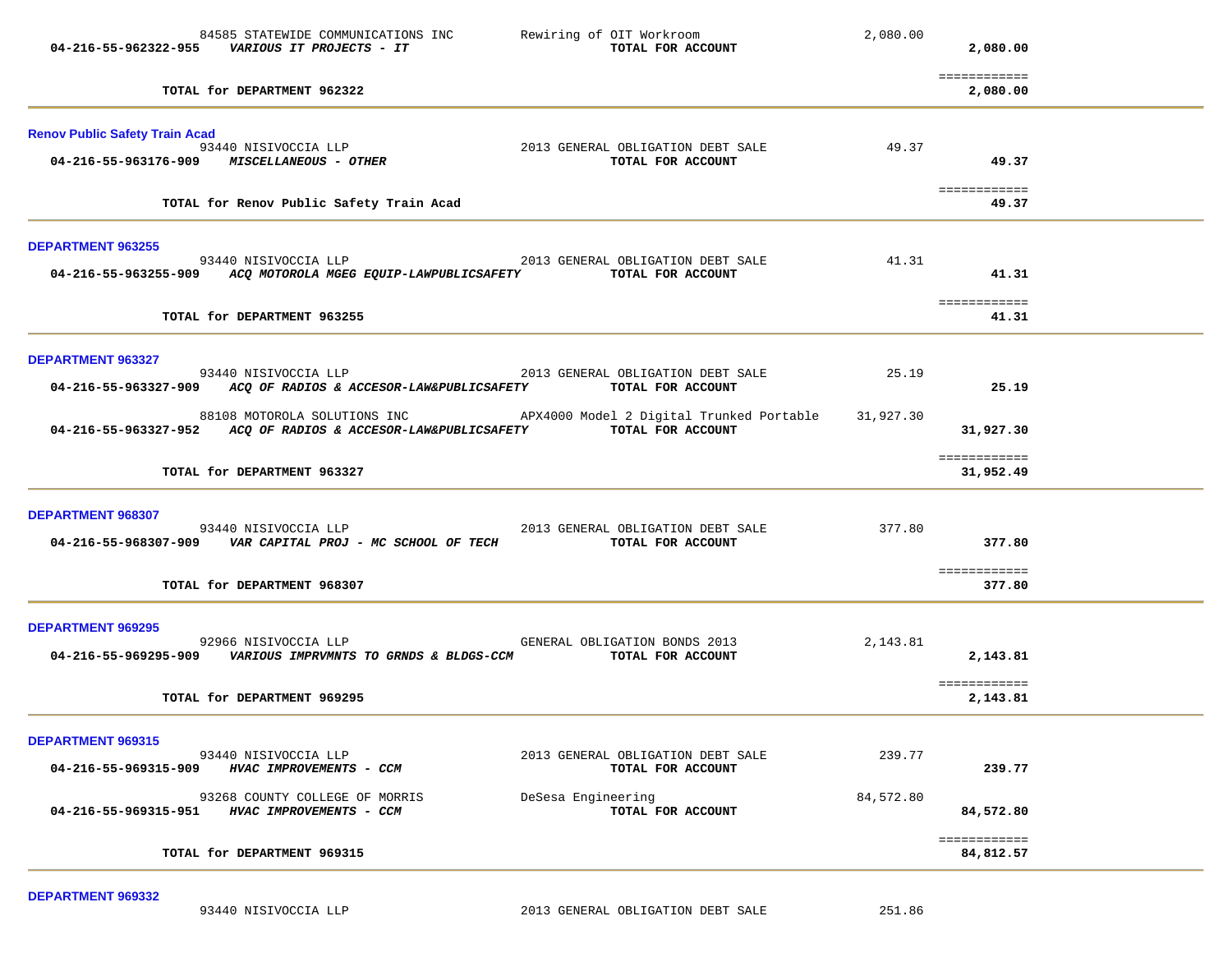| Vendor / Account | Description | Amount | Total |
|---|---|---|---|
| 84585 STATEWIDE COMMUNICATIONS INC | Rewiring of OIT Workroom | 2,080.00 | |
| 04-216-55-962322-955 *VARIOUS IT PROJECTS - IT* | **TOTAL FOR ACCOUNT** | | **2,080.00** |
| | | | ============ |
| **TOTAL for DEPARTMENT 962322** | | | **2,080.00** |

**Renov Public Safety Train Acad**

| Vendor / Account | Description | Amount | Total |
|---|---|---|---|
| 93440 NISIVOCCIA LLP | 2013 GENERAL OBLIGATION DEBT SALE | 49.37 | |
| 04-216-55-963176-909 *MISCELLANEOUS - OTHER* | **TOTAL FOR ACCOUNT** | | **49.37** |
| | | | ============ |
| **TOTAL for Renov Public Safety Train Acad** | | | **49.37** |

**DEPARTMENT 963255**

| Vendor / Account | Description | Amount | Total |
|---|---|---|---|
| 93440 NISIVOCCIA LLP | 2013 GENERAL OBLIGATION DEBT SALE | 41.31 | |
| 04-216-55-963255-909 *ACQ MOTOROLA MGEG EQUIP-LAWPUBLICSAFETY* | **TOTAL FOR ACCOUNT** | | **41.31** |
| | | | ============ |
| **TOTAL for DEPARTMENT 963255** | | | **41.31** |

**DEPARTMENT 963327**

| Vendor / Account | Description | Amount | Total |
|---|---|---|---|
| 93440 NISIVOCCIA LLP | 2013 GENERAL OBLIGATION DEBT SALE | 25.19 | |
| 04-216-55-963327-909 *ACQ OF RADIOS & ACCESOR-LAW&PUBLICSAFETY* | **TOTAL FOR ACCOUNT** | | **25.19** |
| 88108 MOTOROLA SOLUTIONS INC | APX4000 Model 2 Digital Trunked Portable | 31,927.30 | |
| 04-216-55-963327-952 *ACQ OF RADIOS & ACCESOR-LAW&PUBLICSAFETY* | **TOTAL FOR ACCOUNT** | | **31,927.30** |
| | | | ============ |
| **TOTAL for DEPARTMENT 963327** | | | **31,952.49** |

**DEPARTMENT 968307**

| Vendor / Account | Description | Amount | Total |
|---|---|---|---|
| 93440 NISIVOCCIA LLP | 2013 GENERAL OBLIGATION DEBT SALE | 377.80 | |
| 04-216-55-968307-909 *VAR CAPITAL PROJ - MC SCHOOL OF TECH* | **TOTAL FOR ACCOUNT** | | **377.80** |
| | | | ============ |
| **TOTAL for DEPARTMENT 968307** | | | **377.80** |

**DEPARTMENT 969295**

| Vendor / Account | Description | Amount | Total |
|---|---|---|---|
| 92966 NISIVOCCIA LLP | GENERAL OBLIGATION BONDS 2013 | 2,143.81 | |
| 04-216-55-969295-909 *VARIOUS IMPRVMNTS TO GRNDS & BLDGS-CCM* | **TOTAL FOR ACCOUNT** | | **2,143.81** |
| | | | ============ |
| **TOTAL for DEPARTMENT 969295** | | | **2,143.81** |

**DEPARTMENT 969315**

| Vendor / Account | Description | Amount | Total |
|---|---|---|---|
| 93440 NISIVOCCIA LLP | 2013 GENERAL OBLIGATION DEBT SALE | 239.77 | |
| 04-216-55-969315-909 *HVAC IMPROVEMENTS - CCM* | **TOTAL FOR ACCOUNT** | | **239.77** |
| 93268 COUNTY COLLEGE OF MORRIS | DeSesa Engineering | 84,572.80 | |
| 04-216-55-969315-951 *HVAC IMPROVEMENTS - CCM* | **TOTAL FOR ACCOUNT** | | **84,572.80** |
| | | | ============ |
| **TOTAL for DEPARTMENT 969315** | | | **84,812.57** |

**DEPARTMENT 969332**

| Vendor / Account | Description | Amount | Total |
|---|---|---|---|
| 93440 NISIVOCCIA LLP | 2013 GENERAL OBLIGATION DEBT SALE | 251.86 | |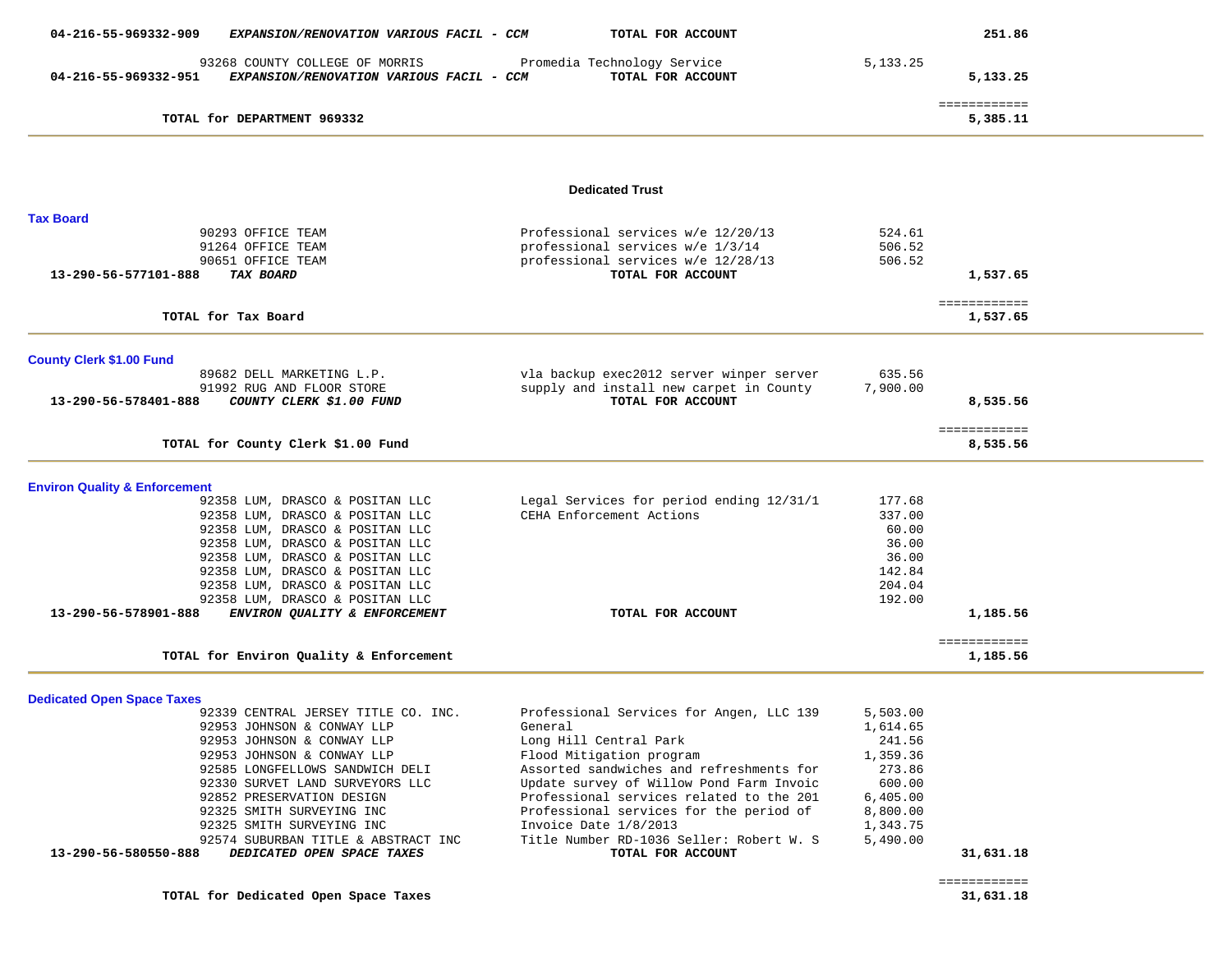| Account | Vendor | Description | Amount | Total |
|---|---|---|---|---|
| 04-216-55-969332-909 | *EXPANSION/RENOVATION VARIOUS FACIL - CCM* | **TOTAL FOR ACCOUNT** | | **251.86** |
| | 93268 COUNTY COLLEGE OF MORRIS | Promedia Technology Service | 5,133.25 | |
| 04-216-55-969332-951 | *EXPANSION/RENOVATION VARIOUS FACIL - CCM* | **TOTAL FOR ACCOUNT** | | **5,133.25** |
| | | | | ============ |
| | **TOTAL for DEPARTMENT 969332** | | | **5,385.11** |

## Dedicated Trust

### Tax Board

| Account | Vendor | Description | Amount | Total |
|---|---|---|---|---|
| | 90293 OFFICE TEAM | Professional services w/e 12/20/13 | 524.61 | |
| | 91264 OFFICE TEAM | professional services w/e 1/3/14 | 506.52 | |
| | 90651 OFFICE TEAM | professional services w/e 12/28/13 | 506.52 | |
| 13-290-56-577101-888 | *TAX BOARD* | **TOTAL FOR ACCOUNT** | | **1,537.65** |
| | | | | ============ |
| | **TOTAL for Tax Board** | | | **1,537.65** |

### County Clerk $1.00 Fund

| Account | Vendor | Description | Amount | Total |
|---|---|---|---|---|
| | 89682 DELL MARKETING L.P. | vla backup exec2012 server winper server | 635.56 | |
| | 91992 RUG AND FLOOR STORE | supply and install new carpet in County | 7,900.00 | |
| 13-290-56-578401-888 | *COUNTY CLERK $1.00 FUND* | **TOTAL FOR ACCOUNT** | | **8,535.56** |
| | | | | ============ |
| | **TOTAL for County Clerk $1.00 Fund** | | | **8,535.56** |

### Environ Quality & Enforcement

| Account | Vendor | Description | Amount | Total |
|---|---|---|---|---|
| | 92358 LUM, DRASCO & POSITAN LLC | Legal Services for period ending 12/31/1 | 177.68 | |
| | 92358 LUM, DRASCO & POSITAN LLC | CEHA Enforcement Actions | 337.00 | |
| | 92358 LUM, DRASCO & POSITAN LLC | | 60.00 | |
| | 92358 LUM, DRASCO & POSITAN LLC | | 36.00 | |
| | 92358 LUM, DRASCO & POSITAN LLC | | 36.00 | |
| | 92358 LUM, DRASCO & POSITAN LLC | | 142.84 | |
| | 92358 LUM, DRASCO & POSITAN LLC | | 204.04 | |
| | 92358 LUM, DRASCO & POSITAN LLC | | 192.00 | |
| 13-290-56-578901-888 | *ENVIRON QUALITY & ENFORCEMENT* | **TOTAL FOR ACCOUNT** | | **1,185.56** |
| | | | | ============ |
| | **TOTAL for Environ Quality & Enforcement** | | | **1,185.56** |

### Dedicated Open Space Taxes

| Account | Vendor | Description | Amount | Total |
|---|---|---|---|---|
| | 92339 CENTRAL JERSEY TITLE CO. INC. | Professional Services for Angen, LLC 139 | 5,503.00 | |
| | 92953 JOHNSON & CONWAY LLP | General | 1,614.65 | |
| | 92953 JOHNSON & CONWAY LLP | Long Hill Central Park | 241.56 | |
| | 92953 JOHNSON & CONWAY LLP | Flood Mitigation program | 1,359.36 | |
| | 92585 LONGFELLOWS SANDWICH DELI | Assorted sandwiches and refreshments for | 273.86 | |
| | 92330 SURVET LAND SURVEYORS LLC | Update survey of Willow Pond Farm Invoic | 600.00 | |
| | 92852 PRESERVATION DESIGN | Professional services related to the 201 | 6,405.00 | |
| | 92325 SMITH SURVEYING INC | Professional services for the period of | 8,800.00 | |
| | 92325 SMITH SURVEYING INC | Invoice Date 1/8/2013 | 1,343.75 | |
| | 92574 SUBURBAN TITLE & ABSTRACT INC | Title Number RD-1036 Seller: Robert W. S | 5,490.00 | |
| 13-290-56-580550-888 | *DEDICATED OPEN SPACE TAXES* | **TOTAL FOR ACCOUNT** | | **31,631.18** |
| | | | | ============ |
| | **TOTAL for Dedicated Open Space Taxes** | | | **31,631.18** |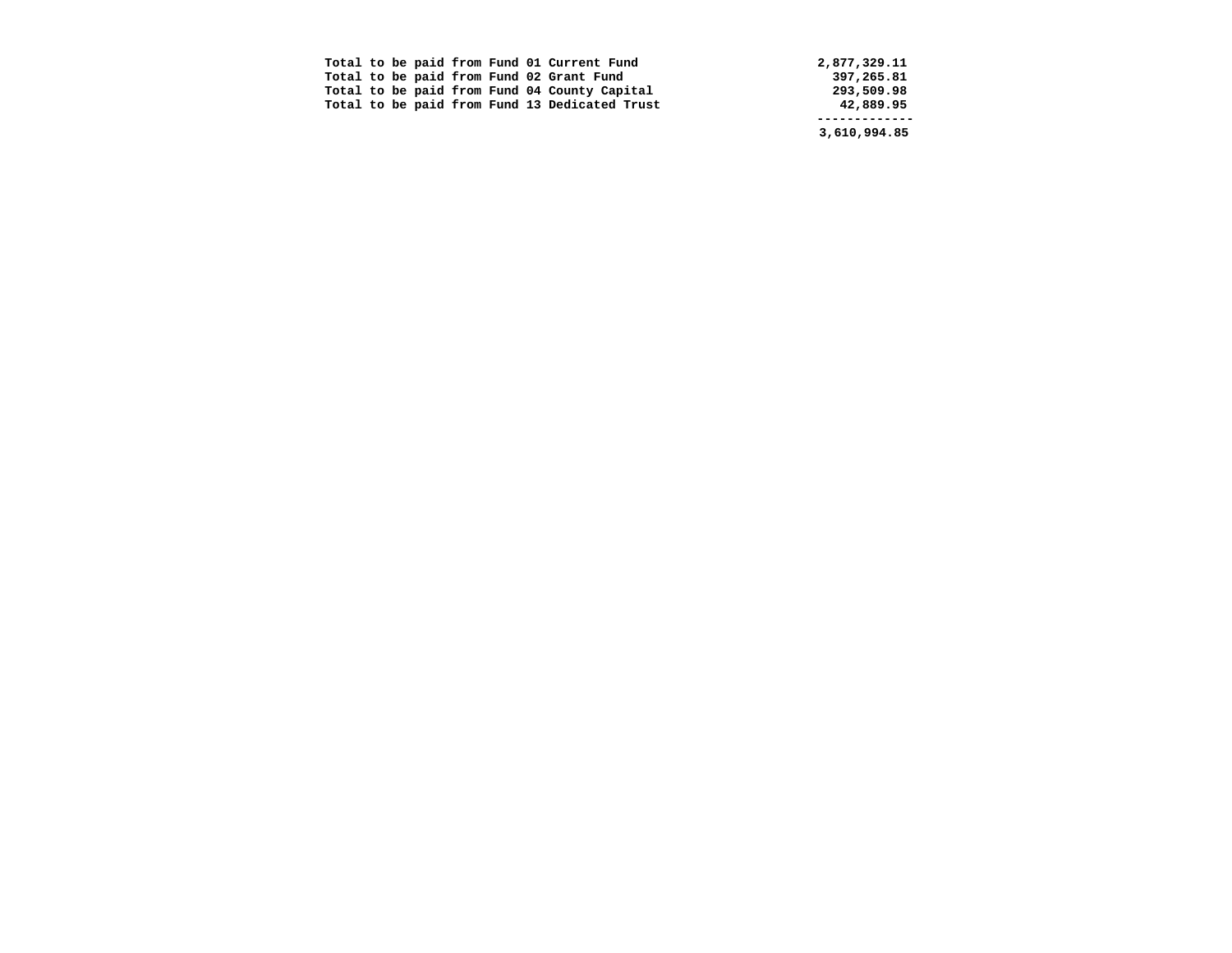| | |
|---|---|
| Total to be paid from Fund 01 Current Fund | 2,877,329.11 |
| Total to be paid from Fund 02 Grant Fund | 397,265.81 |
| Total to be paid from Fund 04 County Capital | 293,509.98 |
| Total to be paid from Fund 13 Dedicated Trust | 42,889.95 |
| | ------------- |
| | 3,610,994.85 |